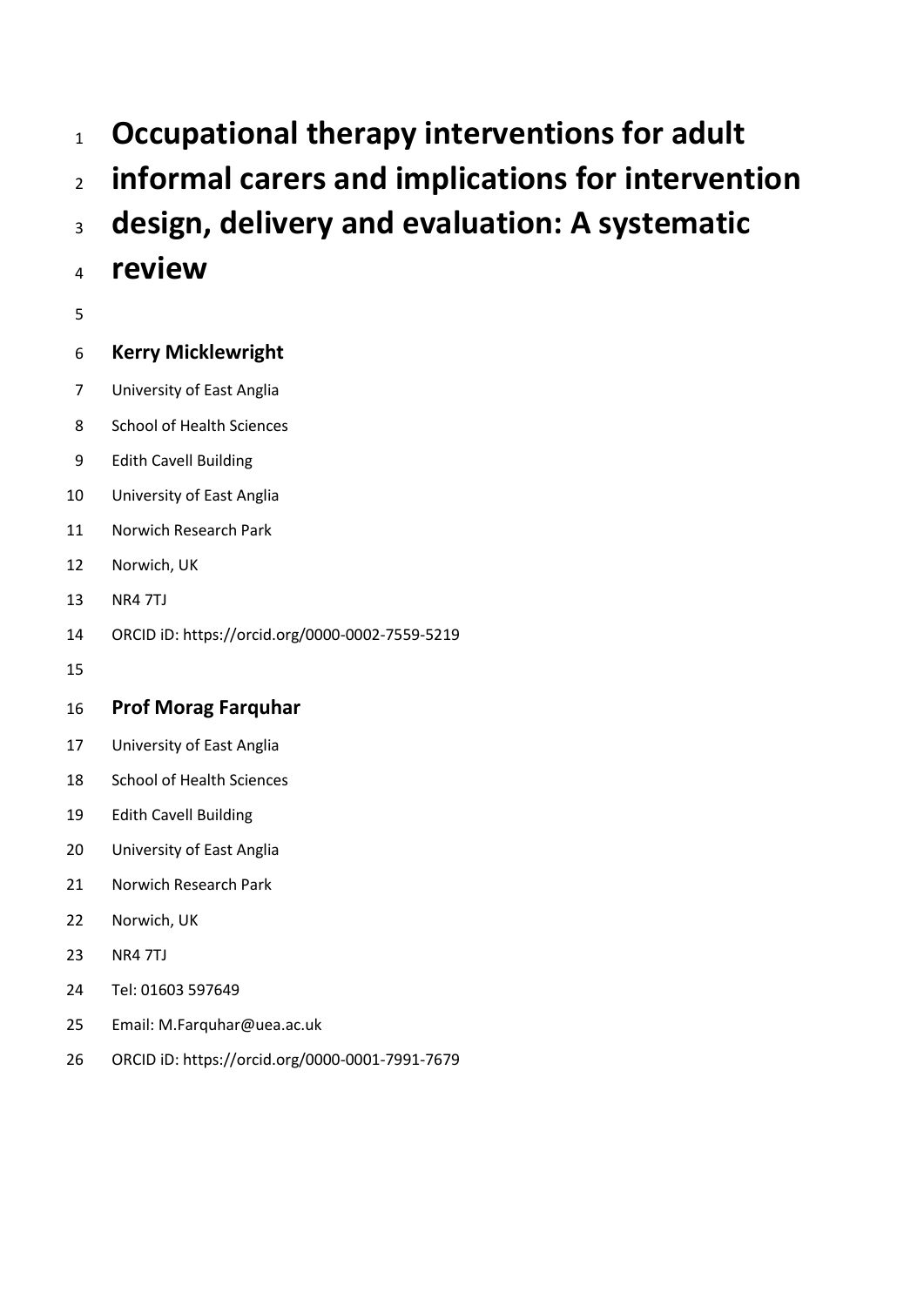# Occupational therapy interventions for adult informal carers and implications for intervention design, delivery and evaluation: A systematic review

**Kerry Micklewright**

University of East Anglia

School of Health Sciences

Edith Cavell Building

University of East Anglia

Norwich Research Park

Norwich, UK

NR4 7TJ

ORCID iD: https://orcid.org/0000-0002-7559-5219

**Prof Morag Farquhar**

University of East Anglia

School of Health Sciences

Edith Cavell Building

University of East Anglia

Norwich Research Park

Norwich, UK

NR4 7TJ

Tel: 01603 597649

Email: M.Farquhar@uea.ac.uk

ORCID iD: https://orcid.org/0000-0001-7991-7679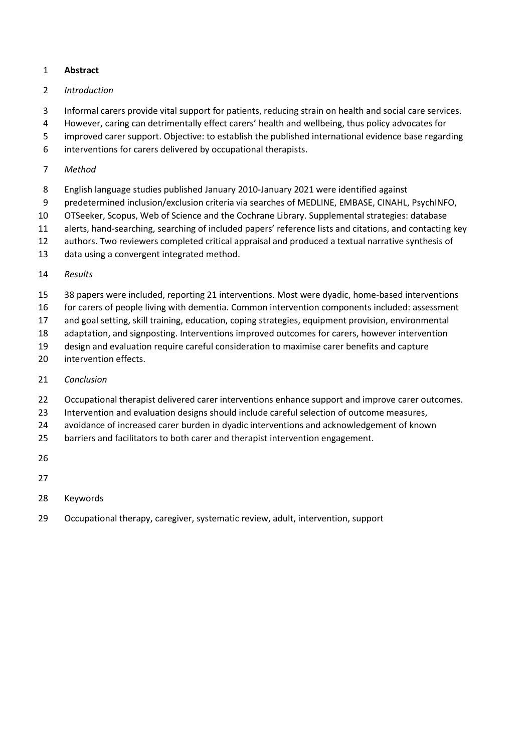## Abstract

*Introduction*

Informal carers provide vital support for patients, reducing strain on health and social care services. However, caring can detrimentally effect carers' health and wellbeing, thus policy advocates for improved carer support. Objective: to establish the published international evidence base regarding interventions for carers delivered by occupational therapists.

*Method*

English language studies published January 2010-January 2021 were identified against predetermined inclusion/exclusion criteria via searches of MEDLINE, EMBASE, CINAHL, PsychINFO, OTSeeker, Scopus, Web of Science and the Cochrane Library. Supplemental strategies: database alerts, hand-searching, searching of included papers' reference lists and citations, and contacting key authors. Two reviewers completed critical appraisal and produced a textual narrative synthesis of data using a convergent integrated method.

*Results*

38 papers were included, reporting 21 interventions. Most were dyadic, home-based interventions for carers of people living with dementia. Common intervention components included: assessment and goal setting, skill training, education, coping strategies, equipment provision, environmental adaptation, and signposting. Interventions improved outcomes for carers, however intervention design and evaluation require careful consideration to maximise carer benefits and capture intervention effects.

*Conclusion*

Occupational therapist delivered carer interventions enhance support and improve carer outcomes. Intervention and evaluation designs should include careful selection of outcome measures, avoidance of increased carer burden in dyadic interventions and acknowledgement of known barriers and facilitators to both carer and therapist intervention engagement.

Keywords

Occupational therapy, caregiver, systematic review, adult, intervention, support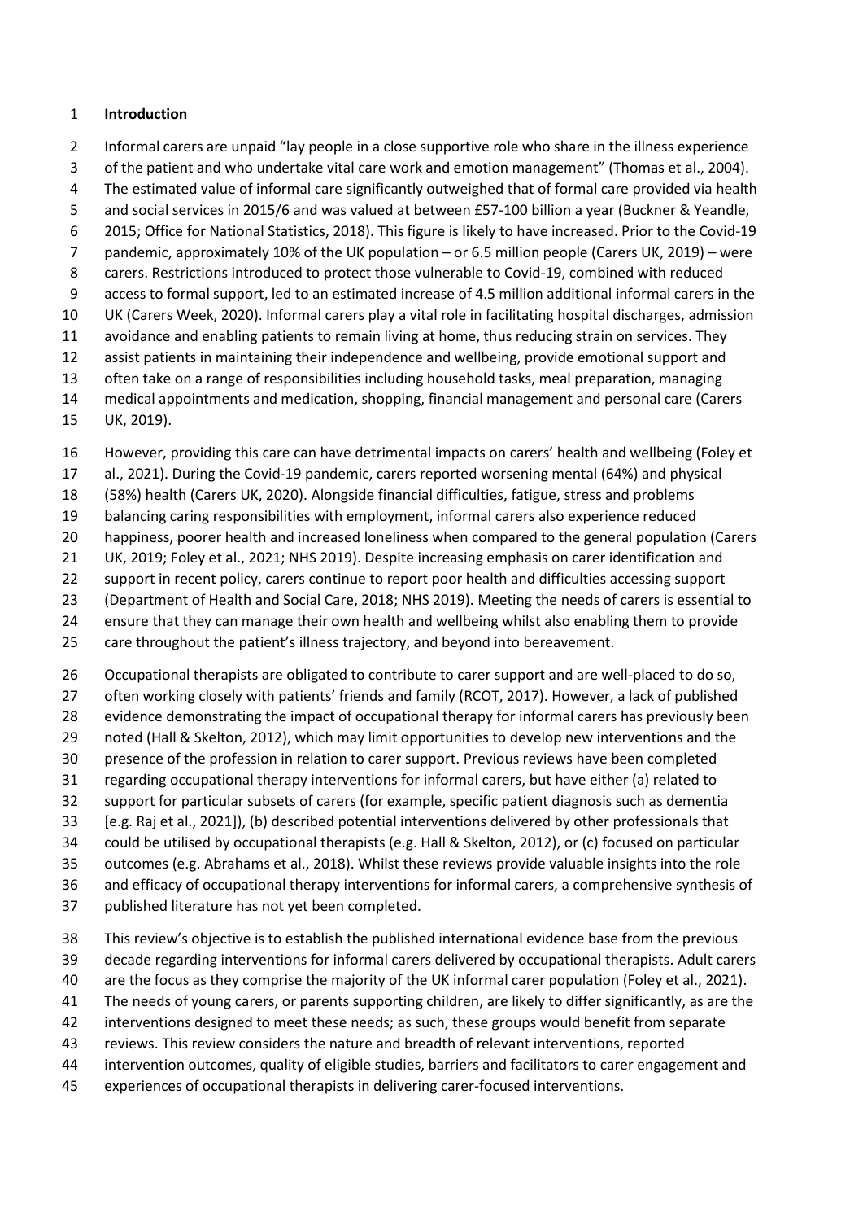## Introduction

Informal carers are unpaid "lay people in a close supportive role who share in the illness experience of the patient and who undertake vital care work and emotion management" (Thomas et al., 2004). The estimated value of informal care significantly outweighed that of formal care provided via health and social services in 2015/6 and was valued at between £57-100 billion a year (Buckner & Yeandle, 2015; Office for National Statistics, 2018). This figure is likely to have increased. Prior to the Covid-19 pandemic, approximately 10% of the UK population – or 6.5 million people (Carers UK, 2019) – were carers. Restrictions introduced to protect those vulnerable to Covid-19, combined with reduced access to formal support, led to an estimated increase of 4.5 million additional informal carers in the UK (Carers Week, 2020). Informal carers play a vital role in facilitating hospital discharges, admission avoidance and enabling patients to remain living at home, thus reducing strain on services. They assist patients in maintaining their independence and wellbeing, provide emotional support and often take on a range of responsibilities including household tasks, meal preparation, managing medical appointments and medication, shopping, financial management and personal care (Carers UK, 2019).

However, providing this care can have detrimental impacts on carers' health and wellbeing (Foley et al., 2021). During the Covid-19 pandemic, carers reported worsening mental (64%) and physical (58%) health (Carers UK, 2020). Alongside financial difficulties, fatigue, stress and problems balancing caring responsibilities with employment, informal carers also experience reduced happiness, poorer health and increased loneliness when compared to the general population (Carers UK, 2019; Foley et al., 2021; NHS 2019). Despite increasing emphasis on carer identification and support in recent policy, carers continue to report poor health and difficulties accessing support (Department of Health and Social Care, 2018; NHS 2019). Meeting the needs of carers is essential to ensure that they can manage their own health and wellbeing whilst also enabling them to provide care throughout the patient's illness trajectory, and beyond into bereavement.

Occupational therapists are obligated to contribute to carer support and are well-placed to do so, often working closely with patients' friends and family (RCOT, 2017). However, a lack of published evidence demonstrating the impact of occupational therapy for informal carers has previously been noted (Hall & Skelton, 2012), which may limit opportunities to develop new interventions and the presence of the profession in relation to carer support. Previous reviews have been completed regarding occupational therapy interventions for informal carers, but have either (a) related to support for particular subsets of carers (for example, specific patient diagnosis such as dementia [e.g. Raj et al., 2021]), (b) described potential interventions delivered by other professionals that could be utilised by occupational therapists (e.g. Hall & Skelton, 2012), or (c) focused on particular outcomes (e.g. Abrahams et al., 2018). Whilst these reviews provide valuable insights into the role and efficacy of occupational therapy interventions for informal carers, a comprehensive synthesis of published literature has not yet been completed.

This review's objective is to establish the published international evidence base from the previous decade regarding interventions for informal carers delivered by occupational therapists. Adult carers are the focus as they comprise the majority of the UK informal carer population (Foley et al., 2021). The needs of young carers, or parents supporting children, are likely to differ significantly, as are the interventions designed to meet these needs; as such, these groups would benefit from separate reviews. This review considers the nature and breadth of relevant interventions, reported intervention outcomes, quality of eligible studies, barriers and facilitators to carer engagement and experiences of occupational therapists in delivering carer-focused interventions.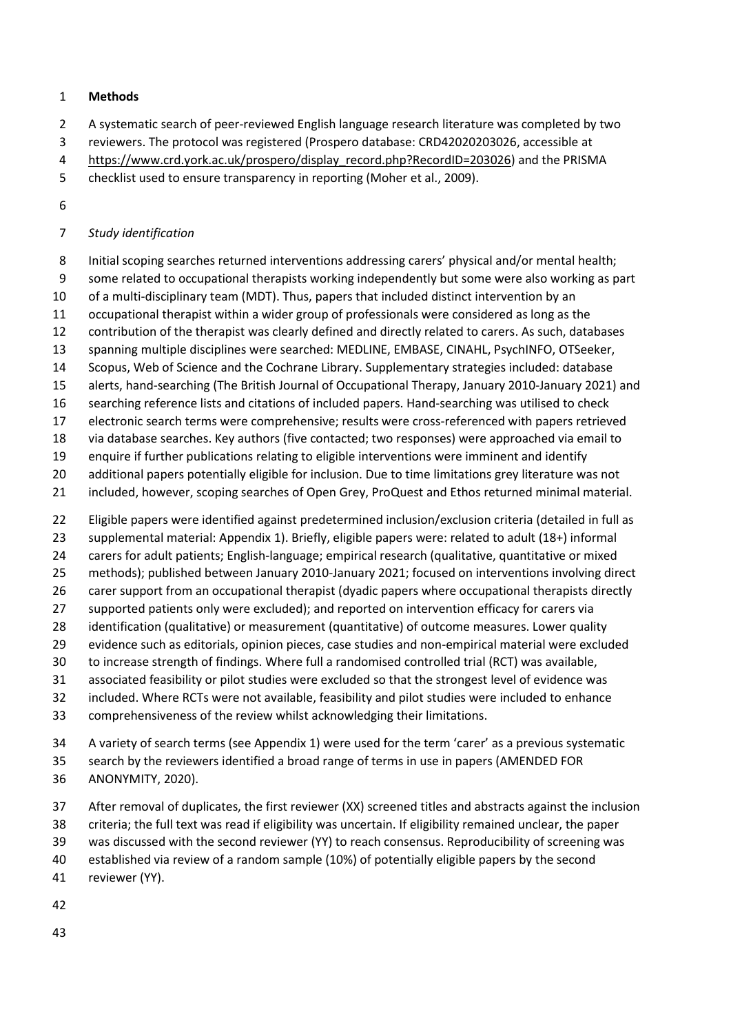## Methods

A systematic search of peer-reviewed English language research literature was completed by two reviewers. The protocol was registered (Prospero database: CRD42020203026, accessible at https://www.crd.york.ac.uk/prospero/display_record.php?RecordID=203026) and the PRISMA checklist used to ensure transparency in reporting (Moher et al., 2009).

### *Study identification*

Initial scoping searches returned interventions addressing carers' physical and/or mental health; some related to occupational therapists working independently but some were also working as part of a multi-disciplinary team (MDT). Thus, papers that included distinct intervention by an occupational therapist within a wider group of professionals were considered as long as the contribution of the therapist was clearly defined and directly related to carers. As such, databases spanning multiple disciplines were searched: MEDLINE, EMBASE, CINAHL, PsychINFO, OTSeeker, Scopus, Web of Science and the Cochrane Library. Supplementary strategies included: database alerts, hand-searching (The British Journal of Occupational Therapy, January 2010-January 2021) and searching reference lists and citations of included papers. Hand-searching was utilised to check electronic search terms were comprehensive; results were cross-referenced with papers retrieved via database searches. Key authors (five contacted; two responses) were approached via email to enquire if further publications relating to eligible interventions were imminent and identify additional papers potentially eligible for inclusion. Due to time limitations grey literature was not included, however, scoping searches of Open Grey, ProQuest and Ethos returned minimal material.

Eligible papers were identified against predetermined inclusion/exclusion criteria (detailed in full as supplemental material: Appendix 1). Briefly, eligible papers were: related to adult (18+) informal carers for adult patients; English-language; empirical research (qualitative, quantitative or mixed methods); published between January 2010-January 2021; focused on interventions involving direct carer support from an occupational therapist (dyadic papers where occupational therapists directly supported patients only were excluded); and reported on intervention efficacy for carers via identification (qualitative) or measurement (quantitative) of outcome measures. Lower quality evidence such as editorials, opinion pieces, case studies and non-empirical material were excluded to increase strength of findings. Where full a randomised controlled trial (RCT) was available, associated feasibility or pilot studies were excluded so that the strongest level of evidence was included. Where RCTs were not available, feasibility and pilot studies were included to enhance comprehensiveness of the review whilst acknowledging their limitations.

A variety of search terms (see Appendix 1) were used for the term 'carer' as a previous systematic search by the reviewers identified a broad range of terms in use in papers (AMENDED FOR ANONYMITY, 2020).

After removal of duplicates, the first reviewer (XX) screened titles and abstracts against the inclusion criteria; the full text was read if eligibility was uncertain. If eligibility remained unclear, the paper was discussed with the second reviewer (YY) to reach consensus. Reproducibility of screening was established via review of a random sample (10%) of potentially eligible papers by the second reviewer (YY).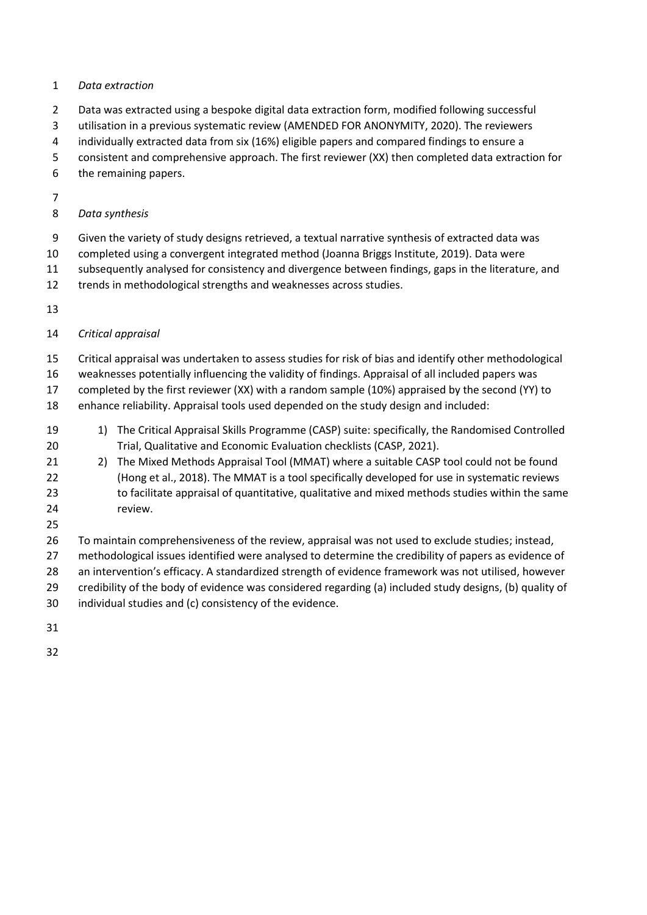*Data extraction*

Data was extracted using a bespoke digital data extraction form, modified following successful utilisation in a previous systematic review (AMENDED FOR ANONYMITY, 2020). The reviewers individually extracted data from six (16%) eligible papers and compared findings to ensure a consistent and comprehensive approach. The first reviewer (XX) then completed data extraction for the remaining papers.

*Data synthesis*

Given the variety of study designs retrieved, a textual narrative synthesis of extracted data was completed using a convergent integrated method (Joanna Briggs Institute, 2019). Data were subsequently analysed for consistency and divergence between findings, gaps in the literature, and trends in methodological strengths and weaknesses across studies.

*Critical appraisal*

Critical appraisal was undertaken to assess studies for risk of bias and identify other methodological weaknesses potentially influencing the validity of findings. Appraisal of all included papers was completed by the first reviewer (XX) with a random sample (10%) appraised by the second (YY) to enhance reliability. Appraisal tools used depended on the study design and included:

1) The Critical Appraisal Skills Programme (CASP) suite: specifically, the Randomised Controlled Trial, Qualitative and Economic Evaluation checklists (CASP, 2021).
2) The Mixed Methods Appraisal Tool (MMAT) where a suitable CASP tool could not be found (Hong et al., 2018). The MMAT is a tool specifically developed for use in systematic reviews to facilitate appraisal of quantitative, qualitative and mixed methods studies within the same review.

To maintain comprehensiveness of the review, appraisal was not used to exclude studies; instead, methodological issues identified were analysed to determine the credibility of papers as evidence of an intervention's efficacy. A standardized strength of evidence framework was not utilised, however credibility of the body of evidence was considered regarding (a) included study designs, (b) quality of individual studies and (c) consistency of the evidence.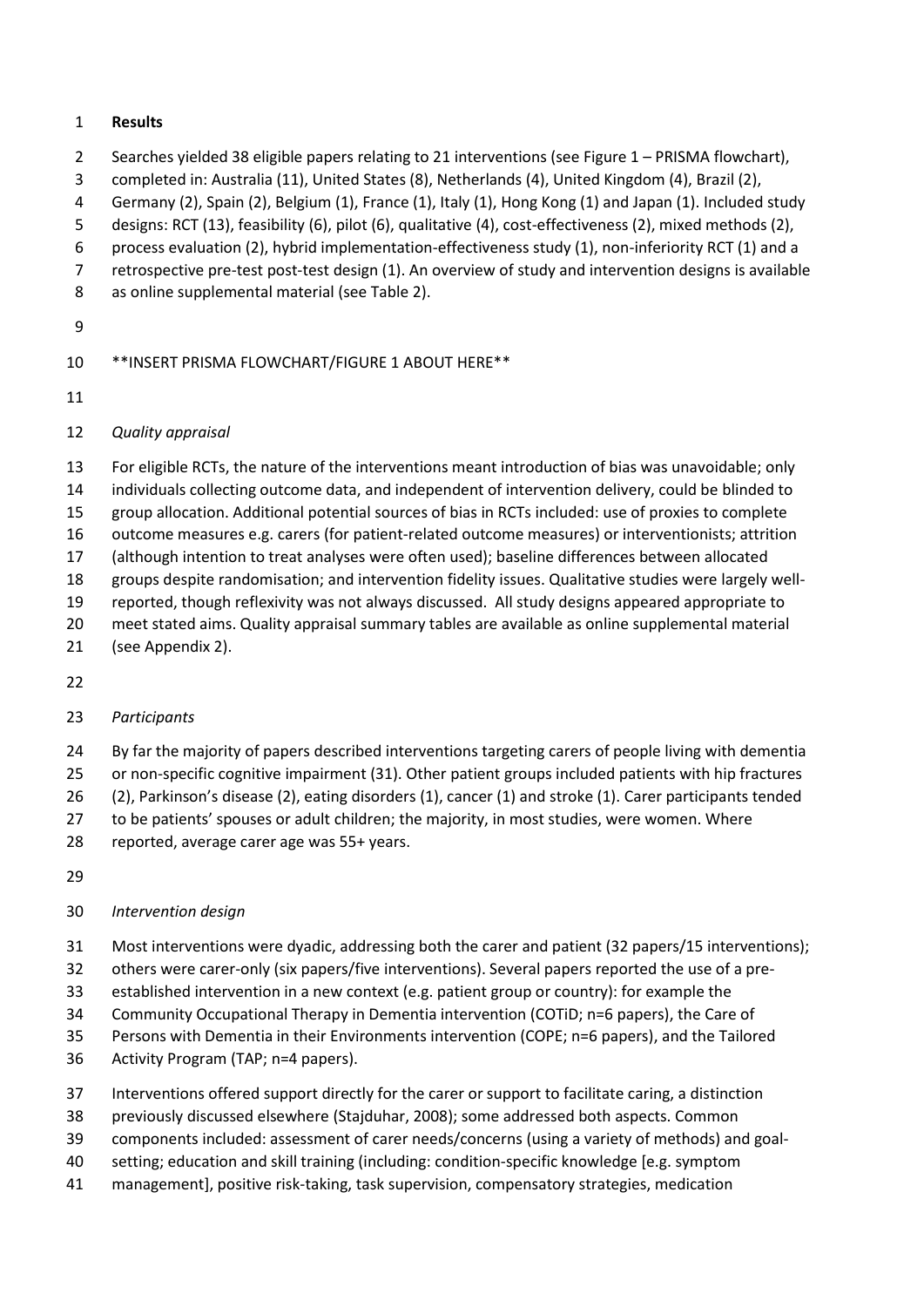**Results**

Searches yielded 38 eligible papers relating to 21 interventions (see Figure 1 – PRISMA flowchart), completed in: Australia (11), United States (8), Netherlands (4), United Kingdom (4), Brazil (2), Germany (2), Spain (2), Belgium (1), France (1), Italy (1), Hong Kong (1) and Japan (1). Included study designs: RCT (13), feasibility (6), pilot (6), qualitative (4), cost-effectiveness (2), mixed methods (2), process evaluation (2), hybrid implementation-effectiveness study (1), non-inferiority RCT (1) and a retrospective pre-test post-test design (1). An overview of study and intervention designs is available as online supplemental material (see Table 2).

**INSERT PRISMA FLOWCHART/FIGURE 1 ABOUT HERE**

*Quality appraisal*

For eligible RCTs, the nature of the interventions meant introduction of bias was unavoidable; only individuals collecting outcome data, and independent of intervention delivery, could be blinded to group allocation. Additional potential sources of bias in RCTs included: use of proxies to complete outcome measures e.g. carers (for patient-related outcome measures) or interventionists; attrition (although intention to treat analyses were often used); baseline differences between allocated groups despite randomisation; and intervention fidelity issues. Qualitative studies were largely well-reported, though reflexivity was not always discussed. All study designs appeared appropriate to meet stated aims. Quality appraisal summary tables are available as online supplemental material (see Appendix 2).

*Participants*

By far the majority of papers described interventions targeting carers of people living with dementia or non-specific cognitive impairment (31). Other patient groups included patients with hip fractures (2), Parkinson's disease (2), eating disorders (1), cancer (1) and stroke (1). Carer participants tended to be patients' spouses or adult children; the majority, in most studies, were women. Where reported, average carer age was 55+ years.

*Intervention design*

Most interventions were dyadic, addressing both the carer and patient (32 papers/15 interventions); others were carer-only (six papers/five interventions). Several papers reported the use of a pre-established intervention in a new context (e.g. patient group or country): for example the Community Occupational Therapy in Dementia intervention (COTiD; n=6 papers), the Care of Persons with Dementia in their Environments intervention (COPE; n=6 papers), and the Tailored Activity Program (TAP; n=4 papers).

Interventions offered support directly for the carer or support to facilitate caring, a distinction previously discussed elsewhere (Stajduhar, 2008); some addressed both aspects. Common components included: assessment of carer needs/concerns (using a variety of methods) and goal-setting; education and skill training (including: condition-specific knowledge [e.g. symptom management], positive risk-taking, task supervision, compensatory strategies, medication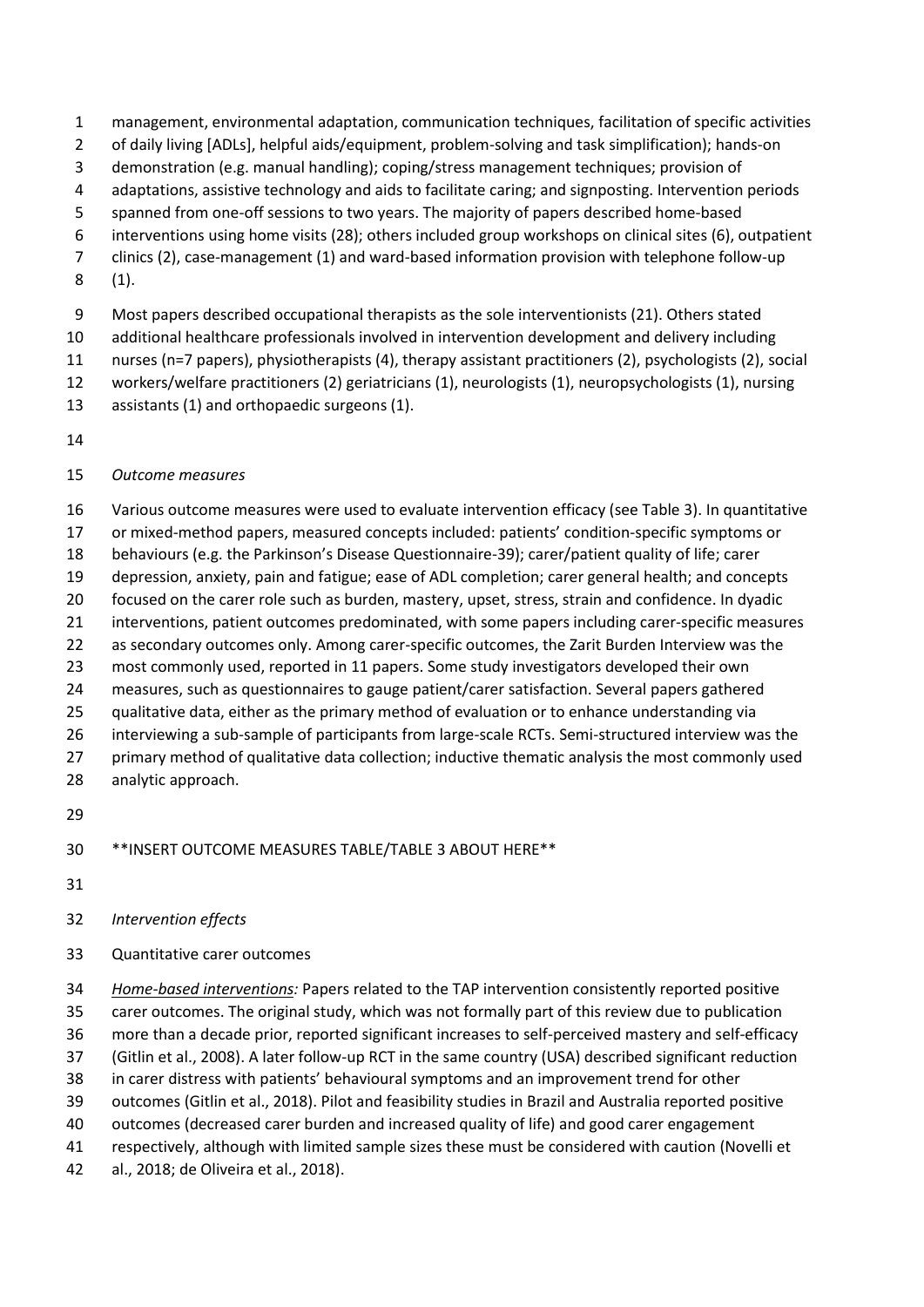management, environmental adaptation, communication techniques, facilitation of specific activities of daily living [ADLs], helpful aids/equipment, problem-solving and task simplification); hands-on demonstration (e.g. manual handling); coping/stress management techniques; provision of adaptations, assistive technology and aids to facilitate caring; and signposting. Intervention periods spanned from one-off sessions to two years. The majority of papers described home-based interventions using home visits (28); others included group workshops on clinical sites (6), outpatient clinics (2), case-management (1) and ward-based information provision with telephone follow-up (1).

Most papers described occupational therapists as the sole interventionists (21). Others stated additional healthcare professionals involved in intervention development and delivery including nurses (n=7 papers), physiotherapists (4), therapy assistant practitioners (2), psychologists (2), social workers/welfare practitioners (2) geriatricians (1), neurologists (1), neuropsychologists (1), nursing assistants (1) and orthopaedic surgeons (1).

*Outcome measures*

Various outcome measures were used to evaluate intervention efficacy (see Table 3). In quantitative or mixed-method papers, measured concepts included: patients' condition-specific symptoms or behaviours (e.g. the Parkinson's Disease Questionnaire-39); carer/patient quality of life; carer depression, anxiety, pain and fatigue; ease of ADL completion; carer general health; and concepts focused on the carer role such as burden, mastery, upset, stress, strain and confidence. In dyadic interventions, patient outcomes predominated, with some papers including carer-specific measures as secondary outcomes only. Among carer-specific outcomes, the Zarit Burden Interview was the most commonly used, reported in 11 papers. Some study investigators developed their own measures, such as questionnaires to gauge patient/carer satisfaction. Several papers gathered qualitative data, either as the primary method of evaluation or to enhance understanding via interviewing a sub-sample of participants from large-scale RCTs. Semi-structured interview was the primary method of qualitative data collection; inductive thematic analysis the most commonly used analytic approach.

**INSERT OUTCOME MEASURES TABLE/TABLE 3 ABOUT HERE**

*Intervention effects*

Quantitative carer outcomes

*<u>Home-based interventions</u>:* Papers related to the TAP intervention consistently reported positive carer outcomes. The original study, which was not formally part of this review due to publication more than a decade prior, reported significant increases to self-perceived mastery and self-efficacy (Gitlin et al., 2008). A later follow-up RCT in the same country (USA) described significant reduction in carer distress with patients' behavioural symptoms and an improvement trend for other outcomes (Gitlin et al., 2018). Pilot and feasibility studies in Brazil and Australia reported positive outcomes (decreased carer burden and increased quality of life) and good carer engagement respectively, although with limited sample sizes these must be considered with caution (Novelli et al., 2018; de Oliveira et al., 2018).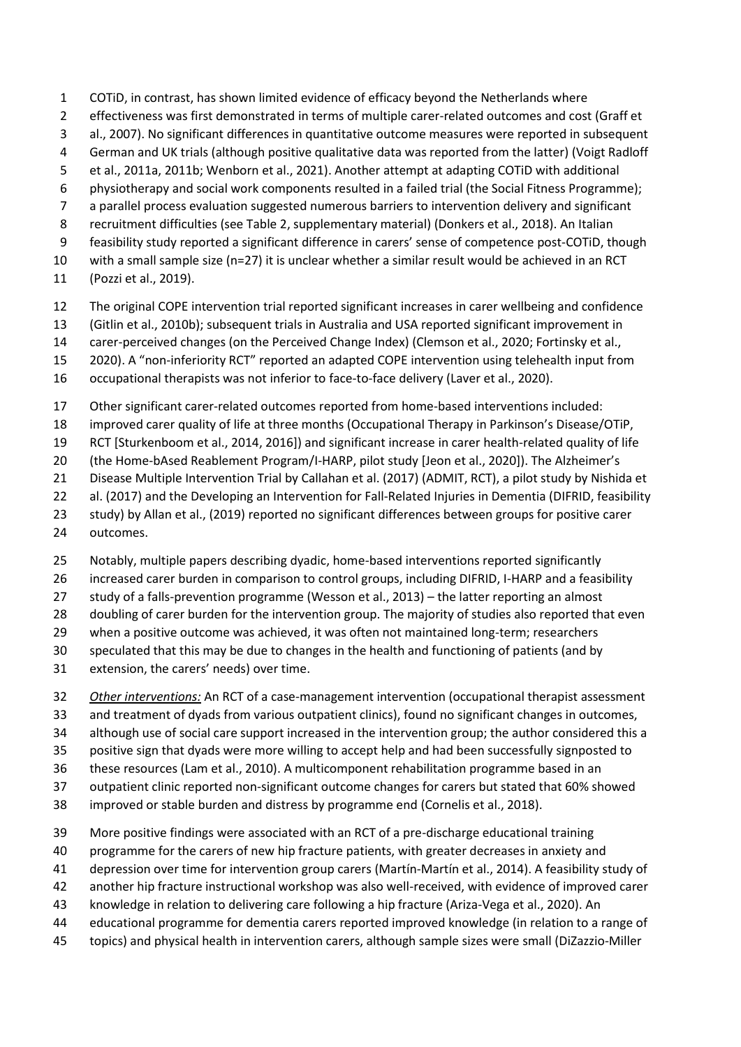COTiD, in contrast, has shown limited evidence of efficacy beyond the Netherlands where effectiveness was first demonstrated in terms of multiple carer-related outcomes and cost (Graff et al., 2007). No significant differences in quantitative outcome measures were reported in subsequent German and UK trials (although positive qualitative data was reported from the latter) (Voigt Radloff et al., 2011a, 2011b; Wenborn et al., 2021). Another attempt at adapting COTiD with additional physiotherapy and social work components resulted in a failed trial (the Social Fitness Programme); a parallel process evaluation suggested numerous barriers to intervention delivery and significant recruitment difficulties (see Table 2, supplementary material) (Donkers et al., 2018). An Italian feasibility study reported a significant difference in carers' sense of competence post-COTiD, though with a small sample size (n=27) it is unclear whether a similar result would be achieved in an RCT (Pozzi et al., 2019).

The original COPE intervention trial reported significant increases in carer wellbeing and confidence (Gitlin et al., 2010b); subsequent trials in Australia and USA reported significant improvement in carer-perceived changes (on the Perceived Change Index) (Clemson et al., 2020; Fortinsky et al., 2020). A "non-inferiority RCT" reported an adapted COPE intervention using telehealth input from occupational therapists was not inferior to face-to-face delivery (Laver et al., 2020).

Other significant carer-related outcomes reported from home-based interventions included: improved carer quality of life at three months (Occupational Therapy in Parkinson's Disease/OTiP, RCT [Sturkenboom et al., 2014, 2016]) and significant increase in carer health-related quality of life (the Home-bAsed Reablement Program/I-HARP, pilot study [Jeon et al., 2020]). The Alzheimer's Disease Multiple Intervention Trial by Callahan et al. (2017) (ADMIT, RCT), a pilot study by Nishida et al. (2017) and the Developing an Intervention for Fall-Related Injuries in Dementia (DIFRID, feasibility study) by Allan et al., (2019) reported no significant differences between groups for positive carer outcomes.

Notably, multiple papers describing dyadic, home-based interventions reported significantly increased carer burden in comparison to control groups, including DIFRID, I-HARP and a feasibility study of a falls-prevention programme (Wesson et al., 2013) – the latter reporting an almost doubling of carer burden for the intervention group. The majority of studies also reported that even when a positive outcome was achieved, it was often not maintained long-term; researchers speculated that this may be due to changes in the health and functioning of patients (and by extension, the carers' needs) over time.

*Other interventions:* An RCT of a case-management intervention (occupational therapist assessment and treatment of dyads from various outpatient clinics), found no significant changes in outcomes, although use of social care support increased in the intervention group; the author considered this a positive sign that dyads were more willing to accept help and had been successfully signposted to these resources (Lam et al., 2010). A multicomponent rehabilitation programme based in an outpatient clinic reported non-significant outcome changes for carers but stated that 60% showed improved or stable burden and distress by programme end (Cornelis et al., 2018).

More positive findings were associated with an RCT of a pre-discharge educational training programme for the carers of new hip fracture patients, with greater decreases in anxiety and depression over time for intervention group carers (Martín-Martín et al., 2014). A feasibility study of another hip fracture instructional workshop was also well-received, with evidence of improved carer knowledge in relation to delivering care following a hip fracture (Ariza-Vega et al., 2020). An educational programme for dementia carers reported improved knowledge (in relation to a range of topics) and physical health in intervention carers, although sample sizes were small (DiZazzio-Miller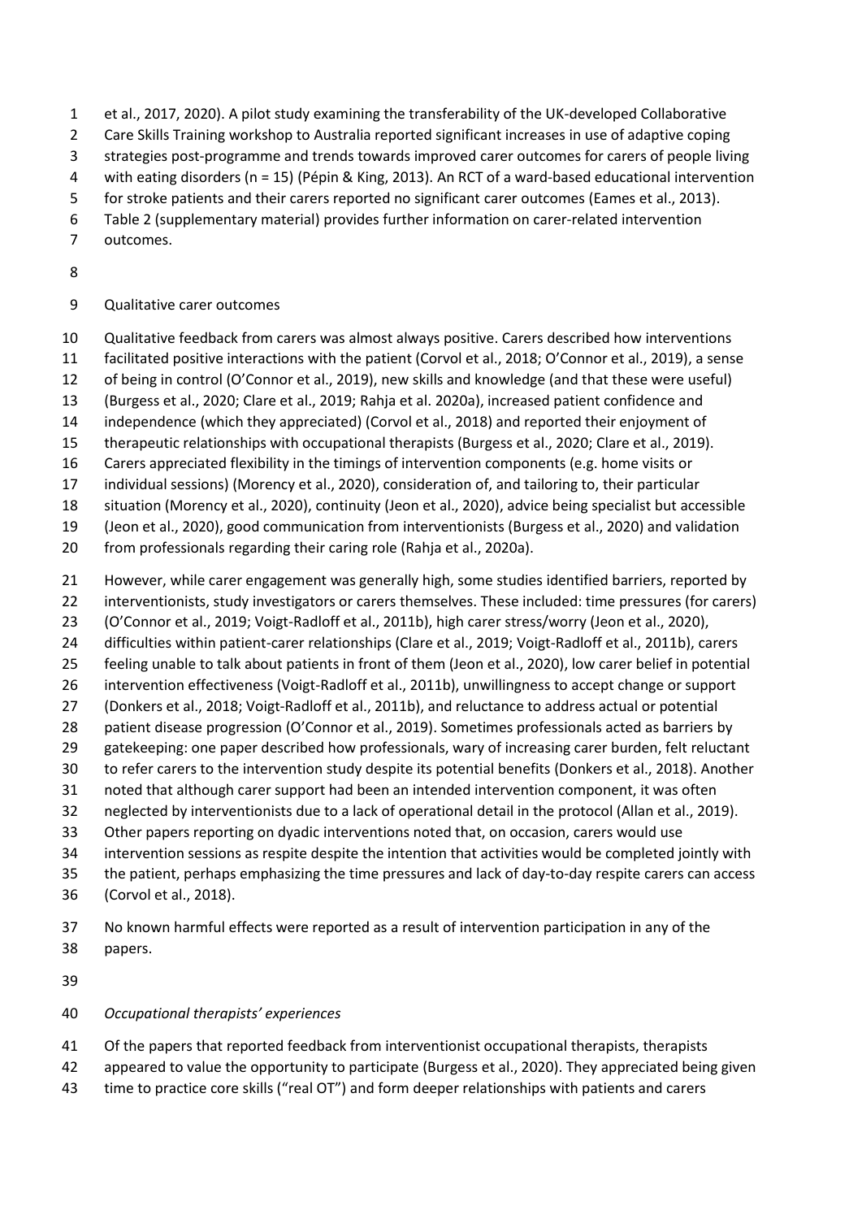et al., 2017, 2020). A pilot study examining the transferability of the UK-developed Collaborative Care Skills Training workshop to Australia reported significant increases in use of adaptive coping strategies post-programme and trends towards improved carer outcomes for carers of people living with eating disorders (n = 15) (Pépin & King, 2013). An RCT of a ward-based educational intervention for stroke patients and their carers reported no significant carer outcomes (Eames et al., 2013). Table 2 (supplementary material) provides further information on carer-related intervention outcomes.

Qualitative carer outcomes

Qualitative feedback from carers was almost always positive. Carers described how interventions facilitated positive interactions with the patient (Corvol et al., 2018; O'Connor et al., 2019), a sense of being in control (O'Connor et al., 2019), new skills and knowledge (and that these were useful) (Burgess et al., 2020; Clare et al., 2019; Rahja et al. 2020a), increased patient confidence and independence (which they appreciated) (Corvol et al., 2018) and reported their enjoyment of therapeutic relationships with occupational therapists (Burgess et al., 2020; Clare et al., 2019). Carers appreciated flexibility in the timings of intervention components (e.g. home visits or individual sessions) (Morency et al., 2020), consideration of, and tailoring to, their particular situation (Morency et al., 2020), continuity (Jeon et al., 2020), advice being specialist but accessible (Jeon et al., 2020), good communication from interventionists (Burgess et al., 2020) and validation from professionals regarding their caring role (Rahja et al., 2020a).

However, while carer engagement was generally high, some studies identified barriers, reported by interventionists, study investigators or carers themselves. These included: time pressures (for carers) (O'Connor et al., 2019; Voigt-Radloff et al., 2011b), high carer stress/worry (Jeon et al., 2020), difficulties within patient-carer relationships (Clare et al., 2019; Voigt-Radloff et al., 2011b), carers feeling unable to talk about patients in front of them (Jeon et al., 2020), low carer belief in potential intervention effectiveness (Voigt-Radloff et al., 2011b), unwillingness to accept change or support (Donkers et al., 2018; Voigt-Radloff et al., 2011b), and reluctance to address actual or potential patient disease progression (O'Connor et al., 2019). Sometimes professionals acted as barriers by gatekeeping: one paper described how professionals, wary of increasing carer burden, felt reluctant to refer carers to the intervention study despite its potential benefits (Donkers et al., 2018). Another noted that although carer support had been an intended intervention component, it was often neglected by interventionists due to a lack of operational detail in the protocol (Allan et al., 2019). Other papers reporting on dyadic interventions noted that, on occasion, carers would use intervention sessions as respite despite the intention that activities would be completed jointly with the patient, perhaps emphasizing the time pressures and lack of day-to-day respite carers can access (Corvol et al., 2018).

No known harmful effects were reported as a result of intervention participation in any of the papers.

*Occupational therapists' experiences*

Of the papers that reported feedback from interventionist occupational therapists, therapists appeared to value the opportunity to participate (Burgess et al., 2020). They appreciated being given time to practice core skills ("real OT") and form deeper relationships with patients and carers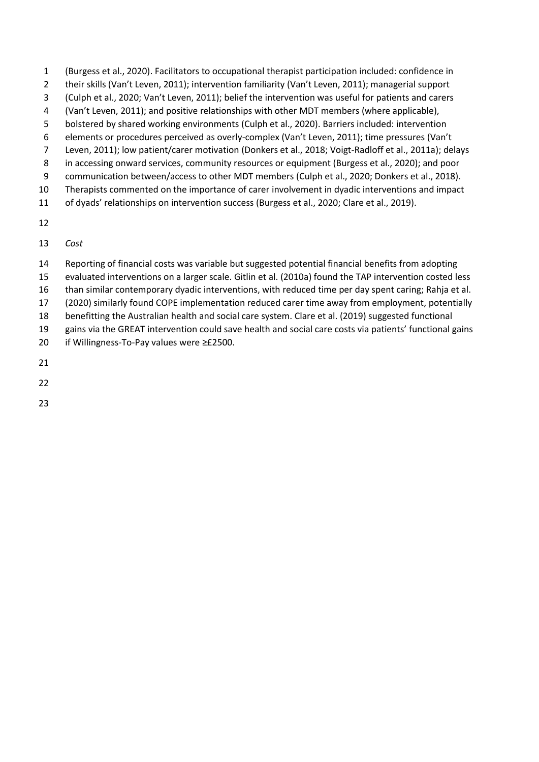(Burgess et al., 2020). Facilitators to occupational therapist participation included: confidence in their skills (Van't Leven, 2011); intervention familiarity (Van't Leven, 2011); managerial support (Culph et al., 2020; Van't Leven, 2011); belief the intervention was useful for patients and carers (Van't Leven, 2011); and positive relationships with other MDT members (where applicable), bolstered by shared working environments (Culph et al., 2020). Barriers included: intervention elements or procedures perceived as overly-complex (Van't Leven, 2011); time pressures (Van't Leven, 2011); low patient/carer motivation (Donkers et al., 2018; Voigt-Radloff et al., 2011a); delays in accessing onward services, community resources or equipment (Burgess et al., 2020); and poor communication between/access to other MDT members (Culph et al., 2020; Donkers et al., 2018). Therapists commented on the importance of carer involvement in dyadic interventions and impact of dyads' relationships on intervention success (Burgess et al., 2020; Clare et al., 2019).

*Cost*

Reporting of financial costs was variable but suggested potential financial benefits from adopting evaluated interventions on a larger scale. Gitlin et al. (2010a) found the TAP intervention costed less than similar contemporary dyadic interventions, with reduced time per day spent caring; Rahja et al. (2020) similarly found COPE implementation reduced carer time away from employment, potentially benefitting the Australian health and social care system. Clare et al. (2019) suggested functional gains via the GREAT intervention could save health and social care costs via patients' functional gains if Willingness-To-Pay values were ≥£2500.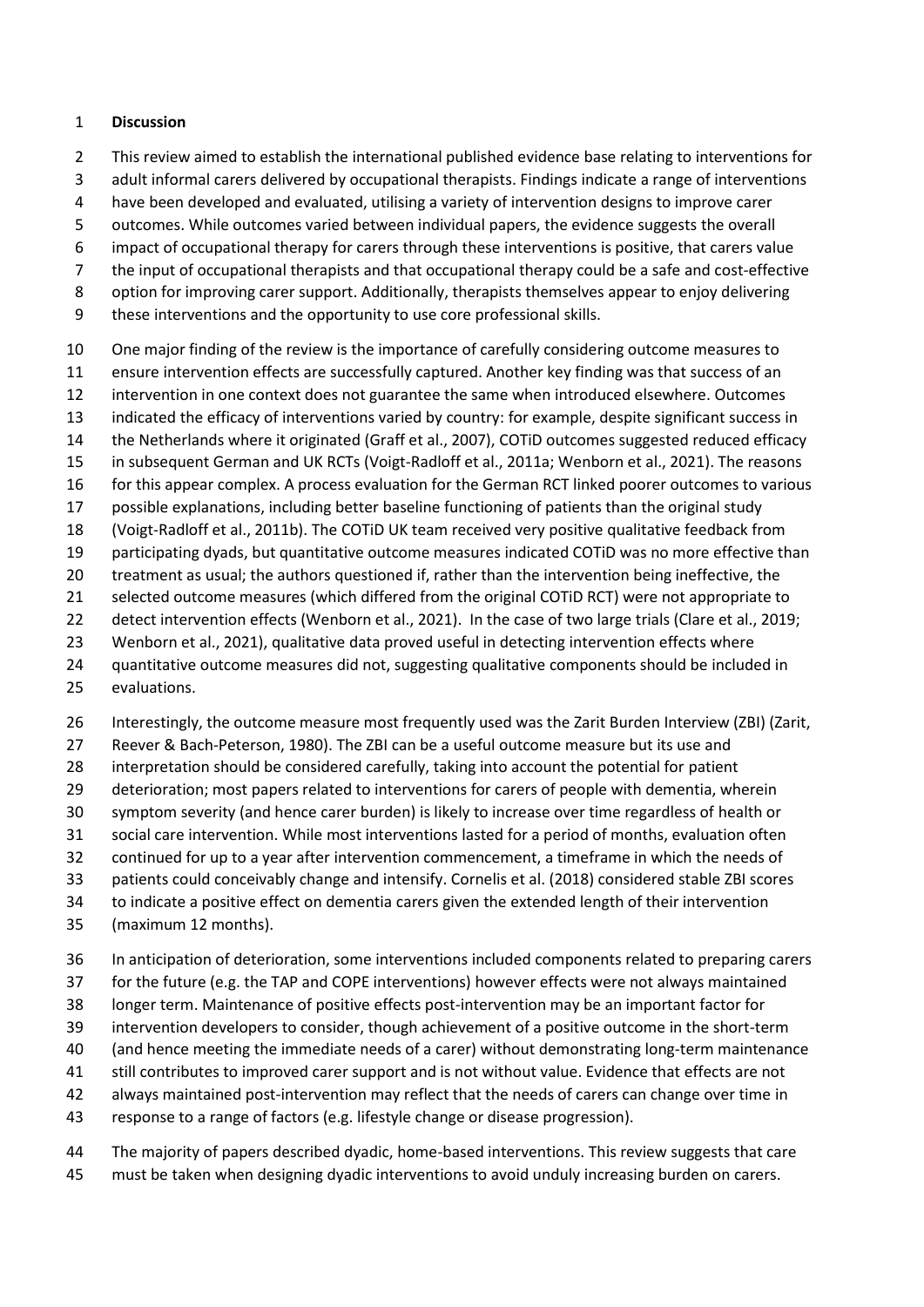## Discussion

This review aimed to establish the international published evidence base relating to interventions for adult informal carers delivered by occupational therapists. Findings indicate a range of interventions have been developed and evaluated, utilising a variety of intervention designs to improve carer outcomes. While outcomes varied between individual papers, the evidence suggests the overall impact of occupational therapy for carers through these interventions is positive, that carers value the input of occupational therapists and that occupational therapy could be a safe and cost-effective option for improving carer support. Additionally, therapists themselves appear to enjoy delivering these interventions and the opportunity to use core professional skills.

One major finding of the review is the importance of carefully considering outcome measures to ensure intervention effects are successfully captured. Another key finding was that success of an intervention in one context does not guarantee the same when introduced elsewhere. Outcomes indicated the efficacy of interventions varied by country: for example, despite significant success in the Netherlands where it originated (Graff et al., 2007), COTiD outcomes suggested reduced efficacy in subsequent German and UK RCTs (Voigt-Radloff et al., 2011a; Wenborn et al., 2021). The reasons for this appear complex. A process evaluation for the German RCT linked poorer outcomes to various possible explanations, including better baseline functioning of patients than the original study (Voigt-Radloff et al., 2011b). The COTiD UK team received very positive qualitative feedback from participating dyads, but quantitative outcome measures indicated COTiD was no more effective than treatment as usual; the authors questioned if, rather than the intervention being ineffective, the selected outcome measures (which differed from the original COTiD RCT) were not appropriate to detect intervention effects (Wenborn et al., 2021). In the case of two large trials (Clare et al., 2019; Wenborn et al., 2021), qualitative data proved useful in detecting intervention effects where quantitative outcome measures did not, suggesting qualitative components should be included in evaluations.

Interestingly, the outcome measure most frequently used was the Zarit Burden Interview (ZBI) (Zarit, Reever & Bach-Peterson, 1980). The ZBI can be a useful outcome measure but its use and interpretation should be considered carefully, taking into account the potential for patient deterioration; most papers related to interventions for carers of people with dementia, wherein symptom severity (and hence carer burden) is likely to increase over time regardless of health or social care intervention. While most interventions lasted for a period of months, evaluation often continued for up to a year after intervention commencement, a timeframe in which the needs of patients could conceivably change and intensify. Cornelis et al. (2018) considered stable ZBI scores to indicate a positive effect on dementia carers given the extended length of their intervention (maximum 12 months).

In anticipation of deterioration, some interventions included components related to preparing carers for the future (e.g. the TAP and COPE interventions) however effects were not always maintained longer term. Maintenance of positive effects post-intervention may be an important factor for intervention developers to consider, though achievement of a positive outcome in the short-term (and hence meeting the immediate needs of a carer) without demonstrating long-term maintenance still contributes to improved carer support and is not without value. Evidence that effects are not always maintained post-intervention may reflect that the needs of carers can change over time in response to a range of factors (e.g. lifestyle change or disease progression).

The majority of papers described dyadic, home-based interventions. This review suggests that care must be taken when designing dyadic interventions to avoid unduly increasing burden on carers.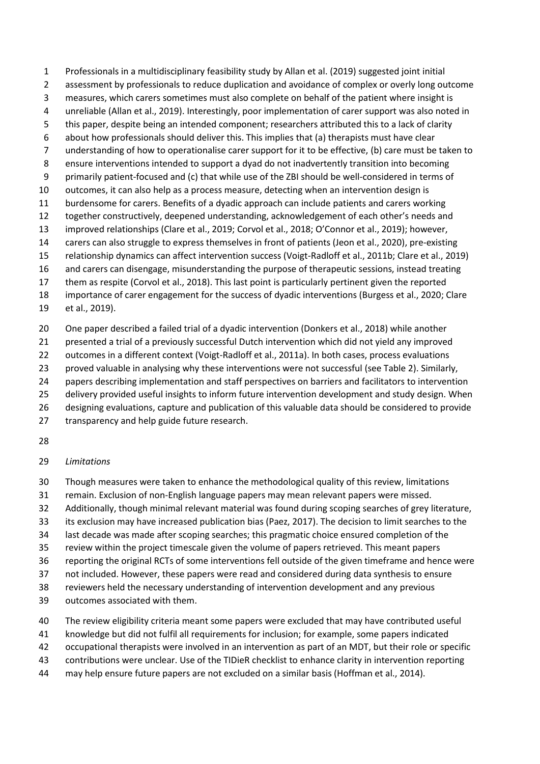Professionals in a multidisciplinary feasibility study by Allan et al. (2019) suggested joint initial assessment by professionals to reduce duplication and avoidance of complex or overly long outcome measures, which carers sometimes must also complete on behalf of the patient where insight is unreliable (Allan et al., 2019). Interestingly, poor implementation of carer support was also noted in this paper, despite being an intended component; researchers attributed this to a lack of clarity about how professionals should deliver this. This implies that (a) therapists must have clear understanding of how to operationalise carer support for it to be effective, (b) care must be taken to ensure interventions intended to support a dyad do not inadvertently transition into becoming primarily patient-focused and (c) that while use of the ZBI should be well-considered in terms of outcomes, it can also help as a process measure, detecting when an intervention design is burdensome for carers. Benefits of a dyadic approach can include patients and carers working together constructively, deepened understanding, acknowledgement of each other's needs and improved relationships (Clare et al., 2019; Corvol et al., 2018; O'Connor et al., 2019); however, carers can also struggle to express themselves in front of patients (Jeon et al., 2020), pre-existing relationship dynamics can affect intervention success (Voigt-Radloff et al., 2011b; Clare et al., 2019) and carers can disengage, misunderstanding the purpose of therapeutic sessions, instead treating them as respite (Corvol et al., 2018). This last point is particularly pertinent given the reported importance of carer engagement for the success of dyadic interventions (Burgess et al., 2020; Clare et al., 2019).

One paper described a failed trial of a dyadic intervention (Donkers et al., 2018) while another presented a trial of a previously successful Dutch intervention which did not yield any improved outcomes in a different context (Voigt-Radloff et al., 2011a). In both cases, process evaluations proved valuable in analysing why these interventions were not successful (see Table 2). Similarly, papers describing implementation and staff perspectives on barriers and facilitators to intervention delivery provided useful insights to inform future intervention development and study design. When designing evaluations, capture and publication of this valuable data should be considered to provide transparency and help guide future research.

*Limitations*

Though measures were taken to enhance the methodological quality of this review, limitations remain. Exclusion of non-English language papers may mean relevant papers were missed. Additionally, though minimal relevant material was found during scoping searches of grey literature, its exclusion may have increased publication bias (Paez, 2017). The decision to limit searches to the last decade was made after scoping searches; this pragmatic choice ensured completion of the review within the project timescale given the volume of papers retrieved. This meant papers reporting the original RCTs of some interventions fell outside of the given timeframe and hence were not included. However, these papers were read and considered during data synthesis to ensure reviewers held the necessary understanding of intervention development and any previous outcomes associated with them.

The review eligibility criteria meant some papers were excluded that may have contributed useful knowledge but did not fulfil all requirements for inclusion; for example, some papers indicated occupational therapists were involved in an intervention as part of an MDT, but their role or specific contributions were unclear. Use of the TIDieR checklist to enhance clarity in intervention reporting may help ensure future papers are not excluded on a similar basis (Hoffman et al., 2014).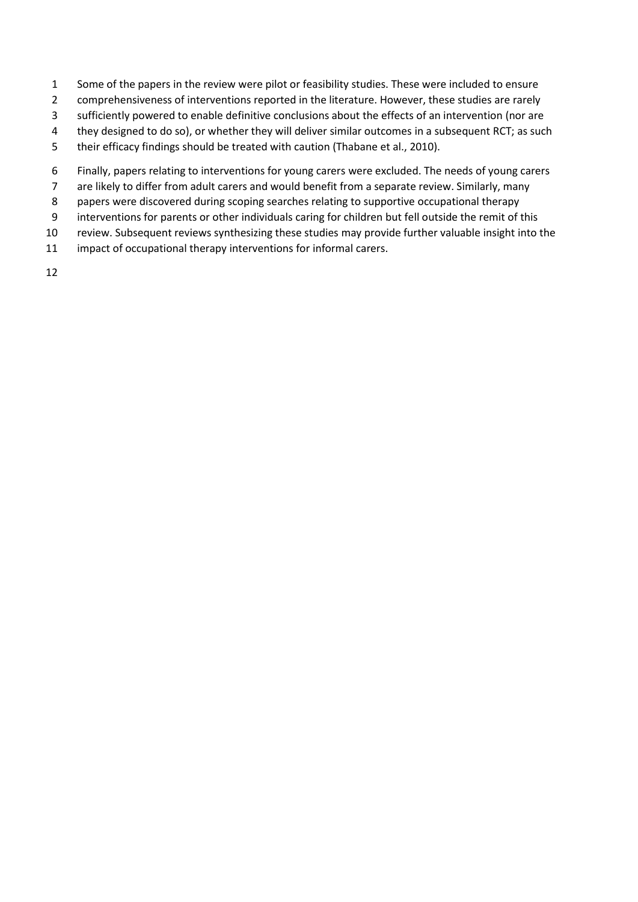Some of the papers in the review were pilot or feasibility studies. These were included to ensure comprehensiveness of interventions reported in the literature. However, these studies are rarely sufficiently powered to enable definitive conclusions about the effects of an intervention (nor are they designed to do so), or whether they will deliver similar outcomes in a subsequent RCT; as such their efficacy findings should be treated with caution (Thabane et al., 2010).

Finally, papers relating to interventions for young carers were excluded. The needs of young carers are likely to differ from adult carers and would benefit from a separate review. Similarly, many papers were discovered during scoping searches relating to supportive occupational therapy interventions for parents or other individuals caring for children but fell outside the remit of this review. Subsequent reviews synthesizing these studies may provide further valuable insight into the impact of occupational therapy interventions for informal carers.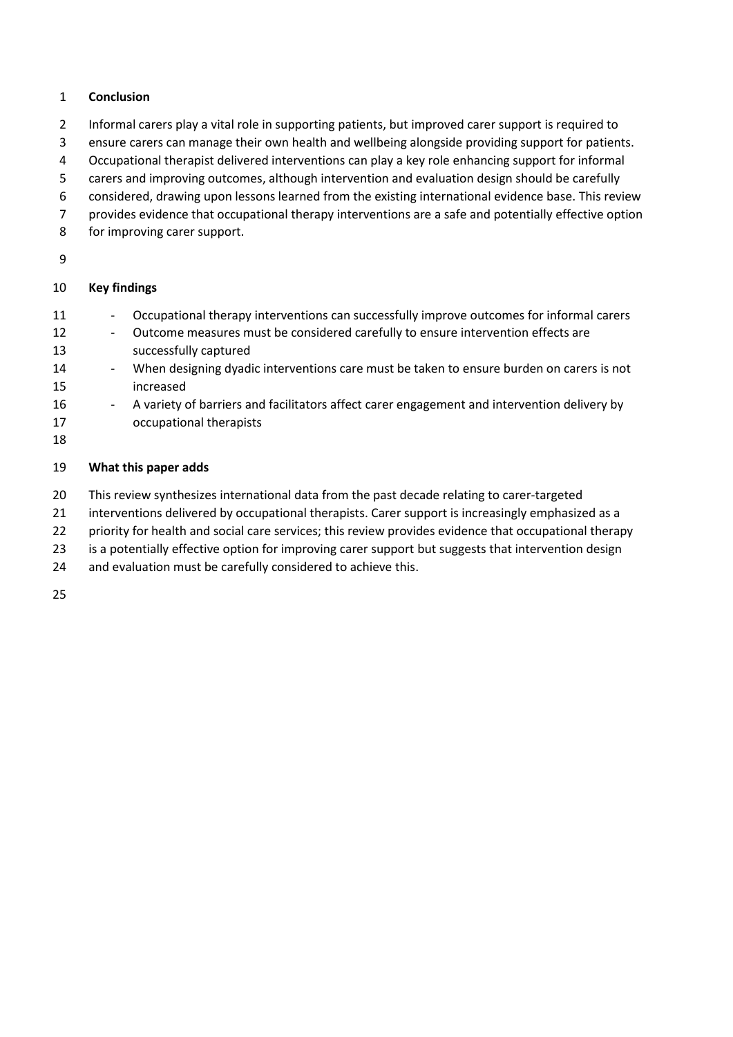## Conclusion

Informal carers play a vital role in supporting patients, but improved carer support is required to ensure carers can manage their own health and wellbeing alongside providing support for patients. Occupational therapist delivered interventions can play a key role enhancing support for informal carers and improving outcomes, although intervention and evaluation design should be carefully considered, drawing upon lessons learned from the existing international evidence base. This review provides evidence that occupational therapy interventions are a safe and potentially effective option for improving carer support.

## Key findings

- Occupational therapy interventions can successfully improve outcomes for informal carers
- Outcome measures must be considered carefully to ensure intervention effects are successfully captured
- When designing dyadic interventions care must be taken to ensure burden on carers is not increased
- A variety of barriers and facilitators affect carer engagement and intervention delivery by occupational therapists

## What this paper adds

This review synthesizes international data from the past decade relating to carer-targeted interventions delivered by occupational therapists. Carer support is increasingly emphasized as a priority for health and social care services; this review provides evidence that occupational therapy is a potentially effective option for improving carer support but suggests that intervention design and evaluation must be carefully considered to achieve this.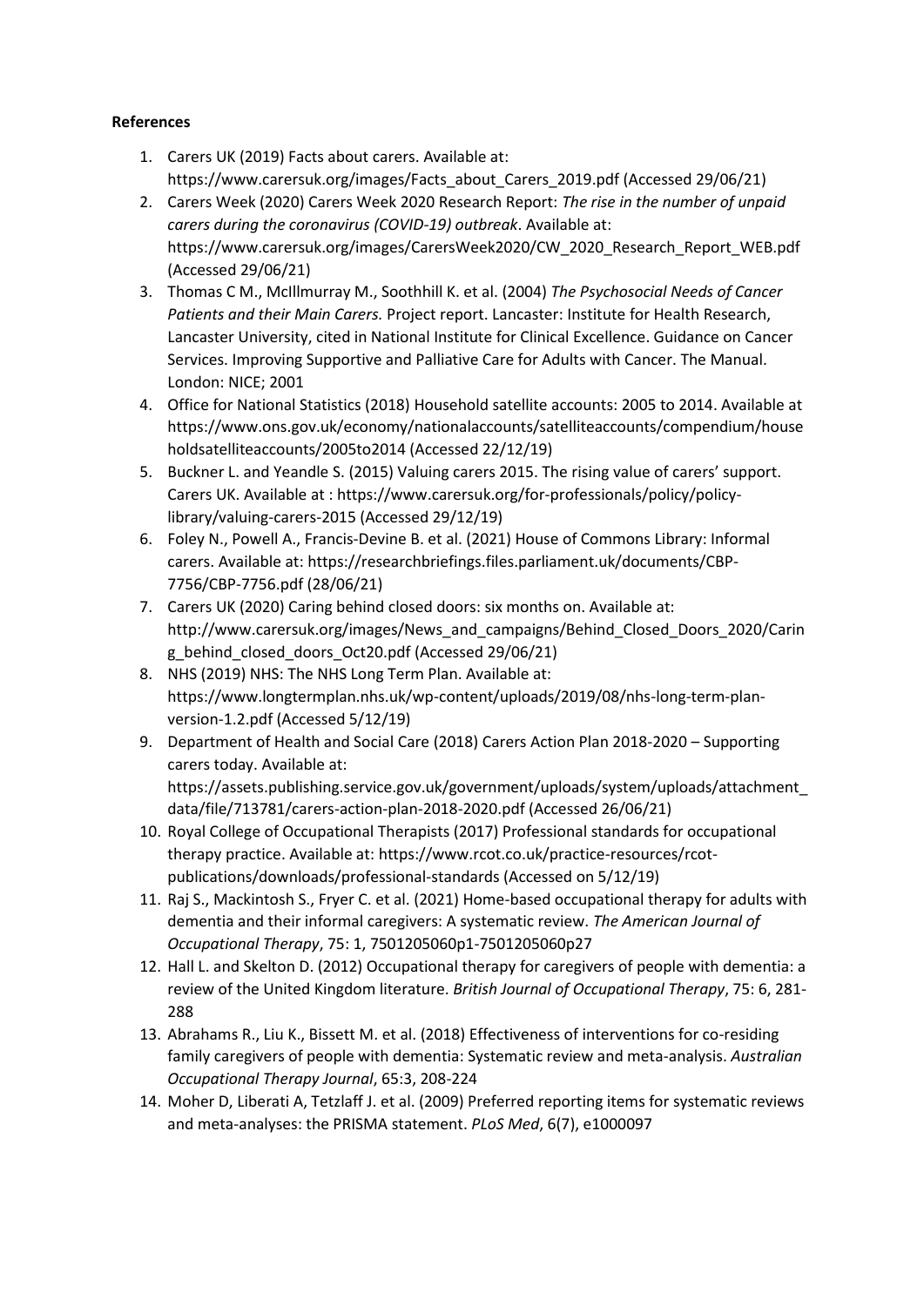**References**

1. Carers UK (2019) Facts about carers. Available at: https://www.carersuk.org/images/Facts_about_Carers_2019.pdf (Accessed 29/06/21)
2. Carers Week (2020) Carers Week 2020 Research Report: *The rise in the number of unpaid carers during the coronavirus (COVID-19) outbreak*. Available at: https://www.carersuk.org/images/CarersWeek2020/CW_2020_Research_Report_WEB.pdf (Accessed 29/06/21)
3. Thomas C M., McIllmurray M., Soothhill K. et al. (2004) *The Psychosocial Needs of Cancer Patients and their Main Carers.* Project report. Lancaster: Institute for Health Research, Lancaster University, cited in National Institute for Clinical Excellence. Guidance on Cancer Services. Improving Supportive and Palliative Care for Adults with Cancer. The Manual. London: NICE; 2001
4. Office for National Statistics (2018) Household satellite accounts: 2005 to 2014. Available at https://www.ons.gov.uk/economy/nationalaccounts/satelliteaccounts/compendium/householdsatelliteaccounts/2005to2014 (Accessed 22/12/19)
5. Buckner L. and Yeandle S. (2015) Valuing carers 2015. The rising value of carers' support. Carers UK. Available at : https://www.carersuk.org/for-professionals/policy/policy-library/valuing-carers-2015 (Accessed 29/12/19)
6. Foley N., Powell A., Francis-Devine B. et al. (2021) House of Commons Library: Informal carers. Available at: https://researchbriefings.files.parliament.uk/documents/CBP-7756/CBP-7756.pdf (28/06/21)
7. Carers UK (2020) Caring behind closed doors: six months on. Available at: http://www.carersuk.org/images/News_and_campaigns/Behind_Closed_Doors_2020/Caring_behind_closed_doors_Oct20.pdf (Accessed 29/06/21)
8. NHS (2019) NHS: The NHS Long Term Plan. Available at: https://www.longtermplan.nhs.uk/wp-content/uploads/2019/08/nhs-long-term-plan-version-1.2.pdf (Accessed 5/12/19)
9. Department of Health and Social Care (2018) Carers Action Plan 2018-2020 – Supporting carers today. Available at: https://assets.publishing.service.gov.uk/government/uploads/system/uploads/attachment_data/file/713781/carers-action-plan-2018-2020.pdf (Accessed 26/06/21)
10. Royal College of Occupational Therapists (2017) Professional standards for occupational therapy practice. Available at: https://www.rcot.co.uk/practice-resources/rcot-publications/downloads/professional-standards (Accessed on 5/12/19)
11. Raj S., Mackintosh S., Fryer C. et al. (2021) Home-based occupational therapy for adults with dementia and their informal caregivers: A systematic review. *The American Journal of Occupational Therapy*, 75: 1, 7501205060p1-7501205060p27
12. Hall L. and Skelton D. (2012) Occupational therapy for caregivers of people with dementia: a review of the United Kingdom literature. *British Journal of Occupational Therapy*, 75: 6, 281-288
13. Abrahams R., Liu K., Bissett M. et al. (2018) Effectiveness of interventions for co-residing family caregivers of people with dementia: Systematic review and meta-analysis. *Australian Occupational Therapy Journal*, 65:3, 208-224
14. Moher D, Liberati A, Tetzlaff J. et al. (2009) Preferred reporting items for systematic reviews and meta-analyses: the PRISMA statement. *PLoS Med*, 6(7), e1000097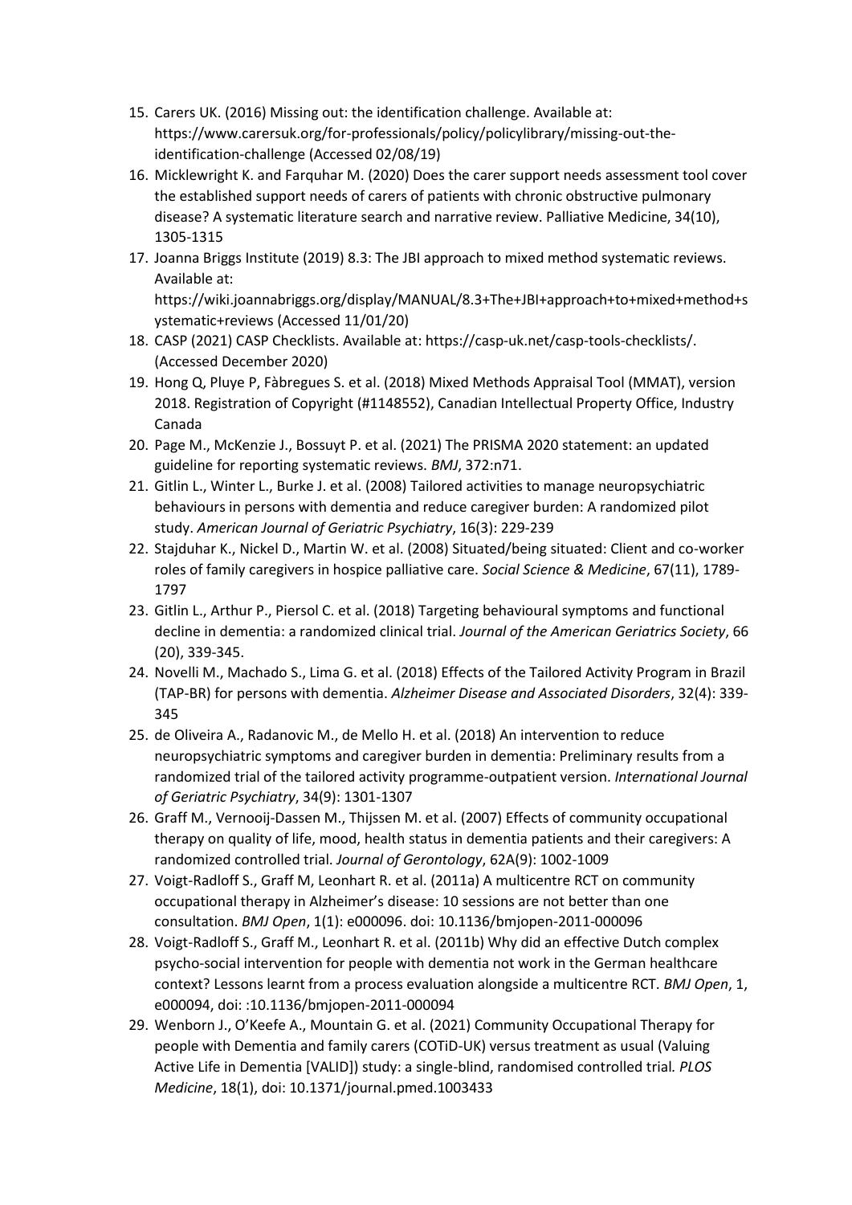15. Carers UK. (2016) Missing out: the identification challenge. Available at: https://www.carersuk.org/for-professionals/policy/policylibrary/missing-out-the-identification-challenge (Accessed 02/08/19)
16. Micklewright K. and Farquhar M. (2020) Does the carer support needs assessment tool cover the established support needs of carers of patients with chronic obstructive pulmonary disease? A systematic literature search and narrative review. Palliative Medicine, 34(10), 1305-1315
17. Joanna Briggs Institute (2019) 8.3: The JBI approach to mixed method systematic reviews. Available at: https://wiki.joannabriggs.org/display/MANUAL/8.3+The+JBI+approach+to+mixed+method+systematic+reviews (Accessed 11/01/20)
18. CASP (2021) CASP Checklists. Available at: https://casp-uk.net/casp-tools-checklists/. (Accessed December 2020)
19. Hong Q, Pluye P, Fàbregues S. et al. (2018) Mixed Methods Appraisal Tool (MMAT), version 2018. Registration of Copyright (#1148552), Canadian Intellectual Property Office, Industry Canada
20. Page M., McKenzie J., Bossuyt P. et al. (2021) The PRISMA 2020 statement: an updated guideline for reporting systematic reviews. *BMJ*, 372:n71.
21. Gitlin L., Winter L., Burke J. et al. (2008) Tailored activities to manage neuropsychiatric behaviours in persons with dementia and reduce caregiver burden: A randomized pilot study. *American Journal of Geriatric Psychiatry*, 16(3): 229-239
22. Stajduhar K., Nickel D., Martin W. et al. (2008) Situated/being situated: Client and co-worker roles of family caregivers in hospice palliative care. *Social Science & Medicine*, 67(11), 1789-1797
23. Gitlin L., Arthur P., Piersol C. et al. (2018) Targeting behavioural symptoms and functional decline in dementia: a randomized clinical trial. *Journal of the American Geriatrics Society*, 66 (20), 339-345.
24. Novelli M., Machado S., Lima G. et al. (2018) Effects of the Tailored Activity Program in Brazil (TAP-BR) for persons with dementia. *Alzheimer Disease and Associated Disorders*, 32(4): 339-345
25. de Oliveira A., Radanovic M., de Mello H. et al. (2018) An intervention to reduce neuropsychiatric symptoms and caregiver burden in dementia: Preliminary results from a randomized trial of the tailored activity programme-outpatient version. *International Journal of Geriatric Psychiatry*, 34(9): 1301-1307
26. Graff M., Vernooij-Dassen M., Thijssen M. et al. (2007) Effects of community occupational therapy on quality of life, mood, health status in dementia patients and their caregivers: A randomized controlled trial. *Journal of Gerontology*, 62A(9): 1002-1009
27. Voigt-Radloff S., Graff M, Leonhart R. et al. (2011a) A multicentre RCT on community occupational therapy in Alzheimer's disease: 10 sessions are not better than one consultation. *BMJ Open*, 1(1): e000096. doi: 10.1136/bmjopen-2011-000096
28. Voigt-Radloff S., Graff M., Leonhart R. et al. (2011b) Why did an effective Dutch complex psycho-social intervention for people with dementia not work in the German healthcare context? Lessons learnt from a process evaluation alongside a multicentre RCT. *BMJ Open*, 1, e000094, doi: :10.1136/bmjopen-2011-000094
29. Wenborn J., O'Keefe A., Mountain G. et al. (2021) Community Occupational Therapy for people with Dementia and family carers (COTiD-UK) versus treatment as usual (Valuing Active Life in Dementia [VALID]) study: a single-blind, randomised controlled trial. *PLOS Medicine*, 18(1), doi: 10.1371/journal.pmed.1003433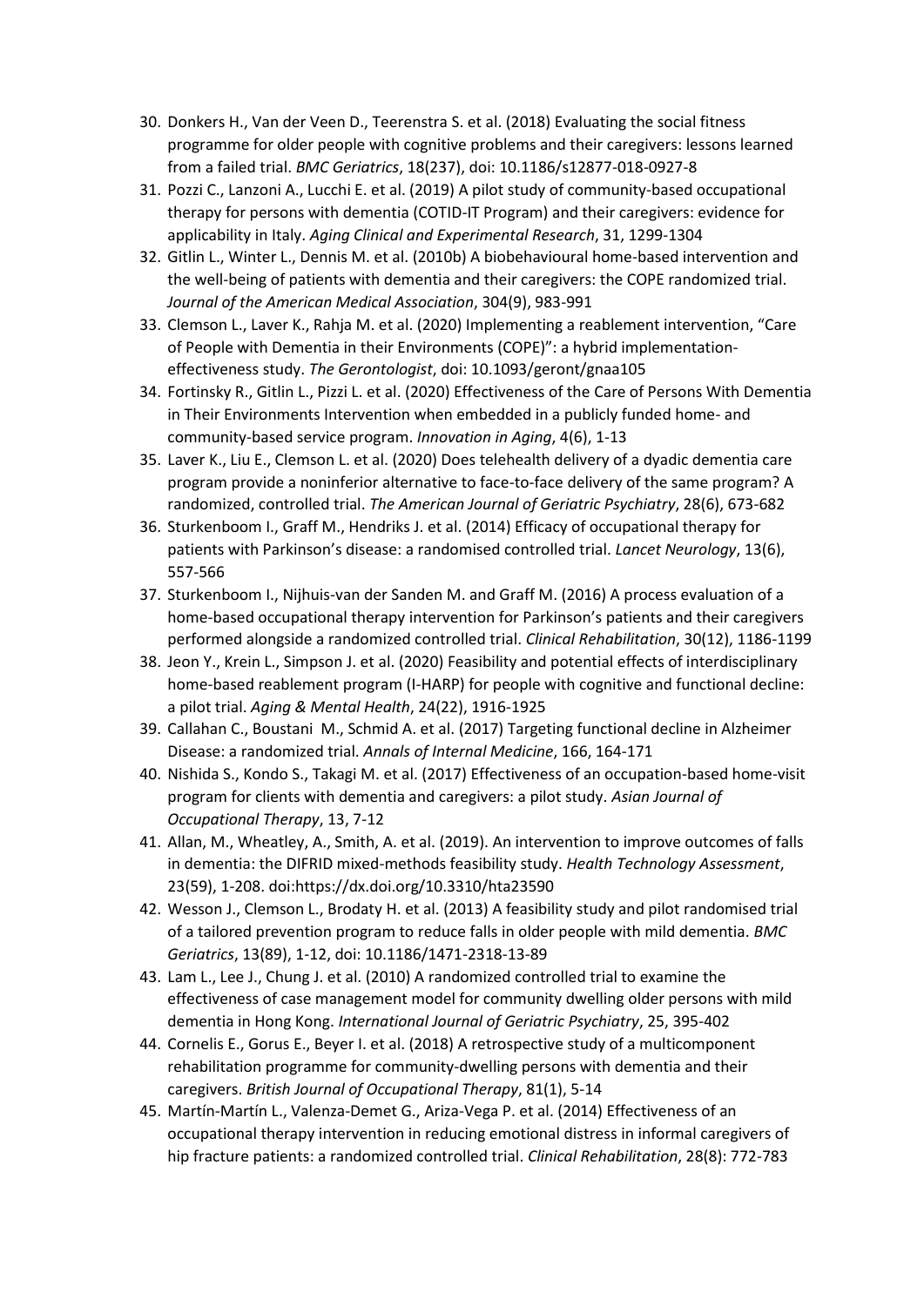30. Donkers H., Van der Veen D., Teerenstra S. et al. (2018) Evaluating the social fitness programme for older people with cognitive problems and their caregivers: lessons learned from a failed trial. *BMC Geriatrics*, 18(237), doi: 10.1186/s12877-018-0927-8
31. Pozzi C., Lanzoni A., Lucchi E. et al. (2019) A pilot study of community-based occupational therapy for persons with dementia (COTID-IT Program) and their caregivers: evidence for applicability in Italy. *Aging Clinical and Experimental Research*, 31, 1299-1304
32. Gitlin L., Winter L., Dennis M. et al. (2010b) A biobehavioural home-based intervention and the well-being of patients with dementia and their caregivers: the COPE randomized trial. *Journal of the American Medical Association*, 304(9), 983-991
33. Clemson L., Laver K., Rahja M. et al. (2020) Implementing a reablement intervention, "Care of People with Dementia in their Environments (COPE)": a hybrid implementation-effectiveness study. *The Gerontologist*, doi: 10.1093/geront/gnaa105
34. Fortinsky R., Gitlin L., Pizzi L. et al. (2020) Effectiveness of the Care of Persons With Dementia in Their Environments Intervention when embedded in a publicly funded home- and community-based service program. *Innovation in Aging*, 4(6), 1-13
35. Laver K., Liu E., Clemson L. et al. (2020) Does telehealth delivery of a dyadic dementia care program provide a noninferior alternative to face-to-face delivery of the same program? A randomized, controlled trial. *The American Journal of Geriatric Psychiatry*, 28(6), 673-682
36. Sturkenboom I., Graff M., Hendriks J. et al. (2014) Efficacy of occupational therapy for patients with Parkinson's disease: a randomised controlled trial. *Lancet Neurology*, 13(6), 557-566
37. Sturkenboom I., Nijhuis-van der Sanden M. and Graff M. (2016) A process evaluation of a home-based occupational therapy intervention for Parkinson's patients and their caregivers performed alongside a randomized controlled trial. *Clinical Rehabilitation*, 30(12), 1186-1199
38. Jeon Y., Krein L., Simpson J. et al. (2020) Feasibility and potential effects of interdisciplinary home-based reablement program (I-HARP) for people with cognitive and functional decline: a pilot trial. *Aging & Mental Health*, 24(22), 1916-1925
39. Callahan C., Boustani M., Schmid A. et al. (2017) Targeting functional decline in Alzheimer Disease: a randomized trial. *Annals of Internal Medicine*, 166, 164-171
40. Nishida S., Kondo S., Takagi M. et al. (2017) Effectiveness of an occupation-based home-visit program for clients with dementia and caregivers: a pilot study. *Asian Journal of Occupational Therapy*, 13, 7-12
41. Allan, M., Wheatley, A., Smith, A. et al. (2019). An intervention to improve outcomes of falls in dementia: the DIFRID mixed-methods feasibility study. *Health Technology Assessment*, 23(59), 1-208. doi:https://dx.doi.org/10.3310/hta23590
42. Wesson J., Clemson L., Brodaty H. et al. (2013) A feasibility study and pilot randomised trial of a tailored prevention program to reduce falls in older people with mild dementia. *BMC Geriatrics*, 13(89), 1-12, doi: 10.1186/1471-2318-13-89
43. Lam L., Lee J., Chung J. et al. (2010) A randomized controlled trial to examine the effectiveness of case management model for community dwelling older persons with mild dementia in Hong Kong. *International Journal of Geriatric Psychiatry*, 25, 395-402
44. Cornelis E., Gorus E., Beyer I. et al. (2018) A retrospective study of a multicomponent rehabilitation programme for community-dwelling persons with dementia and their caregivers. *British Journal of Occupational Therapy*, 81(1), 5-14
45. Martín-Martín L., Valenza-Demet G., Ariza-Vega P. et al. (2014) Effectiveness of an occupational therapy intervention in reducing emotional distress in informal caregivers of hip fracture patients: a randomized controlled trial. *Clinical Rehabilitation*, 28(8): 772-783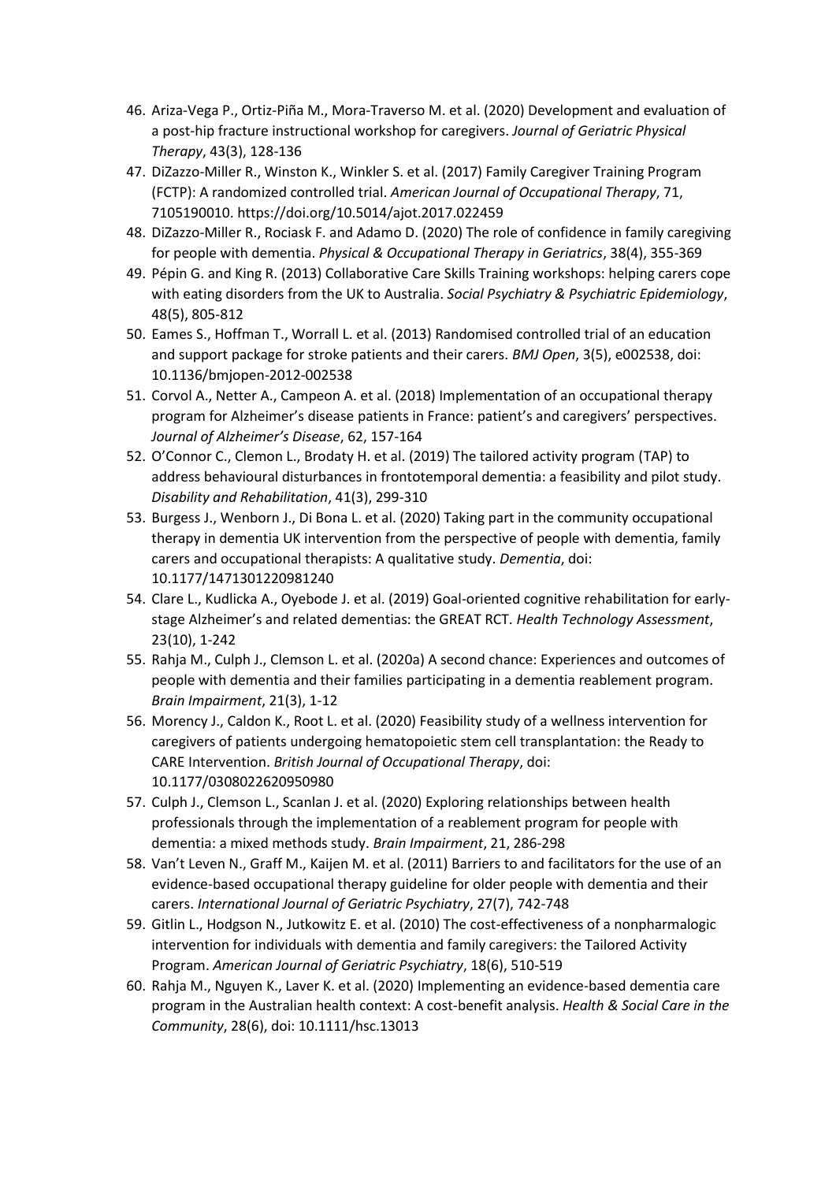46. Ariza-Vega P., Ortiz-Piña M., Mora-Traverso M. et al. (2020) Development and evaluation of a post-hip fracture instructional workshop for caregivers. *Journal of Geriatric Physical Therapy*, 43(3), 128-136
47. DiZazzo-Miller R., Winston K., Winkler S. et al. (2017) Family Caregiver Training Program (FCTP): A randomized controlled trial. *American Journal of Occupational Therapy*, 71, 7105190010. https://doi.org/10.5014/ajot.2017.022459
48. DiZazzo-Miller R., Rociask F. and Adamo D. (2020) The role of confidence in family caregiving for people with dementia. *Physical & Occupational Therapy in Geriatrics*, 38(4), 355-369
49. Pépin G. and King R. (2013) Collaborative Care Skills Training workshops: helping carers cope with eating disorders from the UK to Australia. *Social Psychiatry & Psychiatric Epidemiology*, 48(5), 805-812
50. Eames S., Hoffman T., Worrall L. et al. (2013) Randomised controlled trial of an education and support package for stroke patients and their carers. *BMJ Open*, 3(5), e002538, doi: 10.1136/bmjopen-2012-002538
51. Corvol A., Netter A., Campeon A. et al. (2018) Implementation of an occupational therapy program for Alzheimer's disease patients in France: patient's and caregivers' perspectives. *Journal of Alzheimer's Disease*, 62, 157-164
52. O'Connor C., Clemon L., Brodaty H. et al. (2019) The tailored activity program (TAP) to address behavioural disturbances in frontotemporal dementia: a feasibility and pilot study. *Disability and Rehabilitation*, 41(3), 299-310
53. Burgess J., Wenborn J., Di Bona L. et al. (2020) Taking part in the community occupational therapy in dementia UK intervention from the perspective of people with dementia, family carers and occupational therapists: A qualitative study. *Dementia*, doi: 10.1177/1471301220981240
54. Clare L., Kudlicka A., Oyebode J. et al. (2019) Goal-oriented cognitive rehabilitation for early-stage Alzheimer's and related dementias: the GREAT RCT. *Health Technology Assessment*, 23(10), 1-242
55. Rahja M., Culph J., Clemson L. et al. (2020a) A second chance: Experiences and outcomes of people with dementia and their families participating in a dementia reablement program. *Brain Impairment*, 21(3), 1-12
56. Morency J., Caldon K., Root L. et al. (2020) Feasibility study of a wellness intervention for caregivers of patients undergoing hematopoietic stem cell transplantation: the Ready to CARE Intervention. *British Journal of Occupational Therapy*, doi: 10.1177/0308022620950980
57. Culph J., Clemson L., Scanlan J. et al. (2020) Exploring relationships between health professionals through the implementation of a reablement program for people with dementia: a mixed methods study. *Brain Impairment*, 21, 286-298
58. Van't Leven N., Graff M., Kaijen M. et al. (2011) Barriers to and facilitators for the use of an evidence-based occupational therapy guideline for older people with dementia and their carers. *International Journal of Geriatric Psychiatry*, 27(7), 742-748
59. Gitlin L., Hodgson N., Jutkowitz E. et al. (2010) The cost-effectiveness of a nonpharmalogic intervention for individuals with dementia and family caregivers: the Tailored Activity Program. *American Journal of Geriatric Psychiatry*, 18(6), 510-519
60. Rahja M., Nguyen K., Laver K. et al. (2020) Implementing an evidence-based dementia care program in the Australian health context: A cost-benefit analysis. *Health & Social Care in the Community*, 28(6), doi: 10.1111/hsc.13013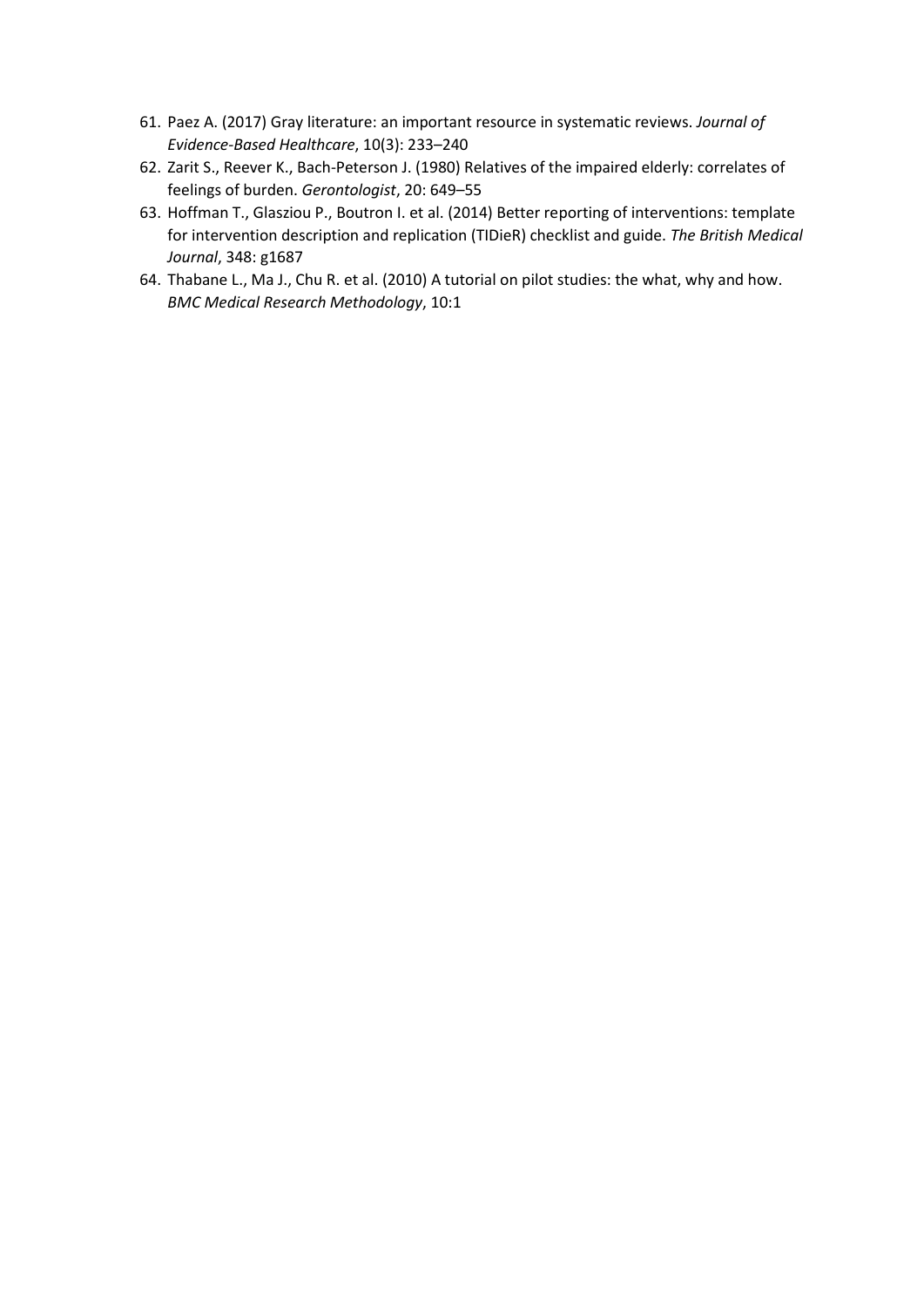61. Paez A. (2017) Gray literature: an important resource in systematic reviews. *Journal of Evidence-Based Healthcare*, 10(3): 233–240
62. Zarit S., Reever K., Bach-Peterson J. (1980) Relatives of the impaired elderly: correlates of feelings of burden. *Gerontologist*, 20: 649–55
63. Hoffman T., Glasziou P., Boutron I. et al. (2014) Better reporting of interventions: template for intervention description and replication (TIDieR) checklist and guide. *The British Medical Journal*, 348: g1687
64. Thabane L., Ma J., Chu R. et al. (2010) A tutorial on pilot studies: the what, why and how. *BMC Medical Research Methodology*, 10:1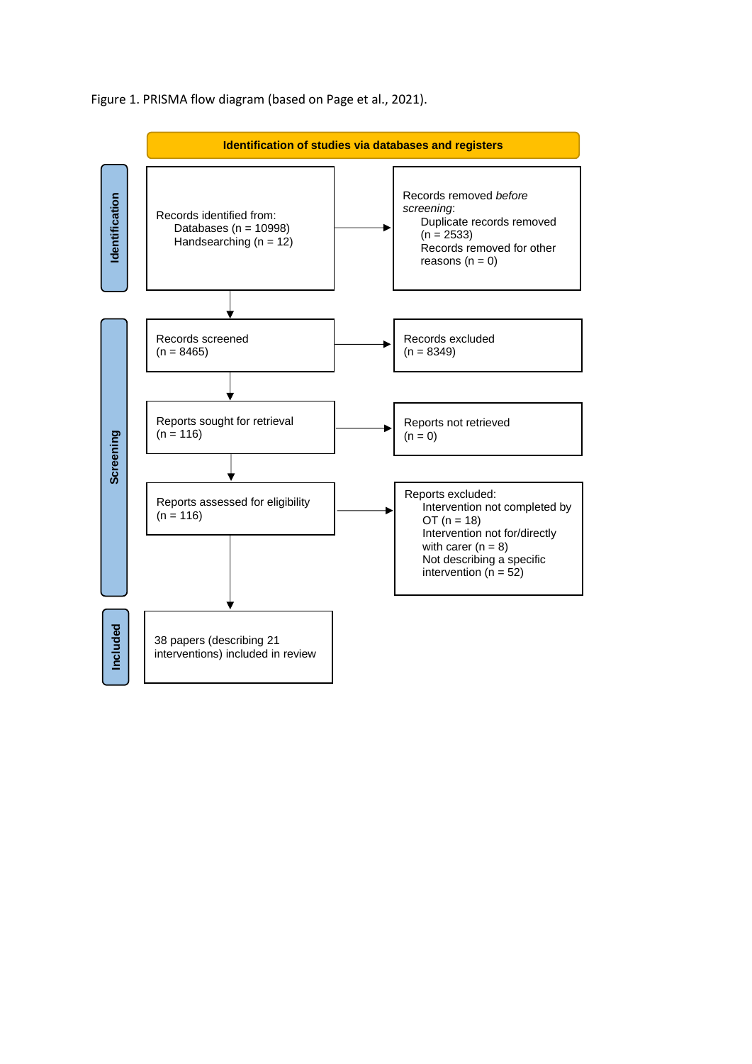Figure 1. PRISMA flow diagram (based on Page et al., 2021).

**Identification of studies via databases and registers**

**Identification**

Records identified from:
- Databases (n = 10998)
- Handsearching (n = 12)

→ Records removed *before screening*:
- Duplicate records removed (n = 2533)
- Records removed for other reasons (n = 0)

**Screening**

Records screened
(n = 8465)

→ Records excluded
(n = 8349)

Reports sought for retrieval
(n = 116)

→ Reports not retrieved
(n = 0)

Reports assessed for eligibility
(n = 116)

→ Reports excluded:
- Intervention not completed by OT (n = 18)
- Intervention not for/directly with carer (n = 8)
- Not describing a specific intervention (n = 52)

**Included**

38 papers (describing 21 interventions) included in review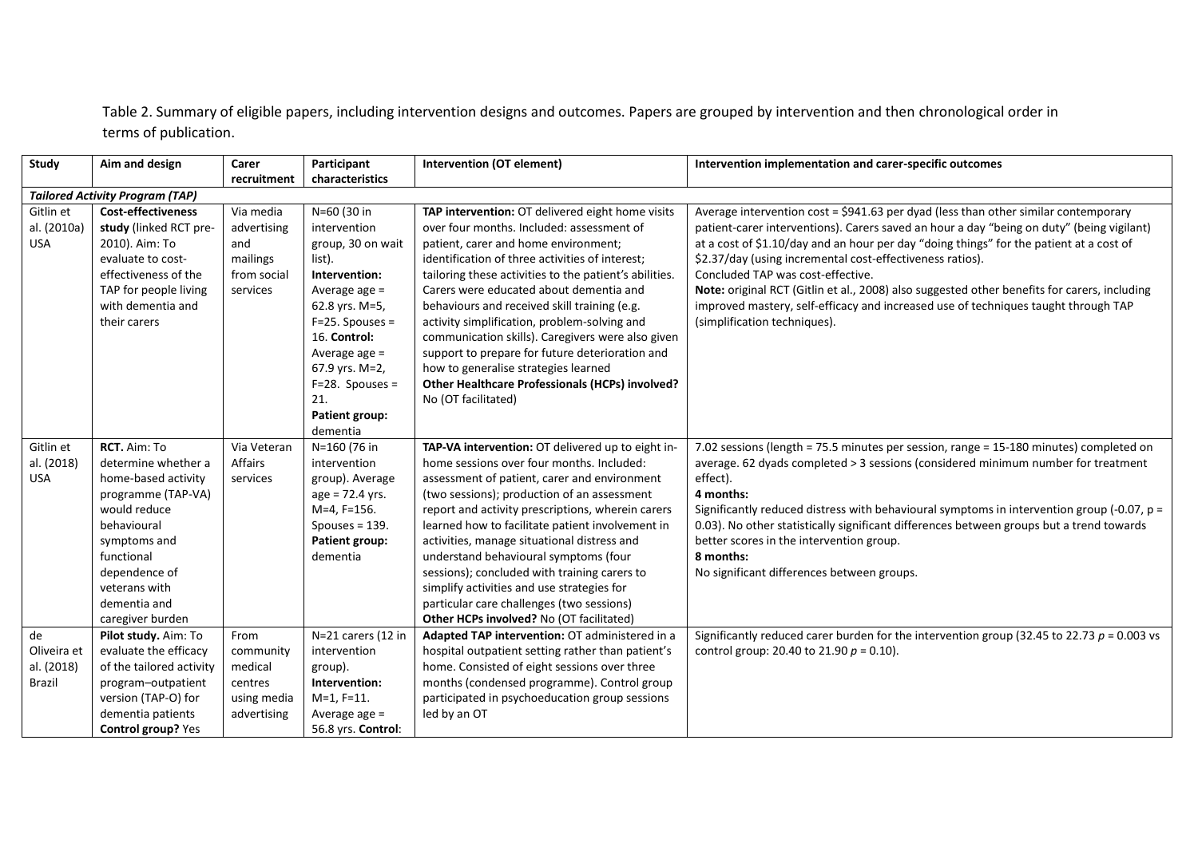Table 2. Summary of eligible papers, including intervention designs and outcomes. Papers are grouped by intervention and then chronological order in terms of publication.

| Study | Aim and design | Carer recruitment | Participant characteristics | Intervention (OT element) | Intervention implementation and carer-specific outcomes |
|---|---|---|---|---|---|
| ***Tailored Activity Program (TAP)*** | | | | | |
| Gitlin et al. (2010a) USA | **Cost-effectiveness study** (linked RCT pre-2010). Aim: To evaluate to cost-effectiveness of the TAP for people living with dementia and their carers | Via media advertising and mailings from social services | N=60 (30 in intervention group, 30 on wait list). **Intervention:** Average age = 62.8 yrs. M=5, F=25. Spouses = 16. **Control:** Average age = 67.9 yrs. M=2, F=28. Spouses = 21. **Patient group:** dementia | **TAP intervention:** OT delivered eight home visits over four months. Included: assessment of patient, carer and home environment; identification of three activities of interest; tailoring these activities to the patient's abilities. Carers were educated about dementia and behaviours and received skill training (e.g. activity simplification, problem-solving and communication skills). Caregivers were also given support to prepare for future deterioration and how to generalise strategies learned **Other Healthcare Professionals (HCPs) involved?** No (OT facilitated) | Average intervention cost = $941.63 per dyad (less than other similar contemporary patient-carer interventions). Carers saved an hour a day "being on duty" (being vigilant) at a cost of $1.10/day and an hour per day "doing things" for the patient at a cost of $2.37/day (using incremental cost-effectiveness ratios). Concluded TAP was cost-effective. **Note:** original RCT (Gitlin et al., 2008) also suggested other benefits for carers, including improved mastery, self-efficacy and increased use of techniques taught through TAP (simplification techniques). |
| Gitlin et al. (2018) USA | **RCT.** Aim: To determine whether a home-based activity programme (TAP-VA) would reduce behavioural symptoms and functional dependence of veterans with dementia and caregiver burden | Via Veteran Affairs services | N=160 (76 in intervention group). Average age = 72.4 yrs. M=4, F=156. Spouses = 139. **Patient group:** dementia | **TAP-VA intervention:** OT delivered up to eight in-home sessions over four months. Included: assessment of patient, carer and environment (two sessions); production of an assessment report and activity prescriptions, wherein carers learned how to facilitate patient involvement in activities, manage situational distress and understand behavioural symptoms (four sessions); concluded with training carers to simplify activities and use strategies for particular care challenges (two sessions) **Other HCPs involved?** No (OT facilitated) | 7.02 sessions (length = 75.5 minutes per session, range = 15-180 minutes) completed on average. 62 dyads completed > 3 sessions (considered minimum number for treatment effect). **4 months:** Significantly reduced distress with behavioural symptoms in intervention group (-0.07, $p$ = 0.03). No other statistically significant differences between groups but a trend towards better scores in the intervention group. **8 months:** No significant differences between groups. |
| de Oliveira et al. (2018) Brazil | **Pilot study.** Aim: To evaluate the efficacy of the tailored activity program–outpatient version (TAP-O) for dementia patients **Control group?** Yes | From community medical centres using media advertising | N=21 carers (12 in intervention group). **Intervention:** M=1, F=11. Average age = 56.8 yrs. **Control**: | **Adapted TAP intervention:** OT administered in a hospital outpatient setting rather than patient's home. Consisted of eight sessions over three months (condensed programme). Control group participated in psychoeducation group sessions led by an OT | Significantly reduced carer burden for the intervention group (32.45 to 22.73 $p$ = 0.003 vs control group: 20.40 to 21.90 $p$ = 0.10). |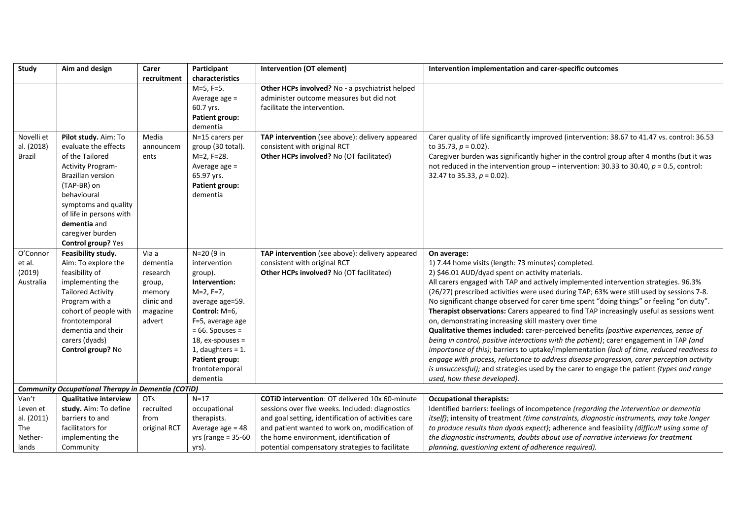| Study | Aim and design | Carer recruitment | Participant characteristics | Intervention (OT element) | Intervention implementation and carer-specific outcomes |
|---|---|---|---|---|---|
| | | | M=5, F=5. Average age = 60.7 yrs. **Patient group:** dementia | **Other HCPs involved?** No - a psychiatrist helped administer outcome measures but did not facilitate the intervention. | |
| Novelli et al. (2018) Brazil | **Pilot study.** Aim: To evaluate the effects of the Tailored Activity Program-Brazilian version (TAP-BR) on behavioural symptoms and quality of life in persons with **dementia** and caregiver burden **Control group?** Yes | Media announcements | N=15 carers per group (30 total). M=2, F=28. Average age = 65.97 yrs. **Patient group:** dementia | **TAP intervention** (see above): delivery appeared consistent with original RCT **Other HCPs involved?** No (OT facilitated) | Carer quality of life significantly improved (intervention: 38.67 to 41.47 vs. control: 36.53 to 35.73, *p* = 0.02). Caregiver burden was significantly higher in the control group after 4 months (but it was not reduced in the intervention group – intervention: 30.33 to 30.40, *p* = 0.5, control: 32.47 to 35.33, *p* = 0.02). |
| O'Connor et al. (2019) Australia | **Feasibility study.** Aim: To explore the feasibility of implementing the Tailored Activity Program with a cohort of people with frontotemporal dementia and their carers (dyads) **Control group?** No | Via a dementia research group, memory clinic and magazine advert | N=20 (9 in intervention group). **Intervention:** M=2, F=7, average age=59. **Control:** M=6, F=5, average age = 66. Spouses = 18, ex-spouses = 1, daughters = 1. **Patient group:** frontotemporal dementia | **TAP intervention** (see above): delivery appeared consistent with original RCT **Other HCPs involved?** No (OT facilitated) | **On average:** 1) 7.44 home visits (length: 73 minutes) completed. 2) $46.01 AUD/dyad spent on activity materials. All carers engaged with TAP and actively implemented intervention strategies. 96.3% (26/27) prescribed activities were used during TAP; 63% were still used by sessions 7-8. No significant change observed for carer time spent "doing things" or feeling "on duty". **Therapist observations:** Carers appeared to find TAP increasingly useful as sessions went on, demonstrating increasing skill mastery over time **Qualitative themes included:** carer-perceived benefits *(positive experiences, sense of being in control, positive interactions with the patient)*; carer engagement in TAP *(and importance of this)*; barriers to uptake/implementation *(lack of time, reduced readiness to engage with process, reluctance to address disease progression, carer perception activity is unsuccessful);* and strategies used by the carer to engage the patient *(types and range used, how these developed)*. |
| ***Community Occupational Therapy in Dementia (COTiD)*** | | | | | |
| Van't Leven et al. (2011) The Nether-lands | **Qualitative interview study.** Aim: To define barriers to and facilitators for implementing the Community | OTs recruited from original RCT | N=17 occupational therapists. Average age = 48 yrs (range = 35-60 yrs). | **COTiD intervention**: OT delivered 10x 60-minute sessions over five weeks. Included: diagnostics and goal setting, identification of activities care and patient wanted to work on, modification of the home environment, identification of potential compensatory strategies to facilitate | **Occupational therapists:** Identified barriers: feelings of incompetence *(regarding the intervention or dementia itself)*; intensity of treatment *(time constraints, diagnostic instruments, may take longer to produce results than dyads expect)*; adherence and feasibility *(difficult using some of the diagnostic instruments, doubts about use of narrative interviews for treatment planning, questioning extent of adherence required).* |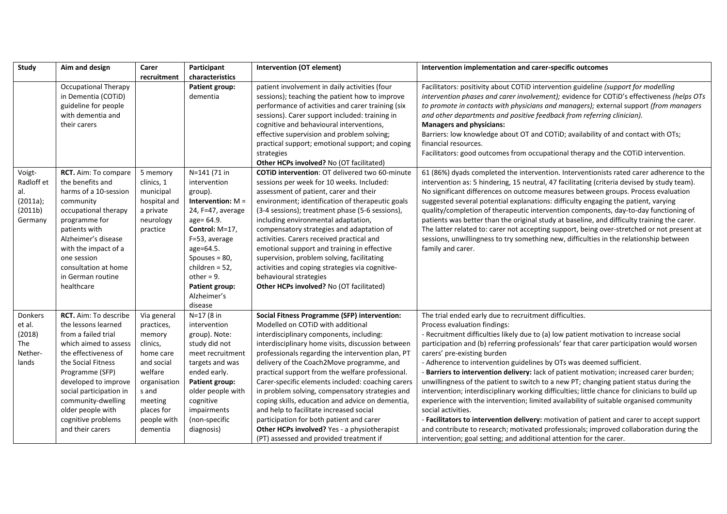| Study | Aim and design | Carer recruitment | Participant characteristics | Intervention (OT element) | Intervention implementation and carer-specific outcomes |
|---|---|---|---|---|---|
| | Occupational Therapy in Dementia (COTiD) guideline for people with dementia and their carers | | **Patient group:** dementia | patient involvement in daily activities (four sessions); teaching the patient how to improve performance of activities and carer training (six sessions). Carer support included: training in cognitive and behavioural interventions, effective supervision and problem solving; practical support; emotional support; and coping strategies<br>**Other HCPs involved?** No (OT facilitated) | Facilitators: positivity about COTiD intervention guideline *(support for modelling intervention phases and carer involvement)*; evidence for COTiD's effectiveness *(helps OTs to promote in contacts with physicians and managers)*; external support *(from managers and other departments and positive feedback from referring clinician)*.<br>**Managers and physicians:**<br>Barriers: low knowledge about OT and COTiD; availability of and contact with OTs; financial resources.<br>Facilitators: good outcomes from occupational therapy and the COTiD intervention. |
| Voigt-Radloff et al. (2011a); (2011b) Germany | **RCT.** Aim: To compare the benefits and harms of a 10-session community occupational therapy programme for patients with Alzheimer's disease with the impact of a one session consultation at home in German routine healthcare | 5 memory clinics, 1 municipal hospital and a private neurology practice | N=141 (71 in intervention group).<br>**Intervention:** M = 24, F=47, average age= 64.9.<br>**Control:** M=17, F=53, average age=64.5.<br>Spouses = 80, children = 52, other = 9.<br>**Patient group:** Alzheimer's disease | **COTiD intervention**: OT delivered two 60-minute sessions per week for 10 weeks. Included: assessment of patient, carer and their environment; identification of therapeutic goals (3-4 sessions); treatment phase (5-6 sessions), including environmental adaptation, compensatory strategies and adaptation of activities. Carers received practical and emotional support and training in effective supervision, problem solving, facilitating activities and coping strategies via cognitive-behavioural strategies<br>**Other HCPs involved?** No (OT facilitated) | 61 (86%) dyads completed the intervention. Interventionists rated carer adherence to the intervention as: 5 hindering, 15 neutral, 47 facilitating (criteria devised by study team). No significant differences on outcome measures between groups. Process evaluation suggested several potential explanations: difficulty engaging the patient, varying quality/completion of therapeutic intervention components, day-to-day functioning of patients was better than the original study at baseline, and difficulty training the carer. The latter related to: carer not accepting support, being over-stretched or not present at sessions, unwillingness to try something new, difficulties in the relationship between family and carer. |
| Donkers et al. (2018) The Nether-lands | **RCT.** Aim: To describe the lessons learned from a failed trial which aimed to assess the effectiveness of the Social Fitness Programme (SFP) developed to improve social participation in community-dwelling older people with cognitive problems and their carers | Via general practices, memory clinics, home care and social welfare organisations and meeting places for people with dementia | N=17 (8 in intervention group). Note: study did not meet recruitment targets and was ended early.<br>**Patient group:** older people with cognitive impairments (non-specific diagnosis) | **Social Fitness Programme (SFP) intervention:** Modelled on COTiD with additional interdisciplinary components, including: interdisciplinary home visits, discussion between professionals regarding the intervention plan, PT delivery of the Coach2Move programme, and practical support from the welfare professional. Carer-specific elements included: coaching carers in problem solving, compensatory strategies and coping skills, education and advice on dementia, and help to facilitate increased social participation for both patient and carer<br>**Other HCPs involved?** Yes - a physiotherapist (PT) assessed and provided treatment if | The trial ended early due to recruitment difficulties.<br>Process evaluation findings:<br>- Recruitment difficulties likely due to (a) low patient motivation to increase social participation and (b) referring professionals' fear that carer participation would worsen carers' pre-existing burden<br>- Adherence to intervention guidelines by OTs was deemed sufficient.<br>- **Barriers to intervention delivery:** lack of patient motivation; increased carer burden; unwillingness of the patient to switch to a new PT; changing patient status during the intervention; interdisciplinary working difficulties; little chance for clinicians to build up experience with the intervention; limited availability of suitable organised community social activities.<br>- **Facilitators to intervention delivery:** motivation of patient and carer to accept support and contribute to research; motivated professionals; improved collaboration during the intervention; goal setting; and additional attention for the carer. |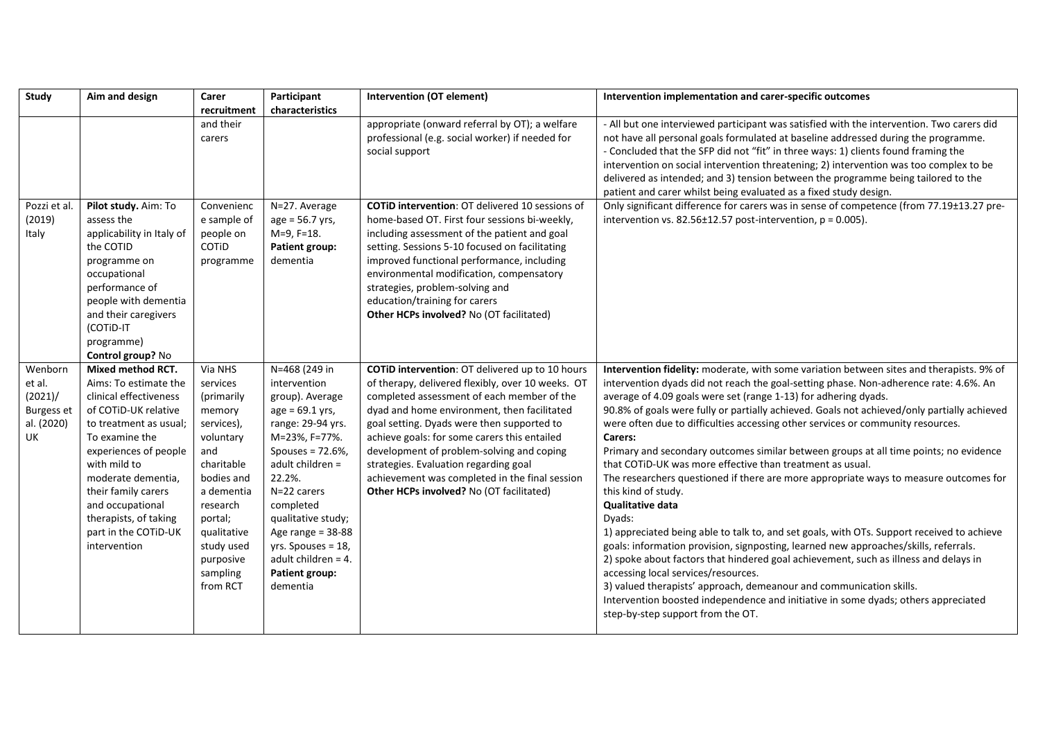| Study | Aim and design | Carer recruitment | Participant characteristics | Intervention (OT element) | Intervention implementation and carer-specific outcomes |
|---|---|---|---|---|---|
| | | and their carers | | appropriate (onward referral by OT); a welfare professional (e.g. social worker) if needed for social support | - All but one interviewed participant was satisfied with the intervention. Two carers did not have all personal goals formulated at baseline addressed during the programme.<br>- Concluded that the SFP did not "fit" in three ways: 1) clients found framing the intervention on social intervention threatening; 2) intervention was too complex to be delivered as intended; and 3) tension between the programme being tailored to the patient and carer whilst being evaluated as a fixed study design. |
| Pozzi et al. (2019) Italy | **Pilot study.** Aim: To assess the applicability in Italy of the COTID programme on occupational performance of people with dementia and their caregivers (COTiD-IT programme)<br>**Control group?** No | Convenience sample of people on COTiD programme | N=27. Average age = 56.7 yrs, M=9, F=18.<br>**Patient group:** dementia | **COTiD intervention**: OT delivered 10 sessions of home-based OT. First four sessions bi-weekly, including assessment of the patient and goal setting. Sessions 5-10 focused on facilitating improved functional performance, including environmental modification, compensatory strategies, problem-solving and education/training for carers<br>**Other HCPs involved?** No (OT facilitated) | Only significant difference for carers was in sense of competence (from 77.19±13.27 pre-intervention vs. 82.56±12.57 post-intervention, $p = 0.005$). |
| Wenborn et al. (2021)/ Burgess et al. (2020) UK | **Mixed method RCT.** Aims: To estimate the clinical effectiveness of COTiD-UK relative to treatment as usual; To examine the experiences of people with mild to moderate dementia, their family carers and occupational therapists, of taking part in the COTiD-UK intervention | Via NHS services (primarily memory services), voluntary and charitable bodies and a dementia research portal; qualitative study used purposive sampling from RCT | N=468 (249 in intervention group). Average age = 69.1 yrs, range: 29-94 yrs. M=23%, F=77%. Spouses = 72.6%, adult children = 22.2%.<br>N=22 carers completed qualitative study; Age range = 38-88 yrs. Spouses = 18, adult children = 4.<br>**Patient group:** dementia | **COTiD intervention**: OT delivered up to 10 hours of therapy, delivered flexibly, over 10 weeks. OT completed assessment of each member of the dyad and home environment, then facilitated goal setting. Dyads were then supported to achieve goals: for some carers this entailed development of problem-solving and coping strategies. Evaluation regarding goal achievement was completed in the final session<br>**Other HCPs involved?** No (OT facilitated) | **Intervention fidelity:** moderate, with some variation between sites and therapists. 9% of intervention dyads did not reach the goal-setting phase. Non-adherence rate: 4.6%. An average of 4.09 goals were set (range 1-13) for adhering dyads.<br>90.8% of goals were fully or partially achieved. Goals not achieved/only partially achieved were often due to difficulties accessing other services or community resources.<br>**Carers:**<br>Primary and secondary outcomes similar between groups at all time points; no evidence that COTiD-UK was more effective than treatment as usual.<br>The researchers questioned if there are more appropriate ways to measure outcomes for this kind of study.<br>**Qualitative data**<br>Dyads:<br>1) appreciated being able to talk to, and set goals, with OTs. Support received to achieve goals: information provision, signposting, learned new approaches/skills, referrals.<br>2) spoke about factors that hindered goal achievement, such as illness and delays in accessing local services/resources.<br>3) valued therapists' approach, demeanour and communication skills.<br>Intervention boosted independence and initiative in some dyads; others appreciated step-by-step support from the OT. |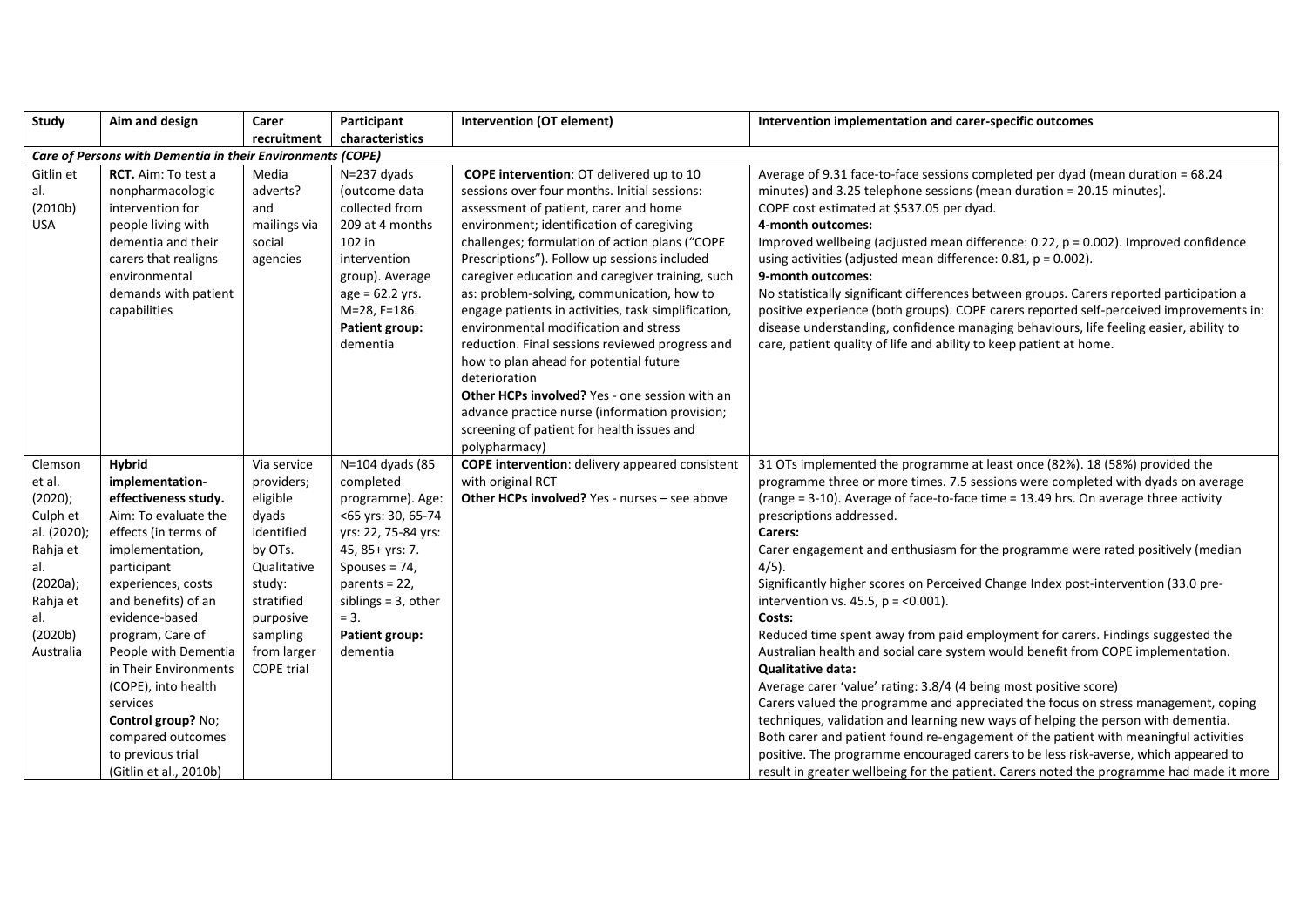| Study | Aim and design | Carer recruitment | Participant characteristics | Intervention (OT element) | Intervention implementation and carer-specific outcomes |
|---|---|---|---|---|---|
| ***Care of Persons with Dementia in their Environments (COPE)*** | | | | | |
| Gitlin et al. (2010b) USA | **RCT.** Aim: To test a nonpharmacologic intervention for people living with dementia and their carers that realigns environmental demands with patient capabilities | Media adverts? and mailings via social agencies | N=237 dyads (outcome data collected from 209 at 4 months 102 in intervention group). Average age = 62.2 yrs. M=28, F=186. **Patient group:** dementia | **COPE intervention**: OT delivered up to 10 sessions over four months. Initial sessions: assessment of patient, carer and home environment; identification of caregiving challenges; formulation of action plans ("COPE Prescriptions"). Follow up sessions included caregiver education and caregiver training, such as: problem-solving, communication, how to engage patients in activities, task simplification, environmental modification and stress reduction. Final sessions reviewed progress and how to plan ahead for potential future deterioration **Other HCPs involved?** Yes - one session with an advance practice nurse (information provision; screening of patient for health issues and polypharmacy) | Average of 9.31 face-to-face sessions completed per dyad (mean duration = 68.24 minutes) and 3.25 telephone sessions (mean duration = 20.15 minutes). COPE cost estimated at $537.05 per dyad. **4-month outcomes:** Improved wellbeing (adjusted mean difference: 0.22, $p = 0.002$). Improved confidence using activities (adjusted mean difference: 0.81, $p = 0.002$). **9-month outcomes:** No statistically significant differences between groups. Carers reported participation a positive experience (both groups). COPE carers reported self-perceived improvements in: disease understanding, confidence managing behaviours, life feeling easier, ability to care, patient quality of life and ability to keep patient at home. |
| Clemson et al. (2020); Culph et al. (2020); Rahja et al. (2020a); Rahja et al. (2020b) Australia | **Hybrid implementation-effectiveness study.** Aim: To evaluate the effects (in terms of implementation, participant experiences, costs and benefits) of an evidence-based program, Care of People with Dementia in Their Environments (COPE), into health services **Control group?** No; compared outcomes to previous trial (Gitlin et al., 2010b) | Via service providers; eligible dyads identified by OTs. Qualitative study: stratified purposive sampling from larger COPE trial | N=104 dyads (85 completed programme). Age: <65 yrs: 30, 65-74 yrs: 22, 75-84 yrs: 45, 85+ yrs: 7. Spouses = 74, parents = 22, siblings = 3, other = 3. **Patient group:** dementia | **COPE intervention**: delivery appeared consistent with original RCT **Other HCPs involved?** Yes - nurses – see above | 31 OTs implemented the programme at least once (82%). 18 (58%) provided the programme three or more times. 7.5 sessions were completed with dyads on average (range = 3-10). Average of face-to-face time = 13.49 hrs. On average three activity prescriptions addressed. **Carers:** Carer engagement and enthusiasm for the programme were rated positively (median 4/5). Significantly higher scores on Perceived Change Index post-intervention (33.0 pre-intervention vs. 45.5, $p = <0.001$). **Costs:** Reduced time spent away from paid employment for carers. Findings suggested the Australian health and social care system would benefit from COPE implementation. **Qualitative data:** Average carer 'value' rating: 3.8/4 (4 being most positive score) Carers valued the programme and appreciated the focus on stress management, coping techniques, validation and learning new ways of helping the person with dementia. Both carer and patient found re-engagement of the patient with meaningful activities positive. The programme encouraged carers to be less risk-averse, which appeared to result in greater wellbeing for the patient. Carers noted the programme had made it more |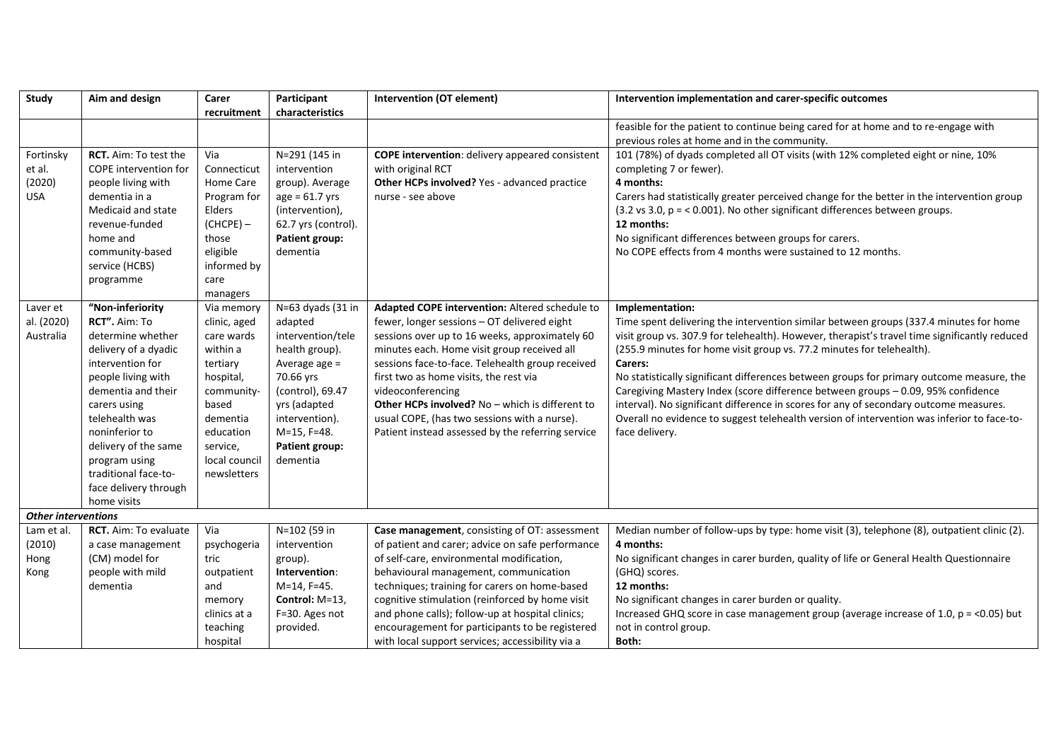| Study | Aim and design | Carer recruitment | Participant characteristics | Intervention (OT element) | Intervention implementation and carer-specific outcomes |
|---|---|---|---|---|---|
| | | | | | feasible for the patient to continue being cared for at home and to re-engage with previous roles at home and in the community. |
| Fortinsky et al. (2020) USA | **RCT.** Aim: To test the COPE intervention for people living with dementia in a Medicaid and state revenue-funded home and community-based service (HCBS) programme | Via Connecticut Home Care Program for Elders (CHCPE) – those eligible informed by care managers | N=291 (145 in intervention group). Average age = 61.7 yrs (intervention), 62.7 yrs (control). **Patient group:** dementia | **COPE intervention**: delivery appeared consistent with original RCT<br>**Other HCPs involved?** Yes - advanced practice nurse - see above | 101 (78%) of dyads completed all OT visits (with 12% completed eight or nine, 10% completing 7 or fewer).<br>**4 months:**<br>Carers had statistically greater perceived change for the better in the intervention group (3.2 vs 3.0, p = < 0.001). No other significant differences between groups.<br>**12 months:**<br>No significant differences between groups for carers.<br>No COPE effects from 4 months were sustained to 12 months. |
| Laver et al. (2020) Australia | **"Non-inferiority RCT".** Aim: To determine whether delivery of a dyadic intervention for people living with dementia and their carers using telehealth was noninferior to delivery of the same program using traditional face-to-face delivery through home visits | Via memory clinic, aged care wards within a tertiary hospital, community-based dementia education service, local council newsletters | N=63 dyads (31 in adapted intervention/telehealth group). Average age = 70.66 yrs (control), 69.47 yrs (adapted intervention). M=15, F=48. **Patient group:** dementia | **Adapted COPE intervention:** Altered schedule to fewer, longer sessions – OT delivered eight sessions over up to 16 weeks, approximately 60 minutes each. Home visit group received all sessions face-to-face. Telehealth group received first two as home visits, the rest via videoconferencing<br>**Other HCPs involved?** No – which is different to usual COPE, (has two sessions with a nurse). Patient instead assessed by the referring service | **Implementation:**<br>Time spent delivering the intervention similar between groups (337.4 minutes for home visit group vs. 307.9 for telehealth). However, therapist's travel time significantly reduced (255.9 minutes for home visit group vs. 77.2 minutes for telehealth).<br>**Carers:**<br>No statistically significant differences between groups for primary outcome measure, the Caregiving Mastery Index (score difference between groups – 0.09, 95% confidence interval). No significant difference in scores for any of secondary outcome measures. Overall no evidence to suggest telehealth version of intervention was inferior to face-to-face delivery. |
| ***Other interventions*** | | | | | |
| Lam et al. (2010) Hong Kong | **RCT.** Aim: To evaluate a case management (CM) model for people with mild dementia | Via psychogeriatric outpatient and memory clinics at a teaching hospital | N=102 (59 in intervention group). **Intervention**: M=14, F=45. **Control:** M=13, F=30. Ages not provided. | **Case management**, consisting of OT: assessment of patient and carer; advice on safe performance of self-care, environmental modification, behavioural management, communication techniques; training for carers on home-based cognitive stimulation (reinforced by home visit and phone calls); follow-up at hospital clinics; encouragement for participants to be registered with local support services; accessibility via a | Median number of follow-ups by type: home visit (3), telephone (8), outpatient clinic (2).<br>**4 months:**<br>No significant changes in carer burden, quality of life or General Health Questionnaire (GHQ) scores.<br>**12 months:**<br>No significant changes in carer burden or quality.<br>Increased GHQ score in case management group (average increase of 1.0, p = <0.05) but not in control group.<br>**Both:** |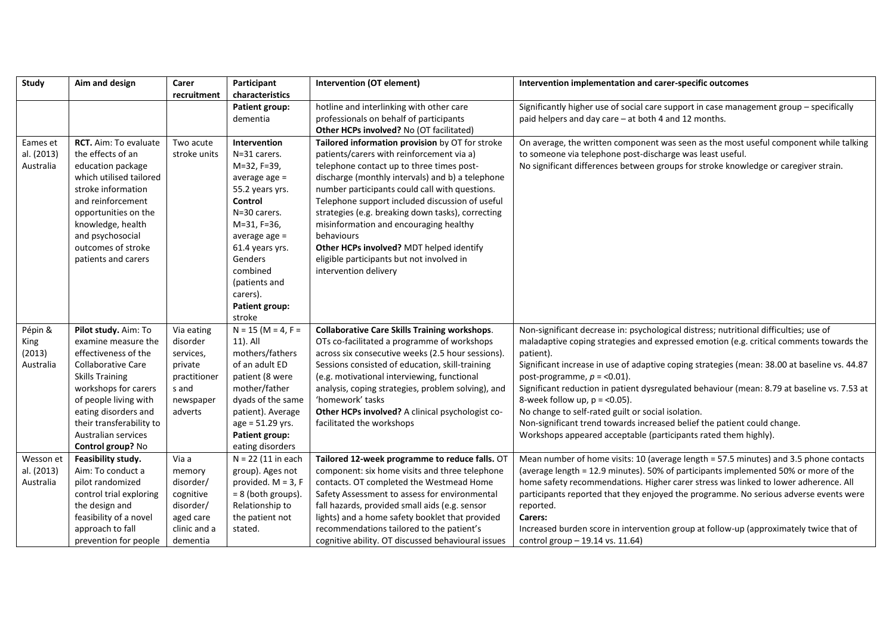| Study | Aim and design | Carer recruitment | Participant characteristics | Intervention (OT element) | Intervention implementation and carer-specific outcomes |
|---|---|---|---|---|---|
| | | | **Patient group:** dementia | hotline and interlinking with other care professionals on behalf of participants **Other HCPs involved?** No (OT facilitated) | Significantly higher use of social care support in case management group – specifically paid helpers and day care – at both 4 and 12 months. |
| Eames et al. (2013) Australia | **RCT.** Aim: To evaluate the effects of an education package which utilised tailored stroke information and reinforcement opportunities on the knowledge, health and psychosocial outcomes of stroke patients and carers | Two acute stroke units | **Intervention** N=31 carers. M=32, F=39, average age = 55.2 years yrs. **Control** N=30 carers. M=31, F=36, average age = 61.4 years yrs. Genders combined (patients and carers). **Patient group:** stroke | **Tailored information provision** by OT for stroke patients/carers with reinforcement via a) telephone contact up to three times post-discharge (monthly intervals) and b) a telephone number participants could call with questions. Telephone support included discussion of useful strategies (e.g. breaking down tasks), correcting misinformation and encouraging healthy behaviours **Other HCPs involved?** MDT helped identify eligible participants but not involved in intervention delivery | On average, the written component was seen as the most useful component while talking to someone via telephone post-discharge was least useful. No significant differences between groups for stroke knowledge or caregiver strain. |
| Pépin & King (2013) Australia | **Pilot study.** Aim: To examine measure the effectiveness of the Collaborative Care Skills Training workshops for carers of people living with eating disorders and their transferability to Australian services **Control group?** No | Via eating disorder services, private practitioners and newspaper adverts | N = 15 (M = 4, F = 11). All mothers/fathers of an adult ED patient (8 were mother/father dyads of the same patient). Average age = 51.29 yrs. **Patient group:** eating disorders | **Collaborative Care Skills Training workshops**. OTs co-facilitated a programme of workshops across six consecutive weeks (2.5 hour sessions). Sessions consisted of education, skill-training (e.g. motivational interviewing, functional analysis, coping strategies, problem solving), and 'homework' tasks **Other HCPs involved?** A clinical psychologist co-facilitated the workshops | Non-significant decrease in: psychological distress; nutritional difficulties; use of maladaptive coping strategies and expressed emotion (e.g. critical comments towards the patient). Significant increase in use of adaptive coping strategies (mean: 38.00 at baseline vs. 44.87 post-programme, $p$ = <0.01). Significant reduction in patient dysregulated behaviour (mean: 8.79 at baseline vs. 7.53 at 8-week follow up, p = <0.05). No change to self-rated guilt or social isolation. Non-significant trend towards increased belief the patient could change. Workshops appeared acceptable (participants rated them highly). |
| Wesson et al. (2013) Australia | **Feasibility study.** Aim: To conduct a pilot randomized control trial exploring the design and feasibility of a novel approach to fall prevention for people | Via a memory disorder/ cognitive disorder/ aged care clinic and a dementia | N = 22 (11 in each group). Ages not provided. M = 3, F = 8 (both groups). Relationship to the patient not stated. | **Tailored 12-week programme to reduce falls.** OT component: six home visits and three telephone contacts. OT completed the Westmead Home Safety Assessment to assess for environmental fall hazards, provided small aids (e.g. sensor lights) and a home safety booklet that provided recommendations tailored to the patient's cognitive ability. OT discussed behavioural issues | Mean number of home visits: 10 (average length = 57.5 minutes) and 3.5 phone contacts (average length = 12.9 minutes). 50% of participants implemented 50% or more of the home safety recommendations. Higher carer stress was linked to lower adherence. All participants reported that they enjoyed the programme. No serious adverse events were reported. **Carers:** Increased burden score in intervention group at follow-up (approximately twice that of control group – 19.14 vs. 11.64) |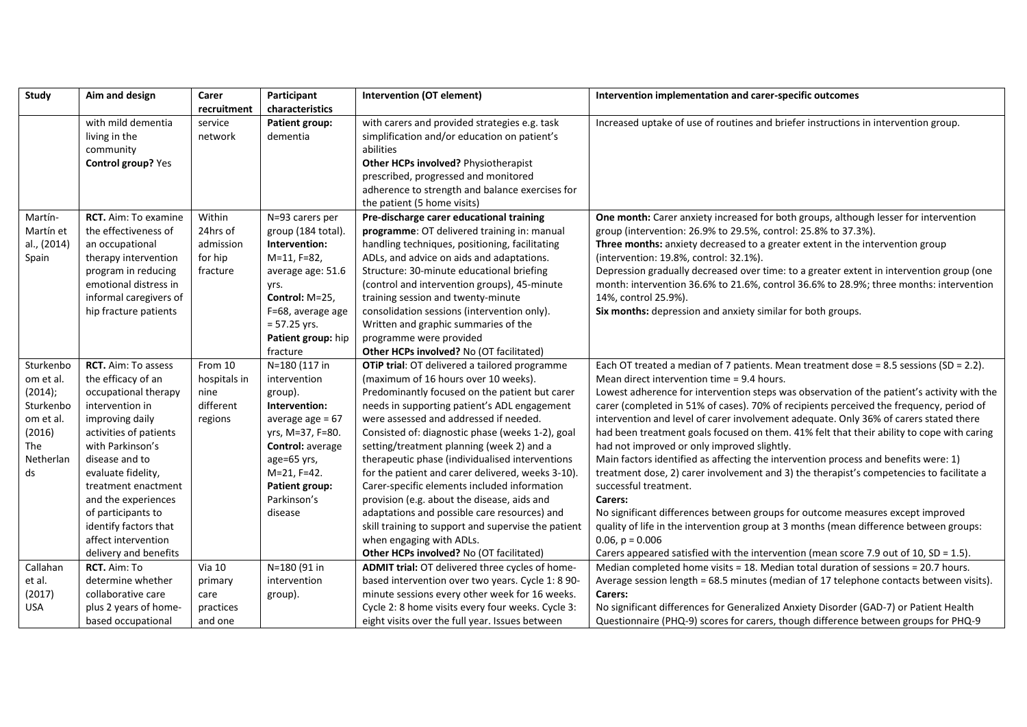| Study | Aim and design | Carer recruitment | Participant characteristics | Intervention (OT element) | Intervention implementation and carer-specific outcomes |
|---|---|---|---|---|---|
| | with mild dementia living in the community **Control group?** Yes | service network | **Patient group:** dementia | with carers and provided strategies e.g. task simplification and/or education on patient's abilities **Other HCPs involved?** Physiotherapist prescribed, progressed and monitored adherence to strength and balance exercises for the patient (5 home visits) | Increased uptake of use of routines and briefer instructions in intervention group. |
| Martín-Martín et al., (2014) Spain | **RCT.** Aim: To examine the effectiveness of an occupational therapy intervention program in reducing emotional distress in informal caregivers of hip fracture patients | Within 24hrs of admission for hip fracture | N=93 carers per group (184 total). **Intervention:** M=11, F=82, average age: 51.6 yrs. **Control:** M=25, F=68, average age = 57.25 yrs. **Patient group:** hip fracture | **Pre-discharge carer educational training programme**: OT delivered training in: manual handling techniques, positioning, facilitating ADLs, and advice on aids and adaptations. Structure: 30-minute educational briefing (control and intervention groups), 45-minute training session and twenty-minute consolidation sessions (intervention only). Written and graphic summaries of the programme were provided **Other HCPs involved?** No (OT facilitated) | **One month:** Carer anxiety increased for both groups, although lesser for intervention group (intervention: 26.9% to 29.5%, control: 25.8% to 37.3%). **Three months:** anxiety decreased to a greater extent in the intervention group (intervention: 19.8%, control: 32.1%). Depression gradually decreased over time: to a greater extent in intervention group (one month: intervention 36.6% to 21.6%, control 36.6% to 28.9%; three months: intervention 14%, control 25.9%). **Six months:** depression and anxiety similar for both groups. |
| Sturkenboom et al. (2014); Sturkenboom et al. (2016) The Netherlands | **RCT.** Aim: To assess the efficacy of an occupational therapy intervention in improving daily activities of patients with Parkinson's disease and to evaluate fidelity, treatment enactment and the experiences of participants to identify factors that affect intervention delivery and benefits | From 10 hospitals in nine different regions | N=180 (117 in intervention group). **Intervention:** average age = 67 yrs, M=37, F=80. **Control:** average age=65 yrs, M=21, F=42. **Patient group:** Parkinson's disease | **OTiP trial**: OT delivered a tailored programme (maximum of 16 hours over 10 weeks). Predominantly focused on the patient but carer needs in supporting patient's ADL engagement were assessed and addressed if needed. Consisted of: diagnostic phase (weeks 1-2), goal setting/treatment planning (week 2) and a therapeutic phase (individualised interventions for the patient and carer delivered, weeks 3-10). Carer-specific elements included information provision (e.g. about the disease, aids and adaptations and possible care resources) and skill training to support and supervise the patient when engaging with ADLs. **Other HCPs involved?** No (OT facilitated) | Each OT treated a median of 7 patients. Mean treatment dose = 8.5 sessions (SD = 2.2). Mean direct intervention time = 9.4 hours. Lowest adherence for intervention steps was observation of the patient's activity with the carer (completed in 51% of cases). 70% of recipients perceived the frequency, period of intervention and level of carer involvement adequate. Only 36% of carers stated there had been treatment goals focused on them. 41% felt that their ability to cope with caring had not improved or only improved slightly. Main factors identified as affecting the intervention process and benefits were: 1) treatment dose, 2) carer involvement and 3) the therapist's competencies to facilitate a successful treatment. **Carers:** No significant differences between groups for outcome measures except improved quality of life in the intervention group at 3 months (mean difference between groups: 0.06, p = 0.006 Carers appeared satisfied with the intervention (mean score 7.9 out of 10, SD = 1.5). |
| Callahan et al. (2017) USA | **RCT.** Aim: To determine whether collaborative care plus 2 years of home-based occupational | Via 10 primary care practices and one | N=180 (91 in intervention group). | **ADMIT trial:** OT delivered three cycles of home-based intervention over two years. Cycle 1: 8 90-minute sessions every other week for 16 weeks. Cycle 2: 8 home visits every four weeks. Cycle 3: eight visits over the full year. Issues between | Median completed home visits = 18. Median total duration of sessions = 20.7 hours. Average session length = 68.5 minutes (median of 17 telephone contacts between visits). **Carers:** No significant differences for Generalized Anxiety Disorder (GAD-7) or Patient Health Questionnaire (PHQ-9) scores for carers, though difference between groups for PHQ-9 |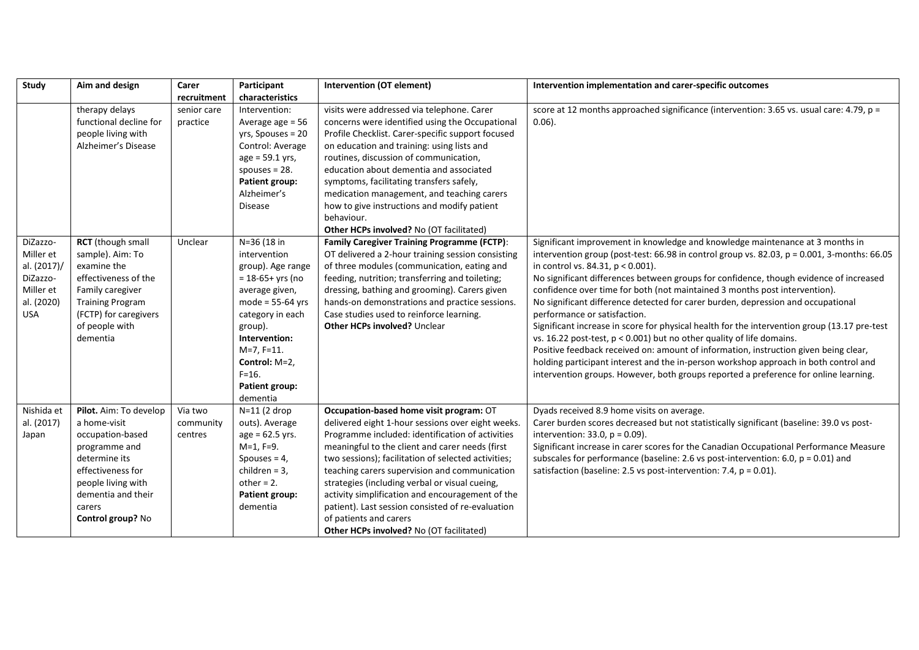| Study | Aim and design | Carer recruitment | Participant characteristics | Intervention (OT element) | Intervention implementation and carer-specific outcomes |
|---|---|---|---|---|---|
| | therapy delays functional decline for people living with Alzheimer's Disease | senior care practice | Intervention: Average age = 56 yrs, Spouses = 20 Control: Average age = 59.1 yrs, spouses = 28. **Patient group:** Alzheimer's Disease | visits were addressed via telephone. Carer concerns were identified using the Occupational Profile Checklist. Carer-specific support focused on education and training: using lists and routines, discussion of communication, education about dementia and associated symptoms, facilitating transfers safely, medication management, and teaching carers how to give instructions and modify patient behaviour. **Other HCPs involved?** No (OT facilitated) | score at 12 months approached significance (intervention: 3.65 vs. usual care: 4.79, $p = 0.06$). |
| DiZazzo-Miller et al. (2017)/ DiZazzo-Miller et al. (2020) USA | **RCT** (though small sample). Aim: To examine the effectiveness of the Family caregiver Training Program (FCTP) for caregivers of people with dementia | Unclear | N=36 (18 in intervention group). Age range = 18-65+ yrs (no average given, mode = 55-64 yrs category in each group). **Intervention:** M=7, F=11. **Control:** M=2, F=16. **Patient group:** dementia | **Family Caregiver Training Programme (FCTP)**: OT delivered a 2-hour training session consisting of three modules (communication, eating and feeding, nutrition; transferring and toileting; dressing, bathing and grooming). Carers given hands-on demonstrations and practice sessions. Case studies used to reinforce learning. **Other HCPs involved?** Unclear | Significant improvement in knowledge and knowledge maintenance at 3 months in intervention group (post-test: 66.98 in control group vs. 82.03, $p = 0.001$, 3-months: 66.05 in control vs. 84.31, $p < 0.001$). No significant differences between groups for confidence, though evidence of increased confidence over time for both (not maintained 3 months post intervention). No significant difference detected for carer burden, depression and occupational performance or satisfaction. Significant increase in score for physical health for the intervention group (13.17 pre-test vs. 16.22 post-test, $p < 0.001$) but no other quality of life domains. Positive feedback received on: amount of information, instruction given being clear, holding participant interest and the in-person workshop approach in both control and intervention groups. However, both groups reported a preference for online learning. |
| Nishida et al. (2017) Japan | **Pilot.** Aim: To develop a home-visit occupation-based programme and determine its effectiveness for people living with dementia and their carers **Control group?** No | Via two community centres | N=11 (2 drop outs). Average age = 62.5 yrs. M=1, F=9. Spouses = 4, children = 3, other = 2. **Patient group:** dementia | **Occupation-based home visit program:** OT delivered eight 1-hour sessions over eight weeks. Programme included: identification of activities meaningful to the client and carer needs (first two sessions); facilitation of selected activities; teaching carers supervision and communication strategies (including verbal or visual cueing, activity simplification and encouragement of the patient). Last session consisted of re-evaluation of patients and carers **Other HCPs involved?** No (OT facilitated) | Dyads received 8.9 home visits on average. Carer burden scores decreased but not statistically significant (baseline: 39.0 vs post-intervention: 33.0, $p = 0.09$). Significant increase in carer scores for the Canadian Occupational Performance Measure subscales for performance (baseline: 2.6 vs post-intervention: 6.0, $p = 0.01$) and satisfaction (baseline: 2.5 vs post-intervention: 7.4, $p = 0.01$). |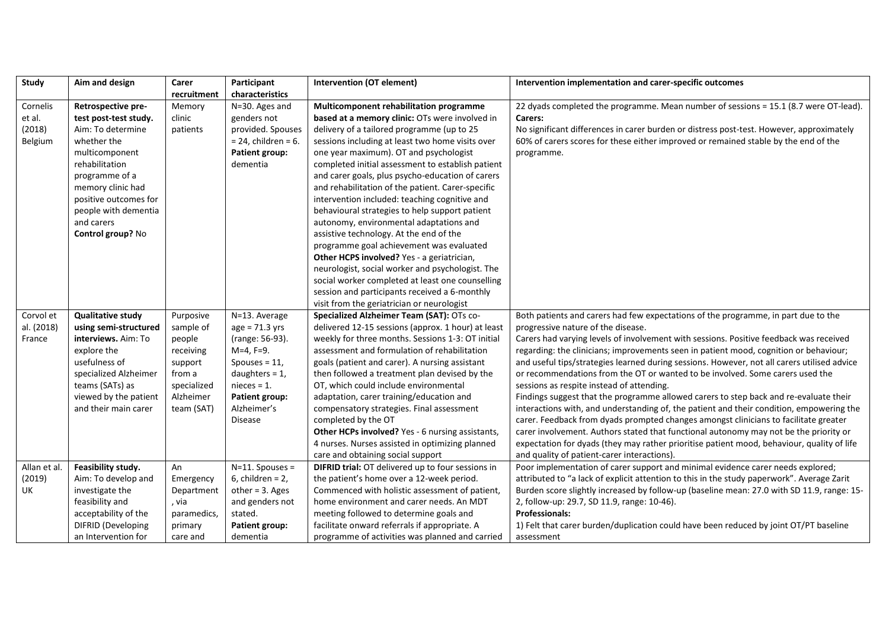| Study | Aim and design | Carer recruitment | Participant characteristics | Intervention (OT element) | Intervention implementation and carer-specific outcomes |
|---|---|---|---|---|---|
| Cornelis et al. (2018) Belgium | **Retrospective pre-test post-test study.** Aim: To determine whether the multicomponent rehabilitation programme of a memory clinic had positive outcomes for people with dementia and carers **Control group?** No | Memory clinic patients | N=30. Ages and genders not provided. Spouses = 24, children = 6. **Patient group:** dementia | **Multicomponent rehabilitation programme based at a memory clinic:** OTs were involved in delivery of a tailored programme (up to 25 sessions including at least two home visits over one year maximum). OT and psychologist completed initial assessment to establish patient and carer goals, plus psycho-education of carers and rehabilitation of the patient. Carer-specific intervention included: teaching cognitive and behavioural strategies to help support patient autonomy, environmental adaptations and assistive technology. At the end of the programme goal achievement was evaluated **Other HCPS involved?** Yes - a geriatrician, neurologist, social worker and psychologist. The social worker completed at least one counselling session and participants received a 6-monthly visit from the geriatrician or neurologist | 22 dyads completed the programme. Mean number of sessions = 15.1 (8.7 were OT-lead). **Carers:** No significant differences in carer burden or distress post-test. However, approximately 60% of carers scores for these either improved or remained stable by the end of the programme. |
| Corvol et al. (2018) France | **Qualitative study using semi-structured interviews.** Aim: To explore the usefulness of specialized Alzheimer teams (SATs) as viewed by the patient and their main carer | Purposive sample of people receiving support from a specialized Alzheimer team (SAT) | N=13. Average age = 71.3 yrs (range: 56-93). M=4, F=9. Spouses = 11, daughters = 1, nieces = 1. **Patient group:** Alzheimer's Disease | **Specialized Alzheimer Team (SAT):** OTs co-delivered 12-15 sessions (approx. 1 hour) at least weekly for three months. Sessions 1-3: OT initial assessment and formulation of rehabilitation goals (patient and carer). A nursing assistant then followed a treatment plan devised by the OT, which could include environmental adaptation, carer training/education and compensatory strategies. Final assessment completed by the OT **Other HCPs involved?** Yes - 6 nursing assistants, 4 nurses. Nurses assisted in optimizing planned care and obtaining social support | Both patients and carers had few expectations of the programme, in part due to the progressive nature of the disease. Carers had varying levels of involvement with sessions. Positive feedback was received regarding: the clinicians; improvements seen in patient mood, cognition or behaviour; and useful tips/strategies learned during sessions. However, not all carers utilised advice or recommendations from the OT or wanted to be involved. Some carers used the sessions as respite instead of attending. Findings suggest that the programme allowed carers to step back and re-evaluate their interactions with, and understanding of, the patient and their condition, empowering the carer. Feedback from dyads prompted changes amongst clinicians to facilitate greater carer involvement. Authors stated that functional autonomy may not be the priority or expectation for dyads (they may rather prioritise patient mood, behaviour, quality of life and quality of patient-carer interactions). |
| Allan et al. (2019) UK | **Feasibility study.** Aim: To develop and investigate the feasibility and acceptability of the DIFRID (Developing an Intervention for | An Emergency Department , via paramedics, primary care and | N=11. Spouses = 6, children = 2, other = 3. Ages and genders not stated. **Patient group:** dementia | **DIFRID trial:** OT delivered up to four sessions in the patient's home over a 12-week period. Commenced with holistic assessment of patient, home environment and carer needs. An MDT meeting followed to determine goals and facilitate onward referrals if appropriate. A programme of activities was planned and carried | Poor implementation of carer support and minimal evidence carer needs explored; attributed to "a lack of explicit attention to this in the study paperwork". Average Zarit Burden score slightly increased by follow-up (baseline mean: 27.0 with SD 11.9, range: 15-2, follow-up: 29.7, SD 11.9, range: 10-46). **Professionals:** 1) Felt that carer burden/duplication could have been reduced by joint OT/PT baseline assessment |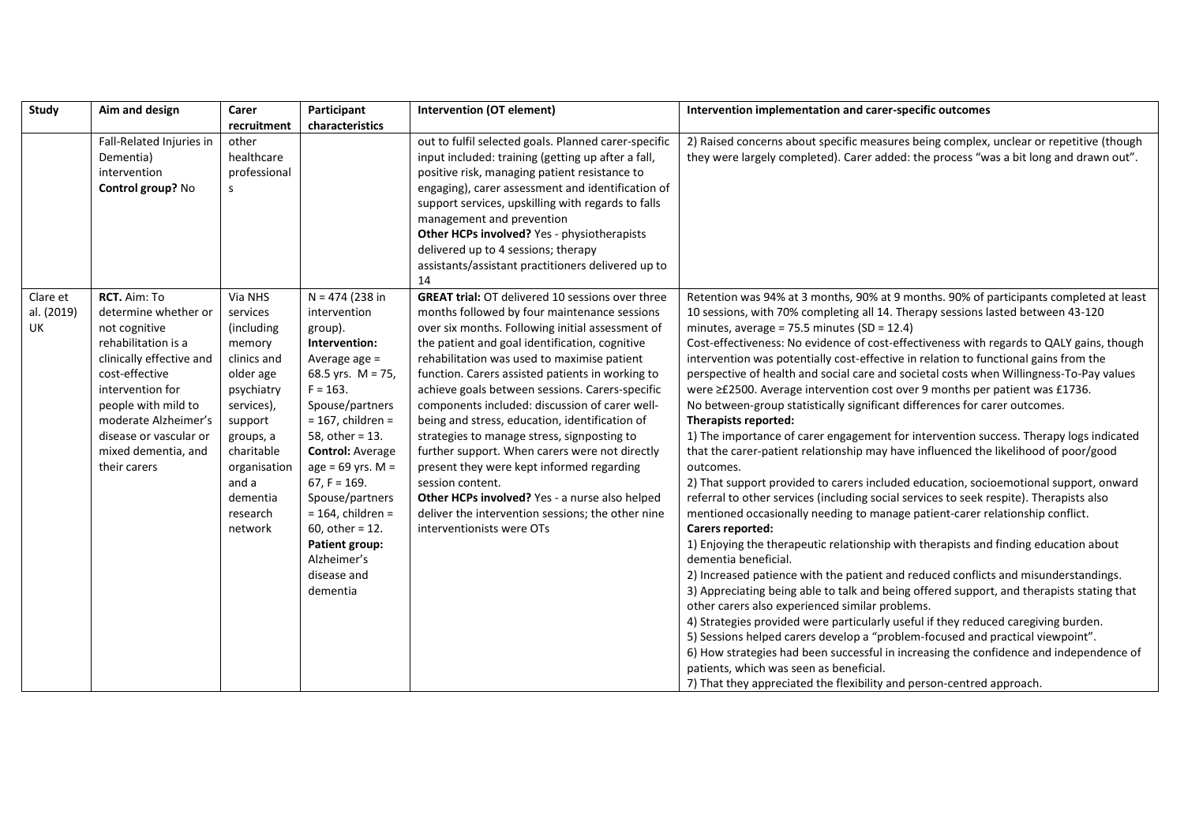| Study | Aim and design | Carer recruitment | Participant characteristics | Intervention (OT element) | Intervention implementation and carer-specific outcomes |
|---|---|---|---|---|---|
| | Fall-Related Injuries in Dementia) intervention<br>**Control group?** No | other healthcare professionals | | out to fulfil selected goals. Planned carer-specific input included: training (getting up after a fall, positive risk, managing patient resistance to engaging), carer assessment and identification of support services, upskilling with regards to falls management and prevention<br>**Other HCPs involved?** Yes - physiotherapists delivered up to 4 sessions; therapy assistants/assistant practitioners delivered up to 14 | 2) Raised concerns about specific measures being complex, unclear or repetitive (though they were largely completed). Carer added: the process "was a bit long and drawn out". |
| Clare et al. (2019) UK | **RCT.** Aim: To determine whether or not cognitive rehabilitation is a clinically effective and cost-effective intervention for people with mild to moderate Alzheimer's disease or vascular or mixed dementia, and their carers | Via NHS services (including memory clinics and older age psychiatry services), support groups, a charitable organisation and a dementia research network | N = 474 (238 in intervention group).<br>**Intervention:** Average age = 68.5 yrs. M = 75, F = 163. Spouse/partners = 167, children = 58, other = 13.<br>**Control:** Average age = 69 yrs. M = 67, F = 169. Spouse/partners = 164, children = 60, other = 12.<br>**Patient group:** Alzheimer's disease and dementia | **GREAT trial:** OT delivered 10 sessions over three months followed by four maintenance sessions over six months. Following initial assessment of the patient and goal identification, cognitive rehabilitation was used to maximise patient function. Carers assisted patients in working to achieve goals between sessions. Carers-specific components included: discussion of carer well-being and stress, education, identification of strategies to manage stress, signposting to further support. When carers were not directly present they were kept informed regarding session content.<br>**Other HCPs involved?** Yes - a nurse also helped deliver the intervention sessions; the other nine interventionists were OTs | Retention was 94% at 3 months, 90% at 9 months. 90% of participants completed at least 10 sessions, with 70% completing all 14. Therapy sessions lasted between 43-120 minutes, average = 75.5 minutes (SD = 12.4)<br>Cost-effectiveness: No evidence of cost-effectiveness with regards to QALY gains, though intervention was potentially cost-effective in relation to functional gains from the perspective of health and social care and societal costs when Willingness-To-Pay values were ≥£2500. Average intervention cost over 9 months per patient was £1736.<br>No between-group statistically significant differences for carer outcomes.<br>**Therapists reported:**<br>1) The importance of carer engagement for intervention success. Therapy logs indicated that the carer-patient relationship may have influenced the likelihood of poor/good outcomes.<br>2) That support provided to carers included education, socioemotional support, onward referral to other services (including social services to seek respite). Therapists also mentioned occasionally needing to manage patient-carer relationship conflict.<br>**Carers reported:**<br>1) Enjoying the therapeutic relationship with therapists and finding education about dementia beneficial.<br>2) Increased patience with the patient and reduced conflicts and misunderstandings.<br>3) Appreciating being able to talk and being offered support, and therapists stating that other carers also experienced similar problems.<br>4) Strategies provided were particularly useful if they reduced caregiving burden.<br>5) Sessions helped carers develop a "problem-focused and practical viewpoint".<br>6) How strategies had been successful in increasing the confidence and independence of patients, which was seen as beneficial.<br>7) That they appreciated the flexibility and person-centred approach. |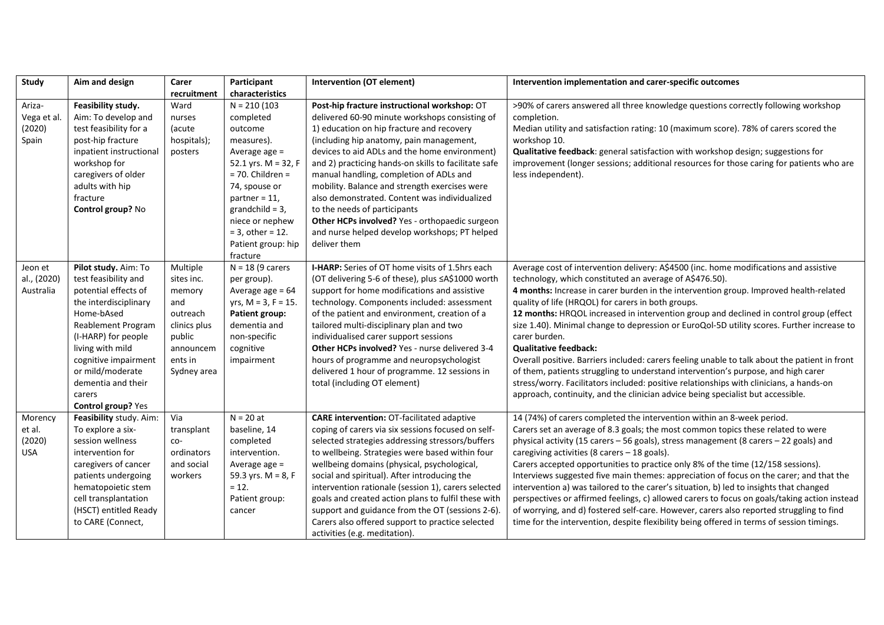| Study | Aim and design | Carer recruitment | Participant characteristics | Intervention (OT element) | Intervention implementation and carer-specific outcomes |
|---|---|---|---|---|---|
| Ariza-Vega et al. (2020) Spain | **Feasibility study.** Aim: To develop and test feasibility for a post-hip fracture inpatient instructional workshop for caregivers of older adults with hip fracture **Control group?** No | Ward nurses (acute hospitals); posters | N = 210 (103 completed outcome measures). Average age = 52.1 yrs. M = 32, F = 70. Children = 74, spouse or partner = 11, grandchild = 3, niece or nephew = 3, other = 12. Patient group: hip fracture | **Post-hip fracture instructional workshop:** OT delivered 60-90 minute workshops consisting of 1) education on hip fracture and recovery (including hip anatomy, pain management, devices to aid ADLs and the home environment) and 2) practicing hands-on skills to facilitate safe manual handling, completion of ADLs and mobility. Balance and strength exercises were also demonstrated. Content was individualized to the needs of participants **Other HCPs involved?** Yes - orthopaedic surgeon and nurse helped develop workshops; PT helped deliver them | >90% of carers answered all three knowledge questions correctly following workshop completion. Median utility and satisfaction rating: 10 (maximum score). 78% of carers scored the workshop 10. **Qualitative feedback**: general satisfaction with workshop design; suggestions for improvement (longer sessions; additional resources for those caring for patients who are less independent). |
| Jeon et al., (2020) Australia | **Pilot study.** Aim: To test feasibility and potential effects of the interdisciplinary Home-bAsed Reablement Program (I-HARP) for people living with mild cognitive impairment or mild/moderate dementia and their carers **Control group?** Yes | Multiple sites inc. memory and outreach clinics plus public announcements in Sydney area | N = 18 (9 carers per group). Average age = 64 yrs, M = 3, F = 15. **Patient group:** dementia and non-specific cognitive impairment | **I-HARP:** Series of OT home visits of 1.5hrs each (OT delivering 5-6 of these), plus ≤A$1000 worth support for home modifications and assistive technology. Components included: assessment of the patient and environment, creation of a tailored multi-disciplinary plan and two individualised carer support sessions **Other HCPs involved?** Yes - nurse delivered 3-4 hours of programme and neuropsychologist delivered 1 hour of programme. 12 sessions in total (including OT element) | Average cost of intervention delivery: A$4500 (inc. home modifications and assistive technology, which constituted an average of A$476.50). **4 months:** Increase in carer burden in the intervention group. Improved health-related quality of life (HRQOL) for carers in both groups. **12 months:** HRQOL increased in intervention group and declined in control group (effect size 1.40). Minimal change to depression or EuroQol-5D utility scores. Further increase to carer burden. **Qualitative feedback:** Overall positive. Barriers included: carers feeling unable to talk about the patient in front of them, patients struggling to understand intervention's purpose, and high carer stress/worry. Facilitators included: positive relationships with clinicians, a hands-on approach, continuity, and the clinician advice being specialist but accessible. |
| Morency et al. (2020) USA | **Feasibility study.** Aim: To explore a six-session wellness intervention for caregivers of cancer patients undergoing hematopoietic stem cell transplantation (HSCT) entitled Ready to CARE (Connect, | Via transplant co-ordinators and social workers | N = 20 at baseline, 14 completed intervention. Average age = 59.3 yrs. M = 8, F = 12. Patient group: cancer | **CARE intervention:** OT-facilitated adaptive coping of carers via six sessions focused on self-selected strategies addressing stressors/buffers to wellbeing. Strategies were based within four wellbeing domains (physical, psychological, social and spiritual). After introducing the intervention rationale (session 1), carers selected goals and created action plans to fulfil these with support and guidance from the OT (sessions 2-6). Carers also offered support to practice selected activities (e.g. meditation). | 14 (74%) of carers completed the intervention within an 8-week period. Carers set an average of 8.3 goals; the most common topics these related to were physical activity (15 carers – 56 goals), stress management (8 carers – 22 goals) and caregiving activities (8 carers – 18 goals). Carers accepted opportunities to practice only 8% of the time (12/158 sessions). Interviews suggested five main themes: appreciation of focus on the carer; and that the intervention a) was tailored to the carer's situation, b) led to insights that changed perspectives or affirmed feelings, c) allowed carers to focus on goals/taking action instead of worrying, and d) fostered self-care. However, carers also reported struggling to find time for the intervention, despite flexibility being offered in terms of session timings. |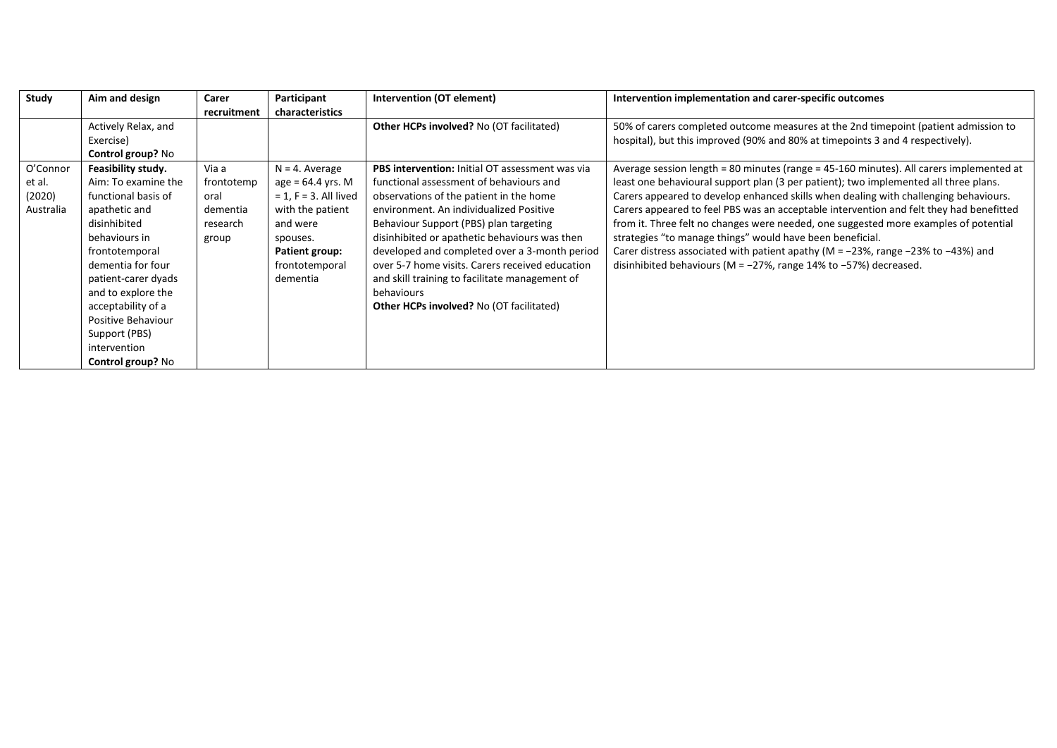| Study | Aim and design | Carer recruitment | Participant characteristics | Intervention (OT element) | Intervention implementation and carer-specific outcomes |
|---|---|---|---|---|---|
| | Actively Relax, and Exercise)<br>**Control group?** No | | | **Other HCPs involved?** No (OT facilitated) | 50% of carers completed outcome measures at the 2nd timepoint (patient admission to hospital), but this improved (90% and 80% at timepoints 3 and 4 respectively). |
| O'Connor et al. (2020) Australia | **Feasibility study.**<br>Aim: To examine the functional basis of apathetic and disinhibited behaviours in frontotemporal dementia for four patient-carer dyads and to explore the acceptability of a Positive Behaviour Support (PBS) intervention<br>**Control group?** No | Via a frontotemporal dementia research group | N = 4. Average age = 64.4 yrs. M = 1, F = 3. All lived with the patient and were spouses.<br>**Patient group:** frontotemporal dementia | **PBS intervention:** Initial OT assessment was via functional assessment of behaviours and observations of the patient in the home environment. An individualized Positive Behaviour Support (PBS) plan targeting disinhibited or apathetic behaviours was then developed and completed over a 3-month period over 5-7 home visits. Carers received education and skill training to facilitate management of behaviours<br>**Other HCPs involved?** No (OT facilitated) | Average session length = 80 minutes (range = 45-160 minutes). All carers implemented at least one behavioural support plan (3 per patient); two implemented all three plans. Carers appeared to develop enhanced skills when dealing with challenging behaviours. Carers appeared to feel PBS was an acceptable intervention and felt they had benefitted from it. Three felt no changes were needed, one suggested more examples of potential strategies "to manage things" would have been beneficial.<br>Carer distress associated with patient apathy (M = −23%, range −23% to −43%) and disinhibited behaviours (M = −27%, range 14% to −57%) decreased. |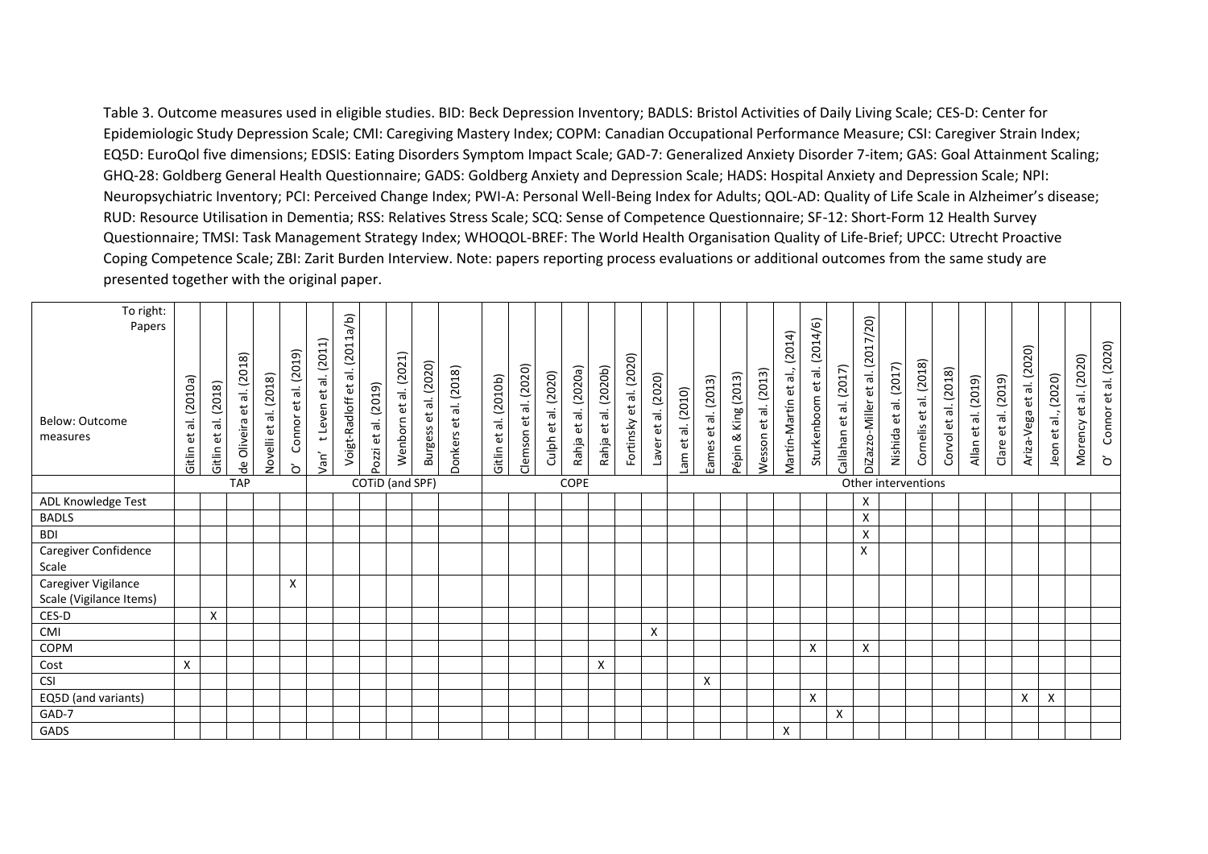Table 3. Outcome measures used in eligible studies. BID: Beck Depression Inventory; BADLS: Bristol Activities of Daily Living Scale; CES-D: Center for Epidemiologic Study Depression Scale; CMI: Caregiving Mastery Index; COPM: Canadian Occupational Performance Measure; CSI: Caregiver Strain Index; EQ5D: EuroQol five dimensions; EDSIS: Eating Disorders Symptom Impact Scale; GAD-7: Generalized Anxiety Disorder 7-item; GAS: Goal Attainment Scaling; GHQ-28: Goldberg General Health Questionnaire; GADS: Goldberg Anxiety and Depression Scale; HADS: Hospital Anxiety and Depression Scale; NPI: Neuropsychiatric Inventory; PCI: Perceived Change Index; PWI-A: Personal Well-Being Index for Adults; QOL-AD: Quality of Life Scale in Alzheimer's disease; RUD: Resource Utilisation in Dementia; RSS: Relatives Stress Scale; SCQ: Sense of Competence Questionnaire; SF-12: Short-Form 12 Health Survey Questionnaire; TMSI: Task Management Strategy Index; WHOQOL-BREF: The World Health Organisation Quality of Life-Brief; UPCC: Utrecht Proactive Coping Competence Scale; ZBI: Zarit Burden Interview. Note: papers reporting process evaluations or additional outcomes from the same study are presented together with the original paper.

| To right: Papers / Below: Outcome measures | Gitlin et al. (2010a) | Gitlin et al. (2018) | de Oliveira et al. (2018) | Novelli et al. (2018) | O' Connor et al. (2019) | Van' t Leven et al. (2011) | Voigt-Radloff et al. (2011a/b) | Pozzi et al. (2019) | Wenborn et al. (2021) | Burgess et al. (2020) | Donkers et al. (2018) | Gitlin et al. (2010b) | Clemson et al. (2020) | Culph et al. (2020) | Rahja et al. (2020a) | Rahja et al. (2020b) | Fortinsky et al. (2020) | Laver et al. (2020) | Lam et al. (2010) | Eames et al. (2013) | Pépin & King (2013) | Wesson et al. (2013) | Martín-Martín et al., (2014) | Sturkenboom et al. (2014/6) | Callahan et al. (2017) | DiZazzo-Miller et al. (2017/20) | Nishida et al. (2017) | Cornelis et al. (2018) | Corvol et al. (2018) | Allan et al. (2019) | Clare et al. (2019) | Ariza-Vega et al. (2020) | Jeon et al., (2020) | Morency et al. (2020) | O' Connor et al. (2020) |
|---|---|---|---|---|---|---|---|---|---|---|---|---|---|---|---|---|---|---|---|---|---|---|---|---|---|---|---|---|---|---|---|---|---|---|---|
| | TAP | | | | | COTiD (and SPF) | | | | | | COPE | | | | | | | Other interventions | | | | | | | | | | | | | | | | |
| ADL Knowledge Test | | | | | | | | | | | | | | | | | | | | | | | | | | X | | | | | | | | | |
| BADLS | | | | | | | | | | | | | | | | | | | | | | | | | | X | | | | | | | | | |
| BDI | | | | | | | | | | | | | | | | | | | | | | | | | | X | | | | | | | | | |
| Caregiver Confidence Scale | | | | | | | | | | | | | | | | | | | | | | | | | | X | | | | | | | | | |
| Caregiver Vigilance Scale (Vigilance Items) | | | | | X | | | | | | | | | | | | | | | | | | | | | | | | | | | | | | |
| CES-D | | X | | | | | | | | | | | | | | | | | | | | | | | | | | | | | | | | | |
| CMI | | | | | | | | | | | | | | | | | | X | | | | | | | | | | | | | | | | | |
| COPM | | | | | | | | | | | | | | | | | | | | | | | | X | | X | | | | | | | | | |
| Cost | X | | | | | | | | | | | | | | | X | | | | | | | | | | | | | | | | | | | |
| CSI | | | | | | | | | | | | | | | | | | | | X | | | | | | | | | | | | | | | |
| EQ5D (and variants) | | | | | | | | | | | | | | | | | | | | | | | | X | | | | | | | | X | X | | |
| GAD-7 | | | | | | | | | | | | | | | | | | | | | | | | | X | | | | | | | | | | |
| GADS | | | | | | | | | | | | | | | | | | | | | | | X | | | | | | | | | | | | |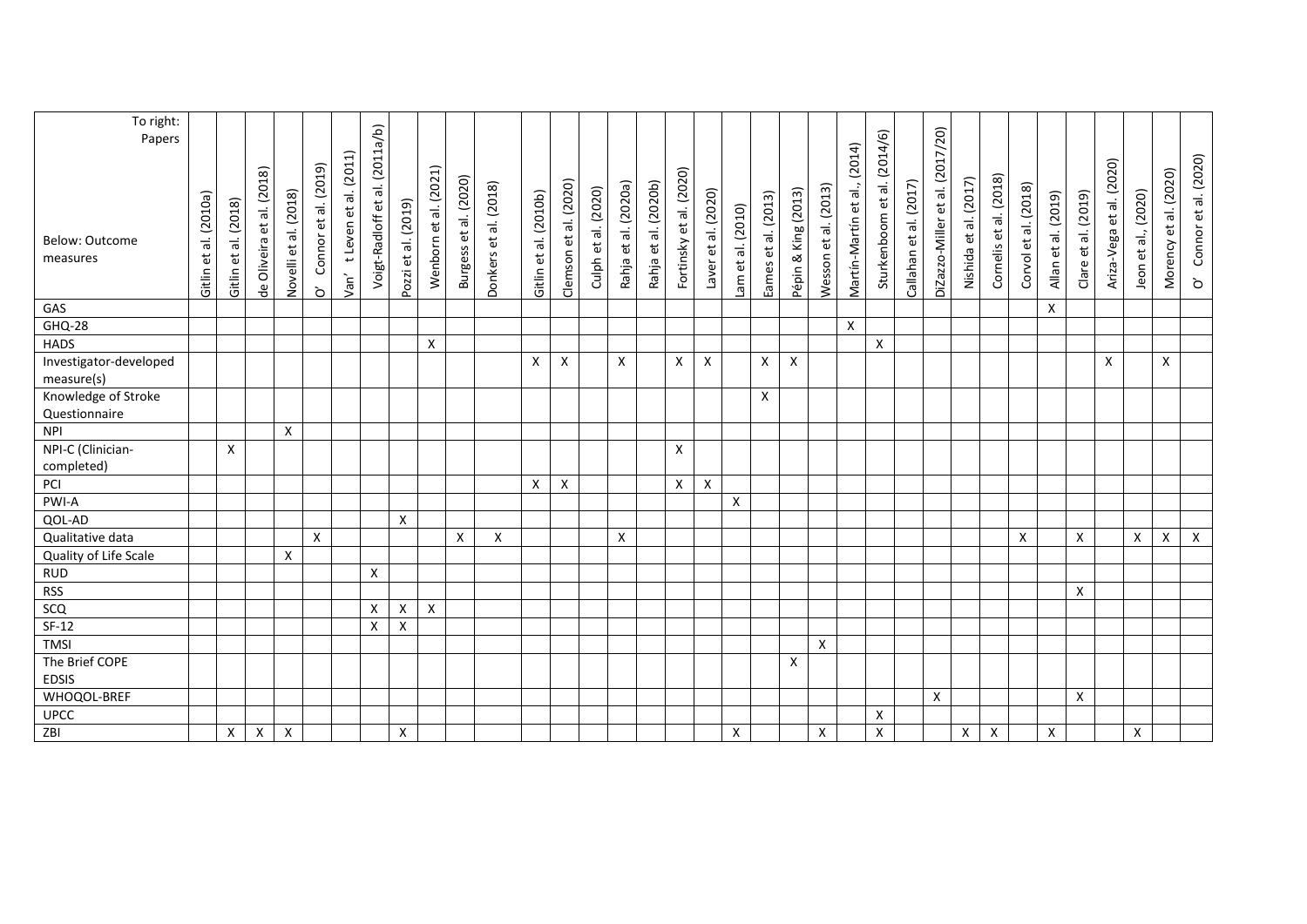| To right: Papers<br>Below: Outcome measures | Gitlin et al. (2010a) | Gitlin et al. (2018) | de Oliveira et al. (2018) | Novelli et al. (2018) | O' Connor et al. (2019) | Van' t Leven et al. (2011) | Voigt-Radloff et al. (2011a/b) | Pozzi et al. (2019) | Wenborn et al. (2021) | Burgess et al. (2020) | Donkers et al. (2018) | Gitlin et al. (2010b) | Clemson et al. (2020) | Culph et al. (2020) | Rahja et al. (2020a) | Rahja et al. (2020b) | Fortinsky et al. (2020) | Laver et al. (2020) | Lam et al. (2010) | Eames et al. (2013) | Pépin & King (2013) | Wesson et al. (2013) | Martín-Martín et al., (2014) | Sturkenboom et al. (2014/6) | Callahan et al. (2017) | DiZazzo-Miller et al. (2017/20) | Nishida et al. (2017) | Cornelis et al. (2018) | Corvol et al. (2018) | Allan et al. (2019) | Clare et al. (2019) | Ariza-Vega et al. (2020) | Jeon et al., (2020) | Morency et al. (2020) | O' Connor et al. (2020) |
|---|---|---|---|---|---|---|---|---|---|---|---|---|---|---|---|---|---|---|---|---|---|---|---|---|---|---|---|---|---|---|---|---|---|---|---|
| GAS | | | | | | | | | | | | | | | | | | | | | | | | | | | | | | X | | | | | |
| GHQ-28 | | | | | | | | | | | | | | | | | | | | | | | X | | | | | | | | | | | | |
| HADS | | | | | | | | | X | | | | | | | | | | | | | | | X | | | | | | | | | | | |
| Investigator-developed measure(s) | | | | | | | | | | | | X | X | | X | | X | X | | X | X | | | | | | | | | | | X | | X | |
| Knowledge of Stroke Questionnaire | | | | | | | | | | | | | | | | | | | | X | | | | | | | | | | | | | | | |
| NPI | | | | X | | | | | | | | | | | | | | | | | | | | | | | | | | | | | | | |
| NPI-C (Clinician-completed) | | X | | | | | | | | | | | | | | | X | | | | | | | | | | | | | | | | | | |
| PCI | | | | | | | | | | | | X | X | | | | X | X | | | | | | | | | | | | | | | | | |
| PWI-A | | | | | | | | | | | | | | | | | | | X | | | | | | | | | | | | | | | | |
| QOL-AD | | | | | | | | X | | | | | | | | | | | | | | | | | | | | | | | | | | | |
| Qualitative data | | | | | X | | | | | X | X | | | | X | | | | | | | | | | | | | | X | | X | | X | X | X |
| Quality of Life Scale | | | | X | | | | | | | | | | | | | | | | | | | | | | | | | | | | | | | |
| RUD | | | | | | | X | | | | | | | | | | | | | | | | | | | | | | | | | | | | |
| RSS | | | | | | | | | | | | | | | | | | | | | | | | | | | | | | | X | | | | |
| SCQ | | | | | | | X | X | X | | | | | | | | | | | | | | | | | | | | | | | | | | |
| SF-12 | | | | | | | X | X | | | | | | | | | | | | | | | | | | | | | | | | | | | |
| TMSI | | | | | | | | | | | | | | | | | | | | | | X | | | | | | | | | | | | | |
| The Brief COPE<br>EDSIS | | | | | | | | | | | | | | | | | | | | | X | | | | | | | | | | | | | | |
| WHOQOL-BREF | | | | | | | | | | | | | | | | | | | | | | | | | | X | | | | | X | | | | |
| UPCC | | | | | | | | | | | | | | | | | | | | | | | | X | | | | | | | | | | | |
| ZBI | | X | X | X | | | | X | | | | | | | | | | | X | | | X | | X | | | X | X | | X | | | X | | |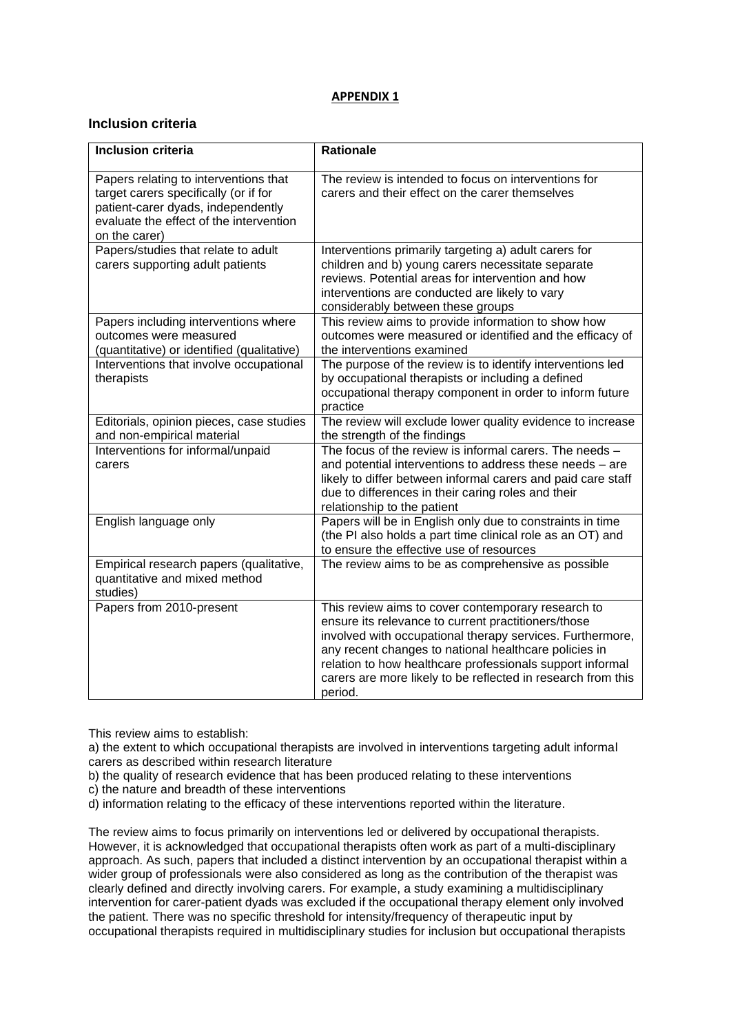**APPENDIX 1**

### Inclusion criteria

| Inclusion criteria | Rationale |
|---|---|
| Papers relating to interventions that target carers specifically (or if for patient-carer dyads, independently evaluate the effect of the intervention on the carer) | The review is intended to focus on interventions for carers and their effect on the carer themselves |
| Papers/studies that relate to adult carers supporting adult patients | Interventions primarily targeting a) adult carers for children and b) young carers necessitate separate reviews. Potential areas for intervention and how interventions are conducted are likely to vary considerably between these groups |
| Papers including interventions where outcomes were measured (quantitative) or identified (qualitative) | This review aims to provide information to show how outcomes were measured or identified and the efficacy of the interventions examined |
| Interventions that involve occupational therapists | The purpose of the review is to identify interventions led by occupational therapists or including a defined occupational therapy component in order to inform future practice |
| Editorials, opinion pieces, case studies and non-empirical material | The review will exclude lower quality evidence to increase the strength of the findings |
| Interventions for informal/unpaid carers | The focus of the review is informal carers. The needs – and potential interventions to address these needs – are likely to differ between informal carers and paid care staff due to differences in their caring roles and their relationship to the patient |
| English language only | Papers will be in English only due to constraints in time (the PI also holds a part time clinical role as an OT) and to ensure the effective use of resources |
| Empirical research papers (qualitative, quantitative and mixed method studies) | The review aims to be as comprehensive as possible |
| Papers from 2010-present | This review aims to cover contemporary research to ensure its relevance to current practitioners/those involved with occupational therapy services. Furthermore, any recent changes to national healthcare policies in relation to how healthcare professionals support informal carers are more likely to be reflected in research from this period. |

This review aims to establish:

a) the extent to which occupational therapists are involved in interventions targeting adult informal carers as described within research literature

b) the quality of research evidence that has been produced relating to these interventions

c) the nature and breadth of these interventions

d) information relating to the efficacy of these interventions reported within the literature.

The review aims to focus primarily on interventions led or delivered by occupational therapists. However, it is acknowledged that occupational therapists often work as part of a multi-disciplinary approach. As such, papers that included a distinct intervention by an occupational therapist within a wider group of professionals were also considered as long as the contribution of the therapist was clearly defined and directly involving carers. For example, a study examining a multidisciplinary intervention for carer-patient dyads was excluded if the occupational therapy element only involved the patient. There was no specific threshold for intensity/frequency of therapeutic input by occupational therapists required in multidisciplinary studies for inclusion but occupational therapists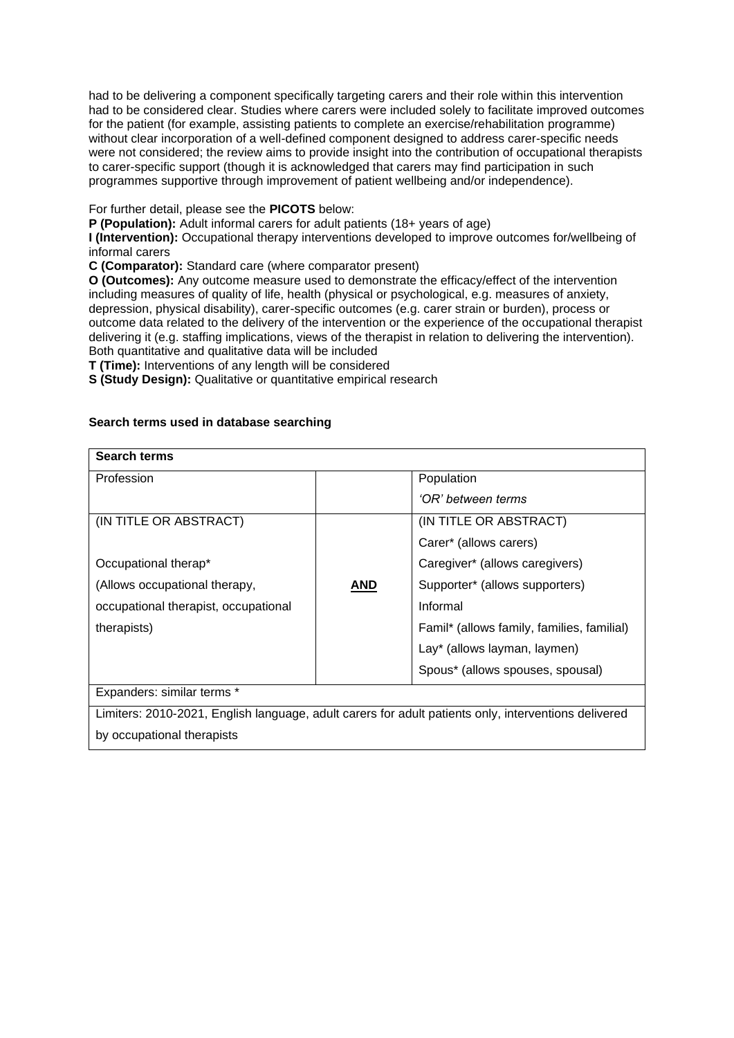had to be delivering a component specifically targeting carers and their role within this intervention had to be considered clear. Studies where carers were included solely to facilitate improved outcomes for the patient (for example, assisting patients to complete an exercise/rehabilitation programme) without clear incorporation of a well-defined component designed to address carer-specific needs were not considered; the review aims to provide insight into the contribution of occupational therapists to carer-specific support (though it is acknowledged that carers may find participation in such programmes supportive through improvement of patient wellbeing and/or independence).

For further detail, please see the **PICOTS** below:

**P (Population):** Adult informal carers for adult patients (18+ years of age)

**I (Intervention):** Occupational therapy interventions developed to improve outcomes for/wellbeing of informal carers

**C (Comparator):** Standard care (where comparator present)

**O (Outcomes):** Any outcome measure used to demonstrate the efficacy/effect of the intervention including measures of quality of life, health (physical or psychological, e.g. measures of anxiety, depression, physical disability), carer-specific outcomes (e.g. carer strain or burden), process or outcome data related to the delivery of the intervention or the experience of the occupational therapist delivering it (e.g. staffing implications, views of the therapist in relation to delivering the intervention). Both quantitative and qualitative data will be included

**T (Time):** Interventions of any length will be considered

**S (Study Design):** Qualitative or quantitative empirical research

**Search terms used in database searching**

| **Search terms** | | |
|---|---|---|
| Profession | | Population<br>*'OR' between terms* |
| (IN TITLE OR ABSTRACT)<br><br>Occupational therap*<br>(Allows occupational therapy, occupational therapist, occupational therapists) | **AND** | (IN TITLE OR ABSTRACT)<br>Carer* (allows carers)<br>Caregiver* (allows caregivers)<br>Supporter* (allows supporters)<br>Informal<br>Famil* (allows family, families, familial)<br>Lay* (allows layman, laymen)<br>Spous* (allows spouses, spousal) |
| Expanders: similar terms * | | |
| Limiters: 2010-2021, English language, adult carers for adult patients only, interventions delivered by occupational therapists | | |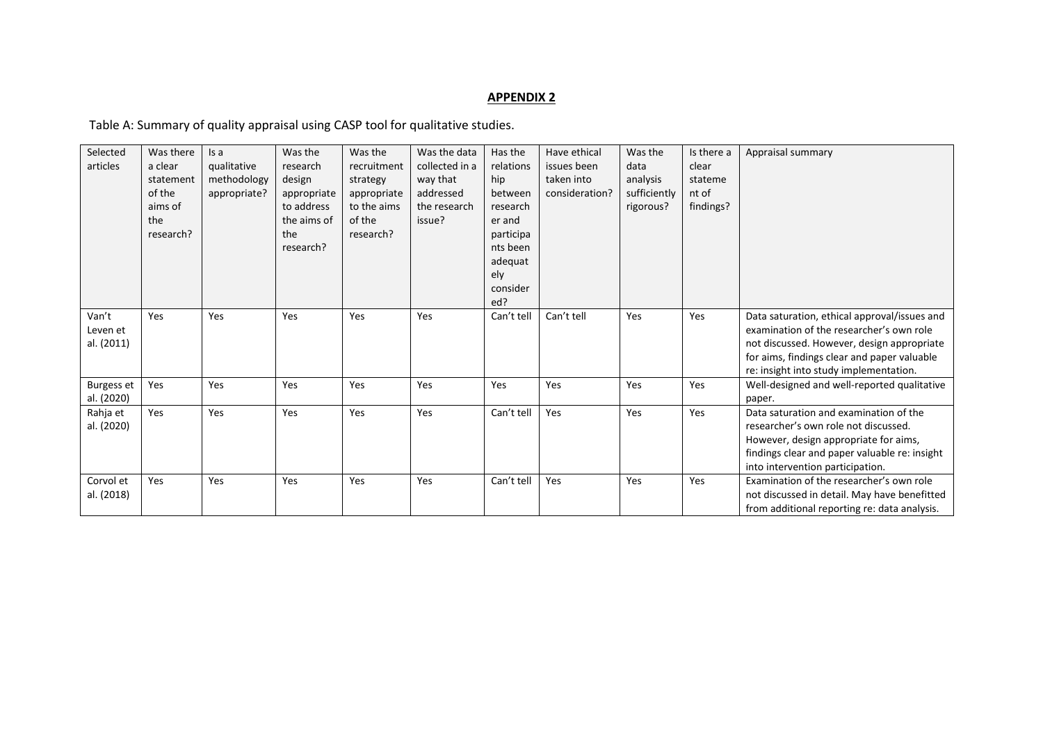**APPENDIX 2**

Table A: Summary of quality appraisal using CASP tool for qualitative studies.

| Selected articles | Was there a clear statement of the aims of the research? | Is a qualitative methodology appropriate? | Was the research design appropriate to address the aims of the research? | Was the recruitment strategy appropriate to the aims of the research? | Was the data collected in a way that addressed the research issue? | Has the relationship between researcher and participants been adequately considered? | Have ethical issues been taken into consideration? | Was the data analysis sufficiently rigorous? | Is there a clear statement of findings? | Appraisal summary |
|---|---|---|---|---|---|---|---|---|---|---|
| Van't Leven et al. (2011) | Yes | Yes | Yes | Yes | Yes | Can't tell | Can't tell | Yes | Yes | Data saturation, ethical approval/issues and examination of the researcher's own role not discussed. However, design appropriate for aims, findings clear and paper valuable re: insight into study implementation. |
| Burgess et al. (2020) | Yes | Yes | Yes | Yes | Yes | Yes | Yes | Yes | Yes | Well-designed and well-reported qualitative paper. |
| Rahja et al. (2020) | Yes | Yes | Yes | Yes | Yes | Can't tell | Yes | Yes | Yes | Data saturation and examination of the researcher's own role not discussed. However, design appropriate for aims, findings clear and paper valuable re: insight into intervention participation. |
| Corvol et al. (2018) | Yes | Yes | Yes | Yes | Yes | Can't tell | Yes | Yes | Yes | Examination of the researcher's own role not discussed in detail. May have benefitted from additional reporting re: data analysis. |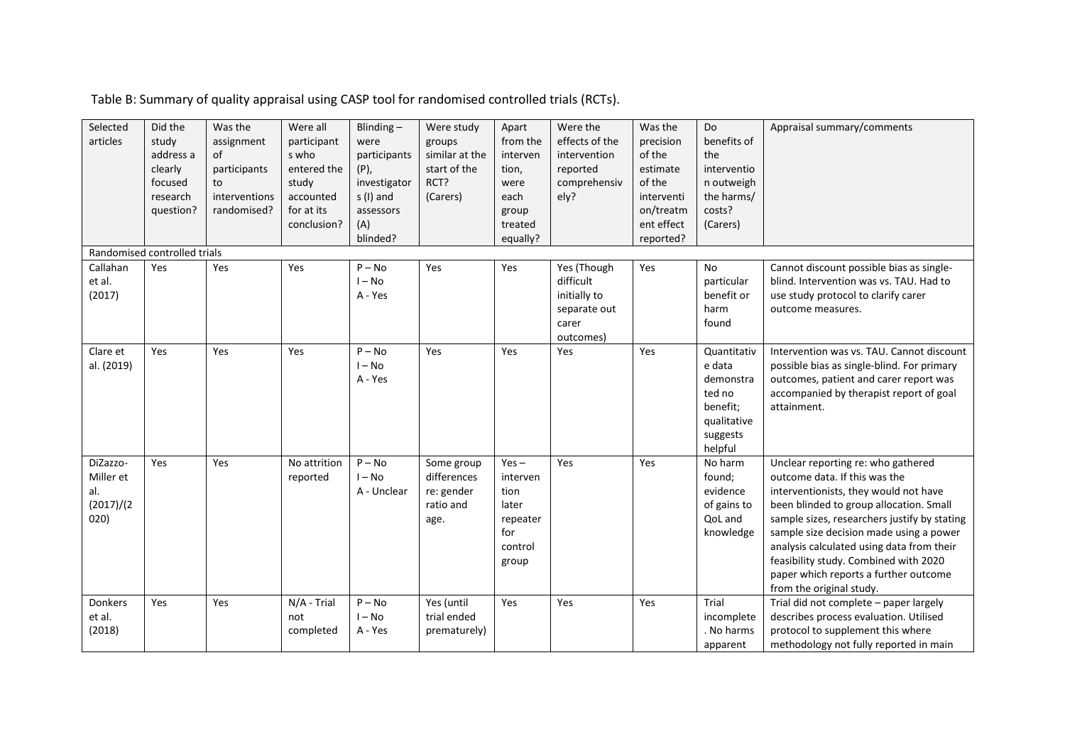Table B: Summary of quality appraisal using CASP tool for randomised controlled trials (RCTs).

| Selected articles | Did the study address a clearly focused research question? | Was the assignment of participants to interventions randomised? | Were all participants who entered the study accounted for at its conclusion? | Blinding – were participants (P), investigators (I) and assessors (A) blinded? | Were study groups similar at the start of the RCT? (Carers) | Apart from the intervention, were each group treated equally? | Were the effects of the intervention reported comprehensively? | Was the precision of the estimate of the intervention/treatment effect reported? | Do benefits of the intervention outweigh the harms/ costs? (Carers) | Appraisal summary/comments |
|---|---|---|---|---|---|---|---|---|---|---|
| Randomised controlled trials | | | | | | | | | | |
| Callahan et al. (2017) | Yes | Yes | Yes | P – No<br>I – No<br>A - Yes | Yes | Yes | Yes (Though difficult initially to separate out carer outcomes) | Yes | No particular benefit or harm found | Cannot discount possible bias as single-blind. Intervention was vs. TAU. Had to use study protocol to clarify carer outcome measures. |
| Clare et al. (2019) | Yes | Yes | Yes | P – No<br>I – No<br>A - Yes | Yes | Yes | Yes | Yes | Quantitative data demonstrated no benefit; qualitative suggests helpful | Intervention was vs. TAU. Cannot discount possible bias as single-blind. For primary outcomes, patient and carer report was accompanied by therapist report of goal attainment. |
| DiZazzo-Miller et al. (2017)/(2020) | Yes | Yes | No attrition reported | P – No<br>I – No<br>A - Unclear | Some group differences re: gender ratio and age. | Yes – intervention later repeater for control group | Yes | Yes | No harm found; evidence of gains to QoL and knowledge | Unclear reporting re: who gathered outcome data. If this was the interventionists, they would not have been blinded to group allocation. Small sample sizes, researchers justify by stating sample size decision made using a power analysis calculated using data from their feasibility study. Combined with 2020 paper which reports a further outcome from the original study. |
| Donkers et al. (2018) | Yes | Yes | N/A - Trial not completed | P – No<br>I – No<br>A - Yes | Yes (until trial ended prematurely) | Yes | Yes | Yes | Trial incomplete. No harms apparent | Trial did not complete – paper largely describes process evaluation. Utilised protocol to supplement this where methodology not fully reported in main |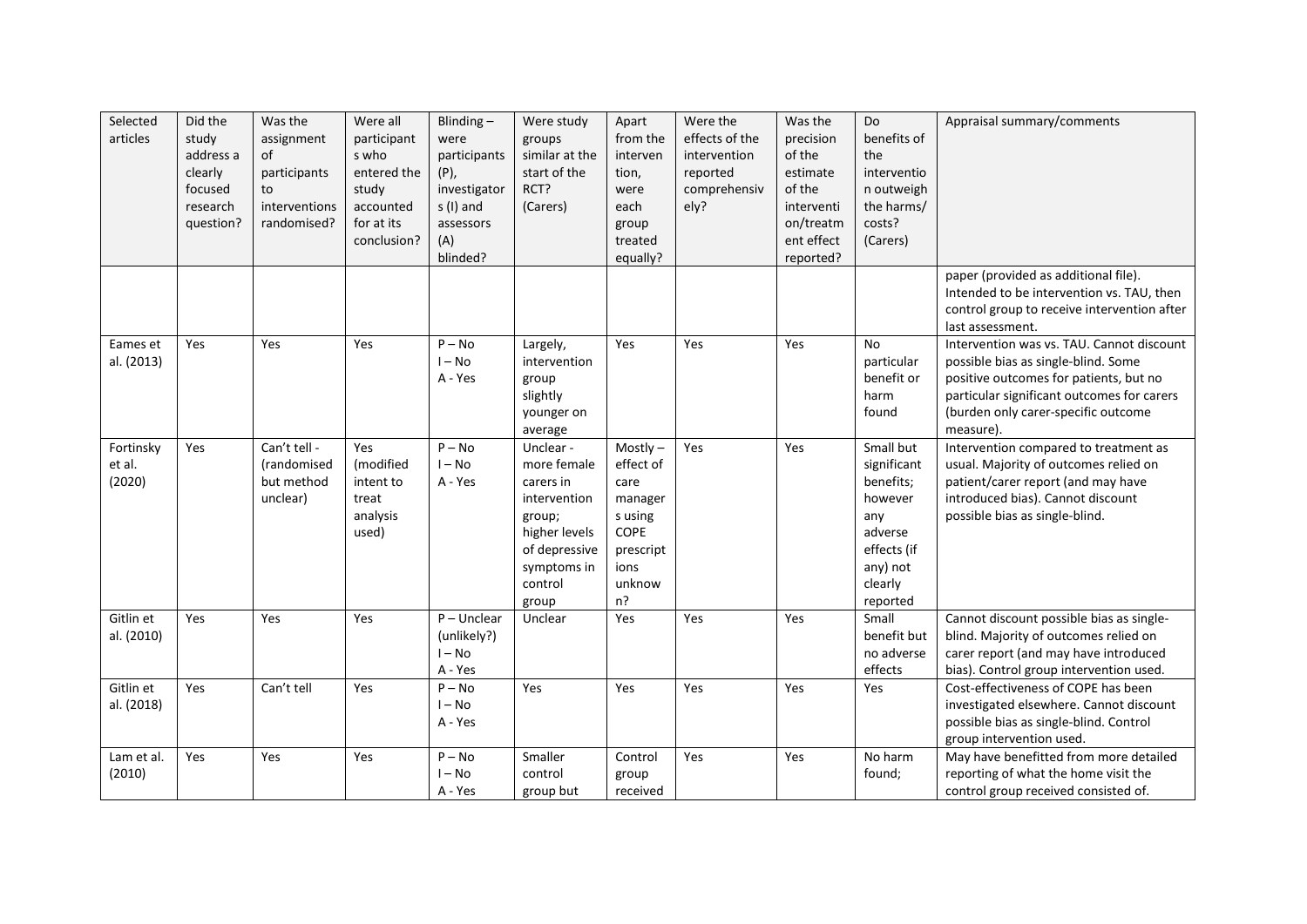| Selected articles | Did the study address a clearly focused research question? | Was the assignment of participants to interventions randomised? | Were all participants who entered the study accounted for at its conclusion? | Blinding – were participants (P), investigators (I) and assessors (A) blinded? | Were study groups similar at the start of the RCT? (Carers) | Apart from the intervention, were each group treated equally? | Were the effects of the intervention reported comprehensively? | Was the precision of the estimate of the intervention/treatment effect reported? | Do benefits of the intervention outweigh the harms/ costs? (Carers) | Appraisal summary/comments |
|---|---|---|---|---|---|---|---|---|---|---|
| | | | | | | | | | | paper (provided as additional file). Intended to be intervention vs. TAU, then control group to receive intervention after last assessment. |
| Eames et al. (2013) | Yes | Yes | Yes | P – No<br>I – No<br>A - Yes | Largely, intervention group slightly younger on average | Yes | Yes | Yes | No particular benefit or harm found | Intervention was vs. TAU. Cannot discount possible bias as single-blind. Some positive outcomes for patients, but no particular significant outcomes for carers (burden only carer-specific outcome measure). |
| Fortinsky et al. (2020) | Yes | Can't tell - (randomised but method unclear) | Yes (modified intent to treat analysis used) | P – No<br>I – No<br>A - Yes | Unclear - more female carers in intervention group; higher levels of depressive symptoms in control group | Mostly – effect of care managers using COPE prescriptions unknown? | Yes | Yes | Small but significant benefits; however any adverse effects (if any) not clearly reported | Intervention compared to treatment as usual. Majority of outcomes relied on patient/carer report (and may have introduced bias). Cannot discount possible bias as single-blind. |
| Gitlin et al. (2010) | Yes | Yes | Yes | P – Unclear (unlikely?)<br>I – No<br>A - Yes | Unclear | Yes | Yes | Yes | Small benefit but no adverse effects | Cannot discount possible bias as single-blind. Majority of outcomes relied on carer report (and may have introduced bias). Control group intervention used. |
| Gitlin et al. (2018) | Yes | Can't tell | Yes | P – No<br>I – No<br>A - Yes | Yes | Yes | Yes | Yes | Yes | Cost-effectiveness of COPE has been investigated elsewhere. Cannot discount possible bias as single-blind. Control group intervention used. |
| Lam et al. (2010) | Yes | Yes | Yes | P – No<br>I – No<br>A - Yes | Smaller control group but | Control group received | Yes | Yes | No harm found; | May have benefitted from more detailed reporting of what the home visit the control group received consisted of. |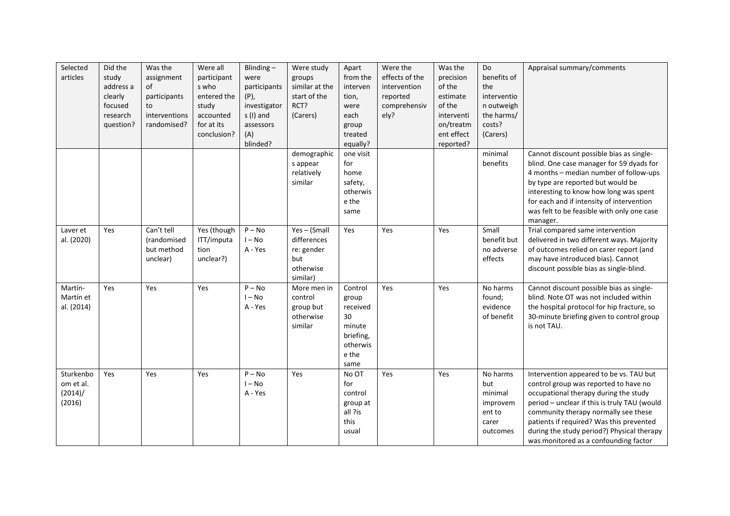| Selected articles | Did the study address a clearly focused research question? | Was the assignment of participants to interventions randomised? | Were all participants who entered the study accounted for at its conclusion? | Blinding – were participants (P), investigators (I) and assessors (A) blinded? | Were study groups similar at the start of the RCT? (Carers) | Apart from the intervention, were each group treated equally? | Were the effects of the intervention reported comprehensively? | Was the precision of the estimate of the intervention/treatment effect reported? | Do benefits of the intervention outweigh the harms/ costs? (Carers) | Appraisal summary/comments |
|---|---|---|---|---|---|---|---|---|---|---|
| | | | | | demographics appear relatively similar | one visit for home safety, otherwise the same | | | minimal benefits | Cannot discount possible bias as single-blind. One case manager for 59 dyads for 4 months – median number of follow-ups by type are reported but would be interesting to know how long was spent for each and if intensity of intervention was felt to be feasible with only one case manager. |
| Laver et al. (2020) | Yes | Can't tell (randomised but method unclear) | Yes (though ITT/imputation unclear?) | P – No<br>I – No<br>A - Yes | Yes – (Small differences re: gender but otherwise similar) | Yes | Yes | Yes | Small benefit but no adverse effects | Trial compared same intervention delivered in two different ways. Majority of outcomes relied on carer report (and may have introduced bias). Cannot discount possible bias as single-blind. |
| Martín-Martín et al. (2014) | Yes | Yes | Yes | P – No<br>I – No<br>A - Yes | More men in control group but otherwise similar | Control group received 30 minute briefing, otherwise the same | Yes | Yes | No harms found; evidence of benefit | Cannot discount possible bias as single-blind. Note OT was not included within the hospital protocol for hip fracture, so 30-minute briefing given to control group is not TAU. |
| Sturkenboom et al. (2014)/ (2016) | Yes | Yes | Yes | P – No<br>I – No<br>A - Yes | Yes | No OT for control group at all ?is this usual | Yes | Yes | No harms but minimal improvement to carer outcomes | Intervention appeared to be vs. TAU but control group was reported to have no occupational therapy during the study period – unclear if this is truly TAU (would community therapy normally see these patients if required? Was this prevented during the study period?) Physical therapy was monitored as a confounding factor |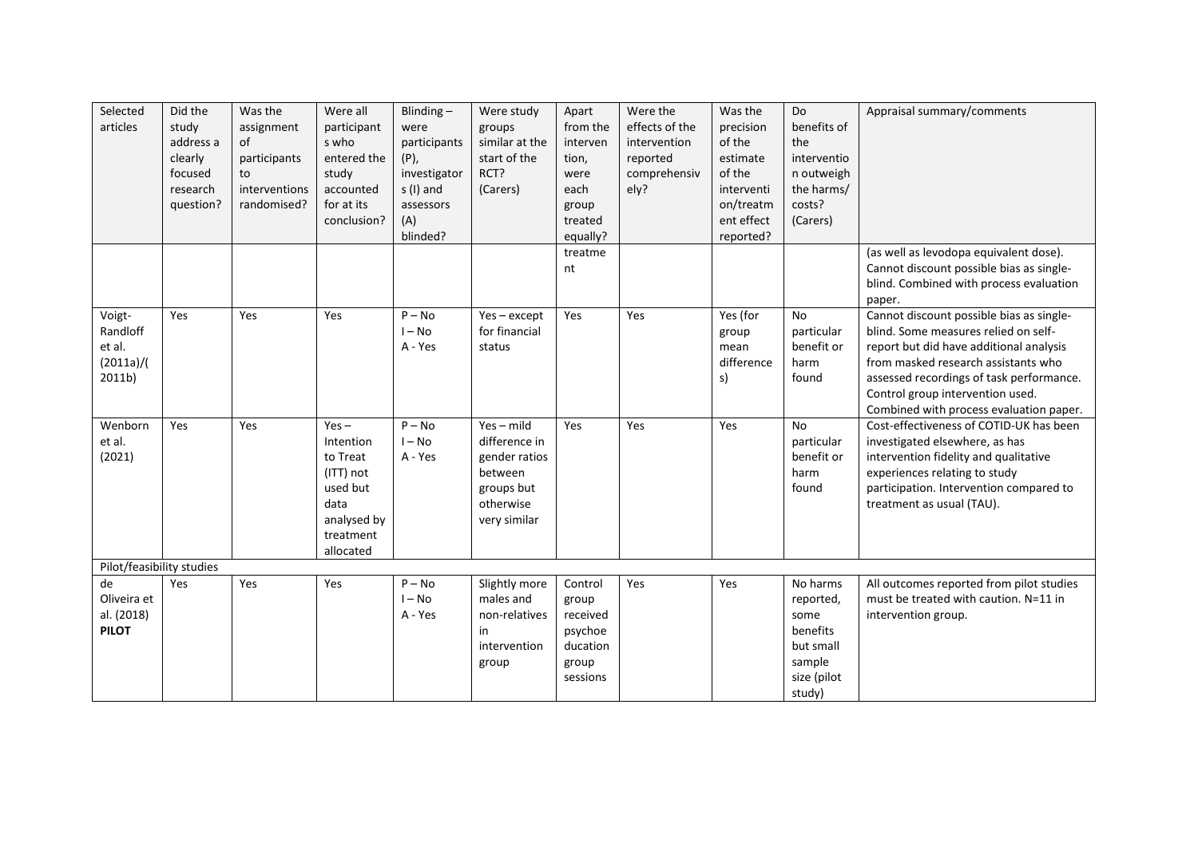| Selected articles | Did the study address a clearly focused research question? | Was the assignment of participants to interventions randomised? | Were all participants who entered the study accounted for at its conclusion? | Blinding – were participants (P), investigators (I) and assessors (A) blinded? | Were study groups similar at the start of the RCT? (Carers) | Apart from the intervention, were each group treated equally? | Were the effects of the intervention reported comprehensively? | Was the precision of the estimate of the intervention/treatment effect reported? | Do benefits of the intervention outweigh the harms/ costs? (Carers) | Appraisal summary/comments |
|---|---|---|---|---|---|---|---|---|---|---|
| | | | | | | treatment | | | | (as well as levodopa equivalent dose). Cannot discount possible bias as single-blind. Combined with process evaluation paper. |
| Voigt-Randloff et al. (2011a)/(2011b) | Yes | Yes | Yes | P – No<br>I – No<br>A - Yes | Yes – except for financial status | Yes | Yes | Yes (for group mean differences) | No particular benefit or harm found | Cannot discount possible bias as single-blind. Some measures relied on self-report but did have additional analysis from masked research assistants who assessed recordings of task performance. Control group intervention used. Combined with process evaluation paper. |
| Wenborn et al. (2021) | Yes | Yes | Yes – Intention to Treat (ITT) not used but data analysed by treatment allocated | P – No<br>I – No<br>A - Yes | Yes – mild difference in gender ratios between groups but otherwise very similar | Yes | Yes | Yes | No particular benefit or harm found | Cost-effectiveness of COTID-UK has been investigated elsewhere, as has intervention fidelity and qualitative experiences relating to study participation. Intervention compared to treatment as usual (TAU). |
| Pilot/feasibility studies | | | | | | | | | | |
| de Oliveira et al. (2018) **PILOT** | Yes | Yes | Yes | P – No<br>I – No<br>A - Yes | Slightly more males and non-relatives in intervention group | Control group received psychoeducation group sessions | Yes | Yes | No harms reported, some benefits but small sample size (pilot study) | All outcomes reported from pilot studies must be treated with caution. N=11 in intervention group. |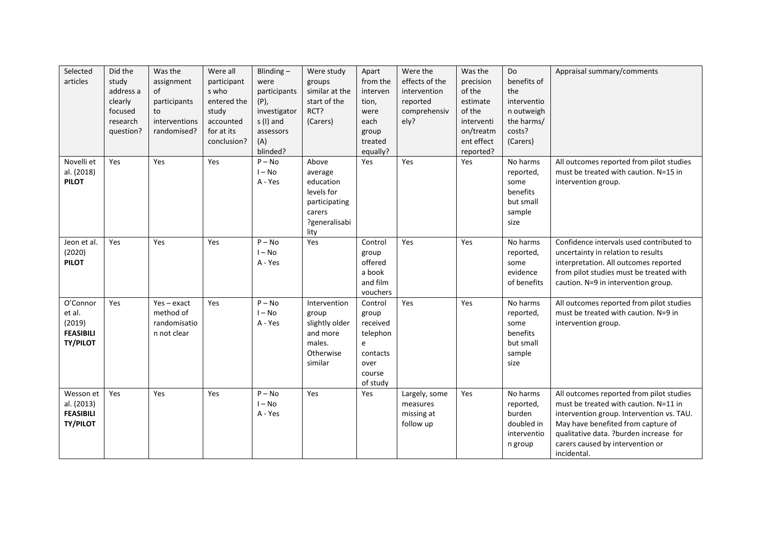| Selected articles | Did the study address a clearly focused research question? | Was the assignment of participants to interventions randomised? | Were all participants who entered the study accounted for at its conclusion? | Blinding – were participants (P), investigators (I) and assessors (A) blinded? | Were study groups similar at the start of the RCT? (Carers) | Apart from the intervention, were each group treated equally? | Were the effects of the intervention reported comprehensively? | Was the precision of the estimate of the intervention/treatment effect reported? | Do benefits of the intervention outweigh the harms/ costs? (Carers) | Appraisal summary/comments |
|---|---|---|---|---|---|---|---|---|---|---|
| Novelli et al. (2018) **PILOT** | Yes | Yes | Yes | P – No<br>I – No<br>A - Yes | Above average education levels for participating carers ?generalisability | Yes | Yes | Yes | No harms reported, some benefits but small sample size | All outcomes reported from pilot studies must be treated with caution. N=15 in intervention group. |
| Jeon et al. (2020) **PILOT** | Yes | Yes | Yes | P – No<br>I – No<br>A - Yes | Yes | Control group offered a book and film vouchers | Yes | Yes | No harms reported, some evidence of benefits | Confidence intervals used contributed to uncertainty in relation to results interpretation. All outcomes reported from pilot studies must be treated with caution. N=9 in intervention group. |
| O'Connor et al. (2019) **FEASIBILITY/PILOT** | Yes | Yes – exact method of randomisation not clear | Yes | P – No<br>I – No<br>A - Yes | Intervention group slightly older and more males. Otherwise similar | Control group received telephone contacts over course of study | Yes | Yes | No harms reported, some benefits but small sample size | All outcomes reported from pilot studies must be treated with caution. N=9 in intervention group. |
| Wesson et al. (2013) **FEASIBILITY/PILOT** | Yes | Yes | Yes | P – No<br>I – No<br>A - Yes | Yes | Yes | Largely, some measures missing at follow up | Yes | No harms reported, burden doubled in intervention group | All outcomes reported from pilot studies must be treated with caution. N=11 in intervention group. Intervention vs. TAU. May have benefited from capture of qualitative data. ?burden increase for carers caused by intervention or incidental. |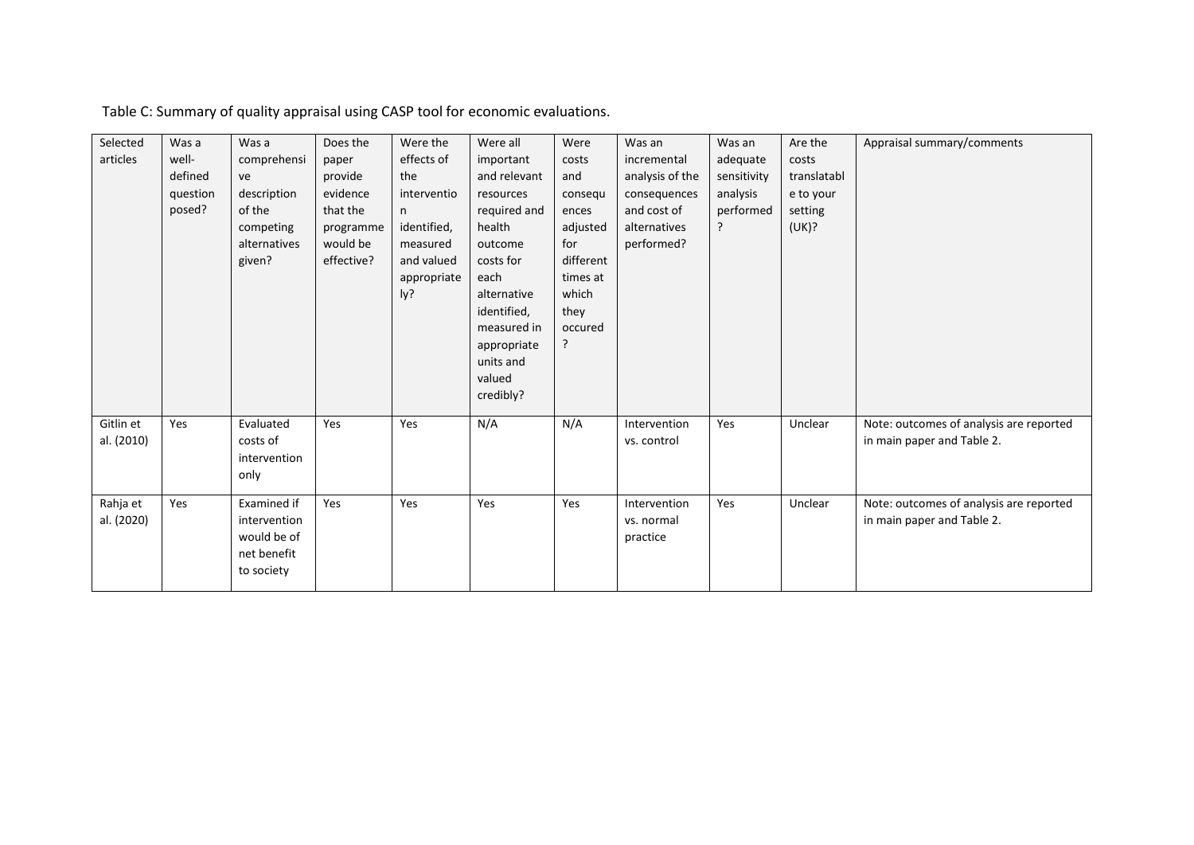Table C: Summary of quality appraisal using CASP tool for economic evaluations.

| Selected articles | Was a well-defined question posed? | Was a comprehensive description of the competing alternatives given? | Does the paper provide evidence that the programme would be effective? | Were the effects of the intervention identified, measured and valued appropriately? | Were all important and relevant resources required and health outcome costs for each alternative identified, measured in appropriate units and valued credibly? | Were costs and consequences adjusted for different times at which they occured? | Was an incremental analysis of the consequences and cost of alternatives performed? | Was an adequate sensitivity analysis performed? | Are the costs translatable to your setting (UK)? | Appraisal summary/comments |
|---|---|---|---|---|---|---|---|---|---|---|
| Gitlin et al. (2010) | Yes | Evaluated costs of intervention only | Yes | Yes | N/A | N/A | Intervention vs. control | Yes | Unclear | Note: outcomes of analysis are reported in main paper and Table 2. |
| Rahja et al. (2020) | Yes | Examined if intervention would be of net benefit to society | Yes | Yes | Yes | Yes | Intervention vs. normal practice | Yes | Unclear | Note: outcomes of analysis are reported in main paper and Table 2. |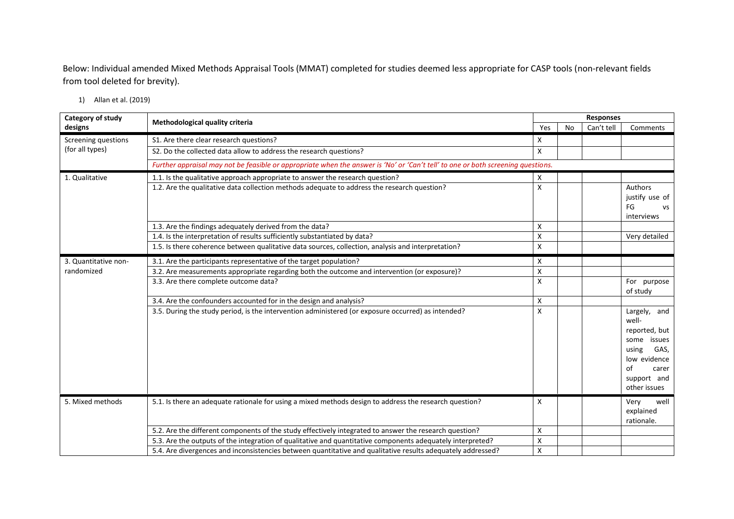Below: Individual amended Mixed Methods Appraisal Tools (MMAT) completed for studies deemed less appropriate for CASP tools (non-relevant fields from tool deleted for brevity).

1) Allan et al. (2019)

| Category of study designs | Methodological quality criteria | Responses | | | |
|---|---|---|---|---|---|
| | | Yes | No | Can't tell | Comments |
| Screening questions (for all types) | S1. Are there clear research questions? | X | | | |
| | S2. Do the collected data allow to address the research questions? | X | | | |
| | *Further appraisal may not be feasible or appropriate when the answer is 'No' or 'Can't tell' to one or both screening questions.* | | | | |
| 1. Qualitative | 1.1. Is the qualitative approach appropriate to answer the research question? | X | | | |
| | 1.2. Are the qualitative data collection methods adequate to address the research question? | X | | | Authors justify use of FG vs interviews |
| | 1.3. Are the findings adequately derived from the data? | X | | | |
| | 1.4. Is the interpretation of results sufficiently substantiated by data? | X | | | Very detailed |
| | 1.5. Is there coherence between qualitative data sources, collection, analysis and interpretation? | X | | | |
| 3. Quantitative non-randomized | 3.1. Are the participants representative of the target population? | X | | | |
| | 3.2. Are measurements appropriate regarding both the outcome and intervention (or exposure)? | X | | | |
| | 3.3. Are there complete outcome data? | X | | | For purpose of study |
| | 3.4. Are the confounders accounted for in the design and analysis? | X | | | |
| | 3.5. During the study period, is the intervention administered (or exposure occurred) as intended? | X | | | Largely, and well-reported, but some issues using GAS, low evidence of carer support and other issues |
| 5. Mixed methods | 5.1. Is there an adequate rationale for using a mixed methods design to address the research question? | X | | | Very well explained rationale. |
| | 5.2. Are the different components of the study effectively integrated to answer the research question? | X | | | |
| | 5.3. Are the outputs of the integration of qualitative and quantitative components adequately interpreted? | X | | | |
| | 5.4. Are divergences and inconsistencies between quantitative and qualitative results adequately addressed? | X | | | |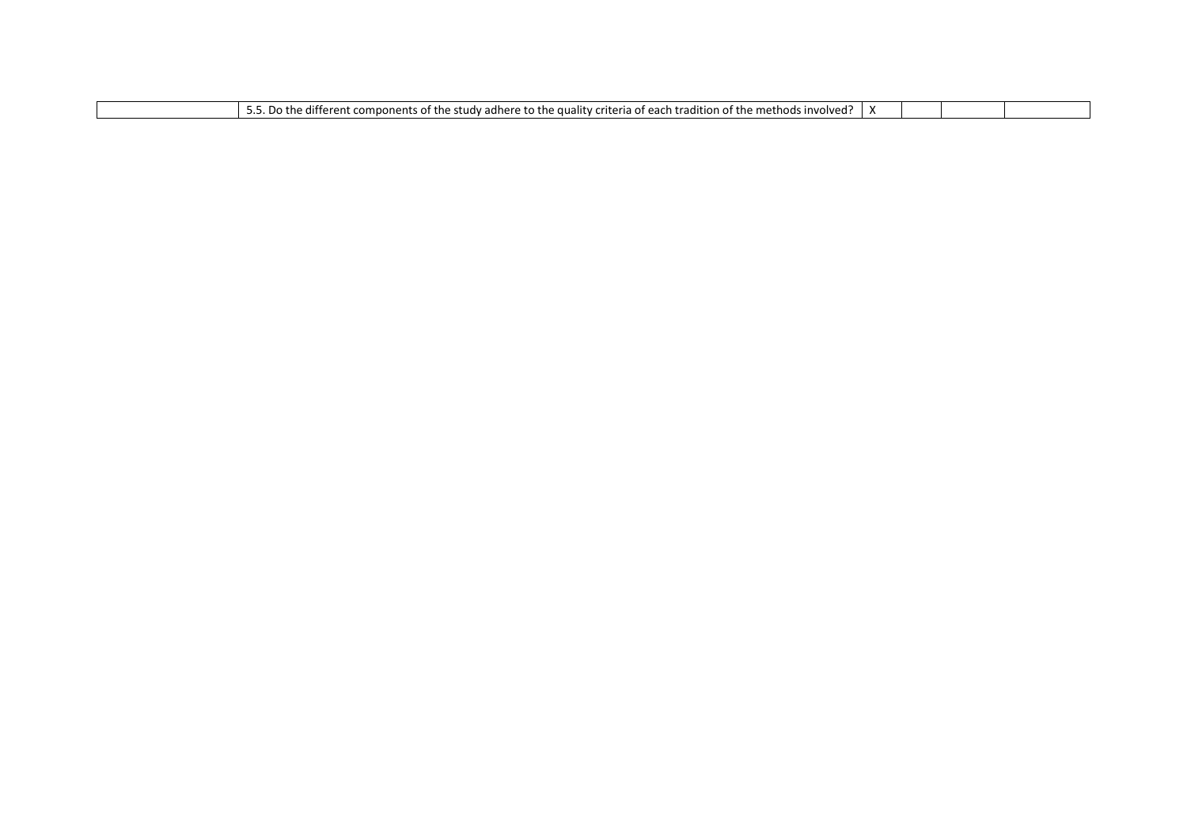| | | | | | |
|---|---|---|---|---|---|
| | 5.5. Do the different components of the study adhere to the quality criteria of each tradition of the methods involved? | X | | | |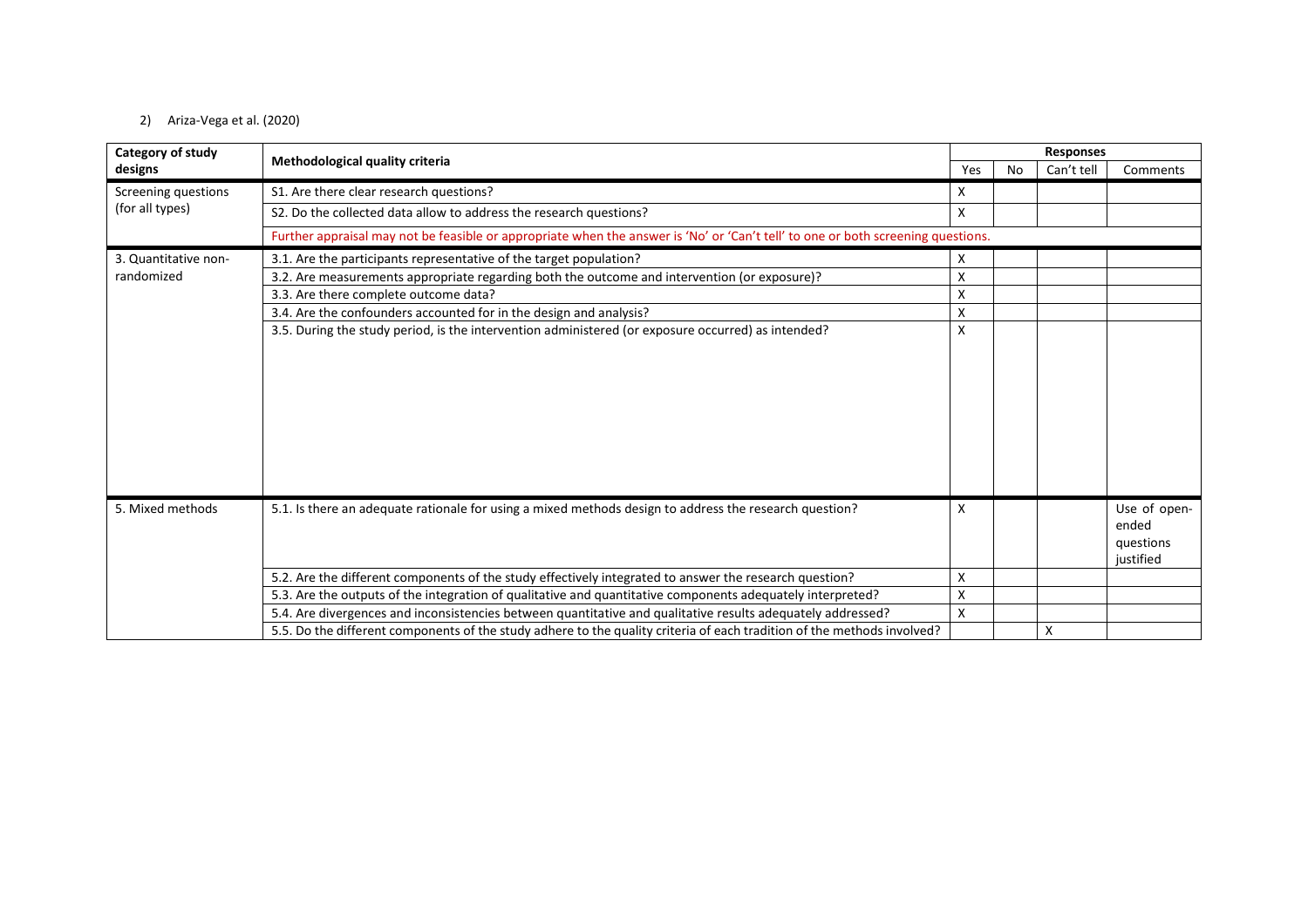2) Ariza-Vega et al. (2020)

| Category of study designs | Methodological quality criteria | Responses | | | |
|---|---|---|---|---|---|
| | | Yes | No | Can't tell | Comments |
| Screening questions (for all types) | S1. Are there clear research questions? | X | | | |
| | S2. Do the collected data allow to address the research questions? | X | | | |
| | Further appraisal may not be feasible or appropriate when the answer is 'No' or 'Can't tell' to one or both screening questions. | | | | |
| 3. Quantitative non-randomized | 3.1. Are the participants representative of the target population? | X | | | |
| | 3.2. Are measurements appropriate regarding both the outcome and intervention (or exposure)? | X | | | |
| | 3.3. Are there complete outcome data? | X | | | |
| | 3.4. Are the confounders accounted for in the design and analysis? | X | | | |
| | 3.5. During the study period, is the intervention administered (or exposure occurred) as intended? | X | | | |
| 5. Mixed methods | 5.1. Is there an adequate rationale for using a mixed methods design to address the research question? | X | | | Use of open-ended questions justified |
| | 5.2. Are the different components of the study effectively integrated to answer the research question? | X | | | |
| | 5.3. Are the outputs of the integration of qualitative and quantitative components adequately interpreted? | X | | | |
| | 5.4. Are divergences and inconsistencies between quantitative and qualitative results adequately addressed? | X | | | |
| | 5.5. Do the different components of the study adhere to the quality criteria of each tradition of the methods involved? | | | X | |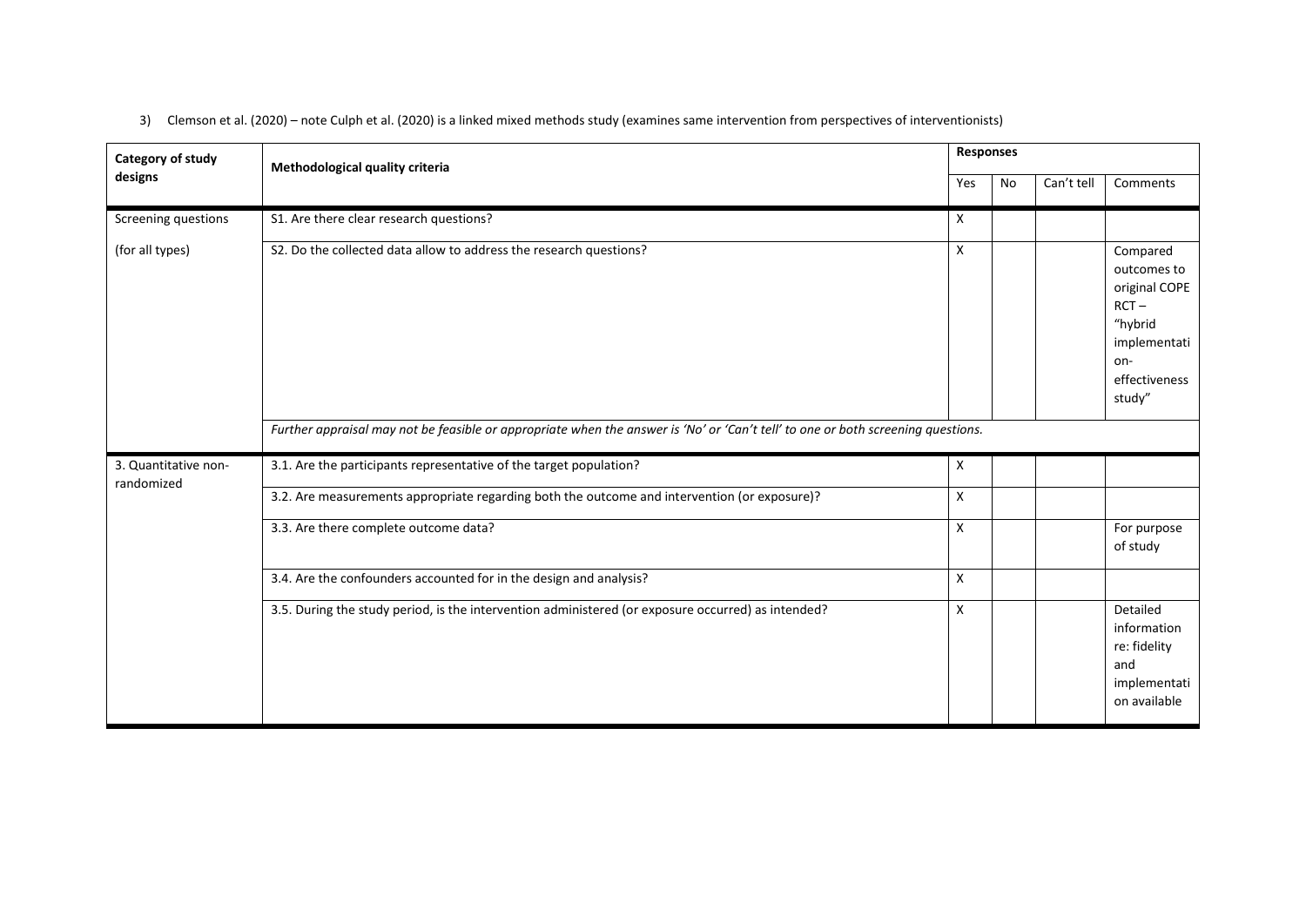3) Clemson et al. (2020) – note Culph et al. (2020) is a linked mixed methods study (examines same intervention from perspectives of interventionists)

| Category of study designs | Methodological quality criteria | Responses | | | |
|---|---|---|---|---|---|
| | | Yes | No | Can't tell | Comments |
| Screening questions | S1. Are there clear research questions? | X | | | |
| (for all types) | S2. Do the collected data allow to address the research questions? | X | | | Compared outcomes to original COPE RCT – "hybrid implementation-effectiveness study" |
| | *Further appraisal may not be feasible or appropriate when the answer is 'No' or 'Can't tell' to one or both screening questions.* | | | | |
| 3. Quantitative non-randomized | 3.1. Are the participants representative of the target population? | X | | | |
| | 3.2. Are measurements appropriate regarding both the outcome and intervention (or exposure)? | X | | | |
| | 3.3. Are there complete outcome data? | X | | | For purpose of study |
| | 3.4. Are the confounders accounted for in the design and analysis? | X | | | |
| | 3.5. During the study period, is the intervention administered (or exposure occurred) as intended? | X | | | Detailed information re: fidelity and implementation available |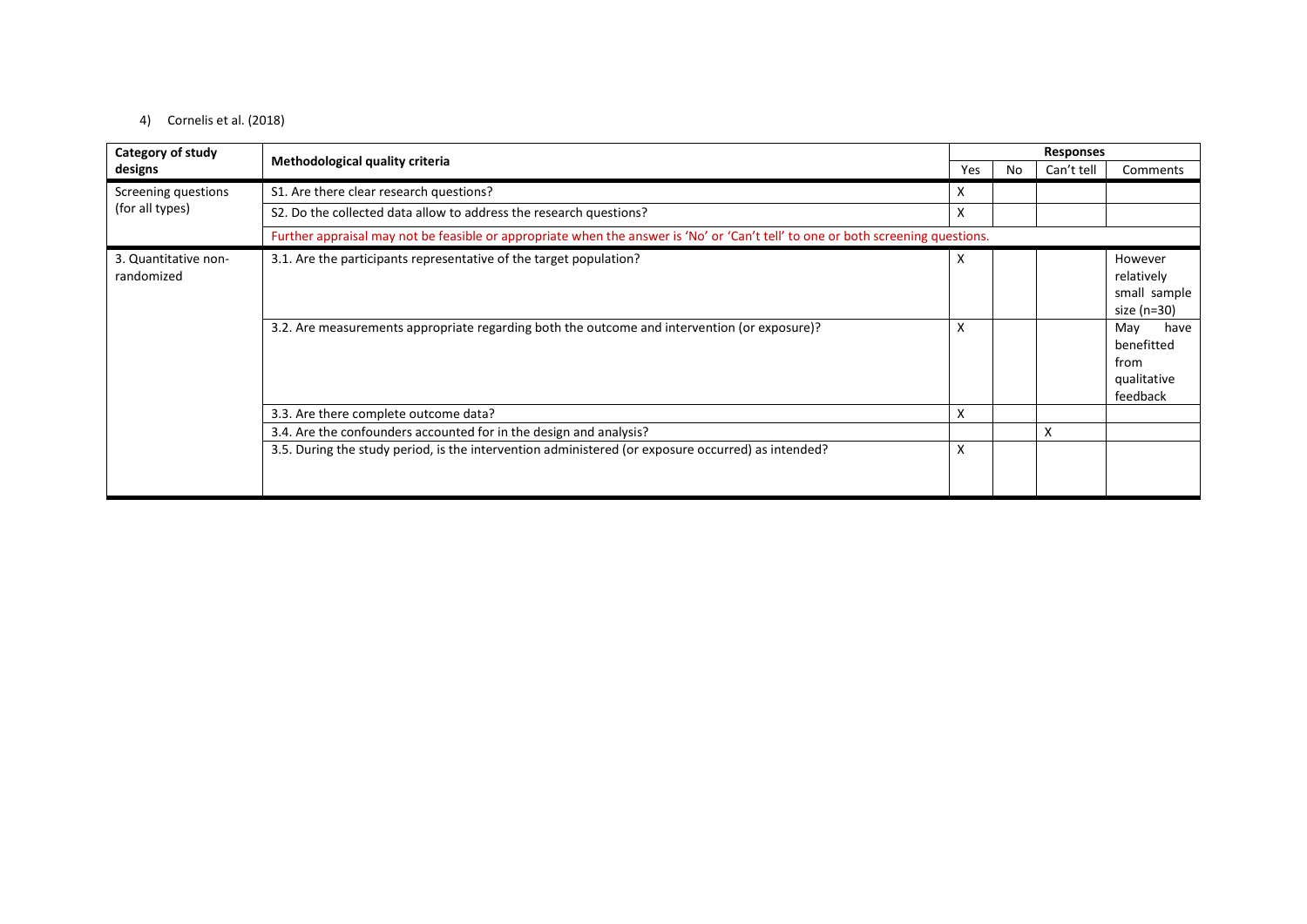4) Cornelis et al. (2018)

| Category of study designs | Methodological quality criteria | Responses | | | |
|---|---|---|---|---|---|
| | | Yes | No | Can't tell | Comments |
| Screening questions (for all types) | S1. Are there clear research questions? | X | | | |
| | S2. Do the collected data allow to address the research questions? | X | | | |
| | Further appraisal may not be feasible or appropriate when the answer is 'No' or 'Can't tell' to one or both screening questions. | | | | |
| 3. Quantitative non-randomized | 3.1. Are the participants representative of the target population? | X | | | However relatively small sample size (n=30) |
| | 3.2. Are measurements appropriate regarding both the outcome and intervention (or exposure)? | X | | | May have benefitted from qualitative feedback |
| | 3.3. Are there complete outcome data? | X | | | |
| | 3.4. Are the confounders accounted for in the design and analysis? | | | X | |
| | 3.5. During the study period, is the intervention administered (or exposure occurred) as intended? | X | | | |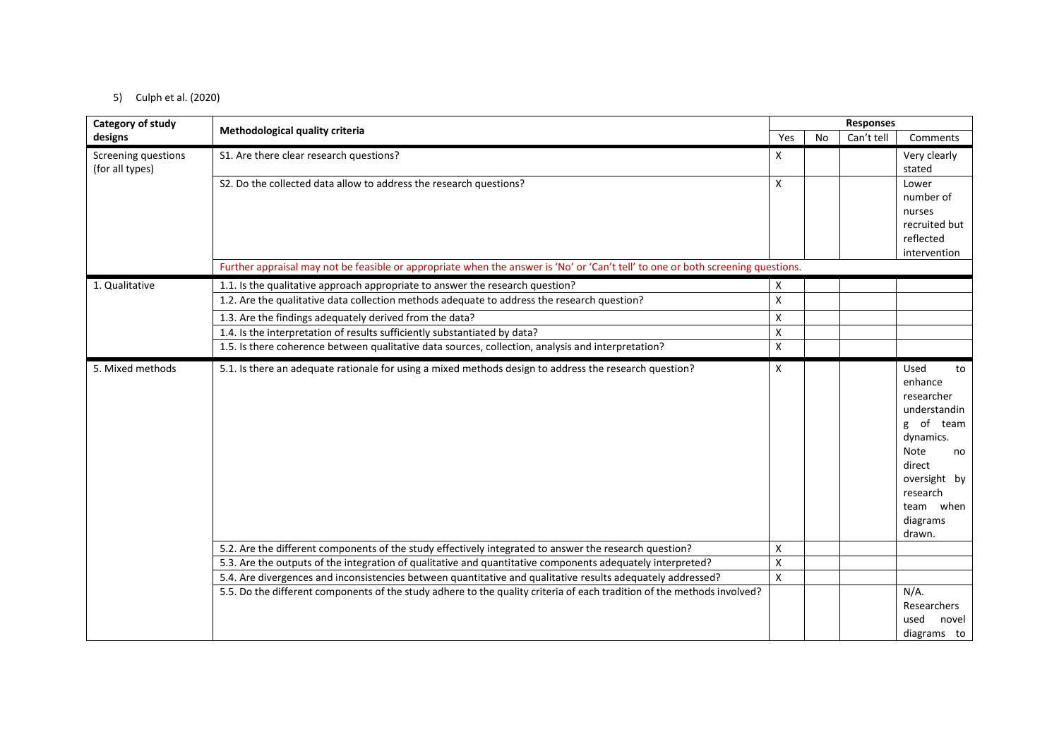5) Culph et al. (2020)

| Category of study designs | Methodological quality criteria | Responses | | | |
|---|---|---|---|---|---|
| | | Yes | No | Can't tell | Comments |
| Screening questions (for all types) | S1. Are there clear research questions? | X | | | Very clearly stated |
| | S2. Do the collected data allow to address the research questions? | X | | | Lower number of nurses recruited but reflected intervention |
| | Further appraisal may not be feasible or appropriate when the answer is 'No' or 'Can't tell' to one or both screening questions. | | | | |
| 1. Qualitative | 1.1. Is the qualitative approach appropriate to answer the research question? | X | | | |
| | 1.2. Are the qualitative data collection methods adequate to address the research question? | X | | | |
| | 1.3. Are the findings adequately derived from the data? | X | | | |
| | 1.4. Is the interpretation of results sufficiently substantiated by data? | X | | | |
| | 1.5. Is there coherence between qualitative data sources, collection, analysis and interpretation? | X | | | |
| 5. Mixed methods | 5.1. Is there an adequate rationale for using a mixed methods design to address the research question? | X | | | Used to enhance researcher understanding of team dynamics. Note no direct oversight by research team when diagrams drawn. |
| | 5.2. Are the different components of the study effectively integrated to answer the research question? | X | | | |
| | 5.3. Are the outputs of the integration of qualitative and quantitative components adequately interpreted? | X | | | |
| | 5.4. Are divergences and inconsistencies between quantitative and qualitative results adequately addressed? | X | | | |
| | 5.5. Do the different components of the study adhere to the quality criteria of each tradition of the methods involved? | | | | N/A. Researchers used novel diagrams to |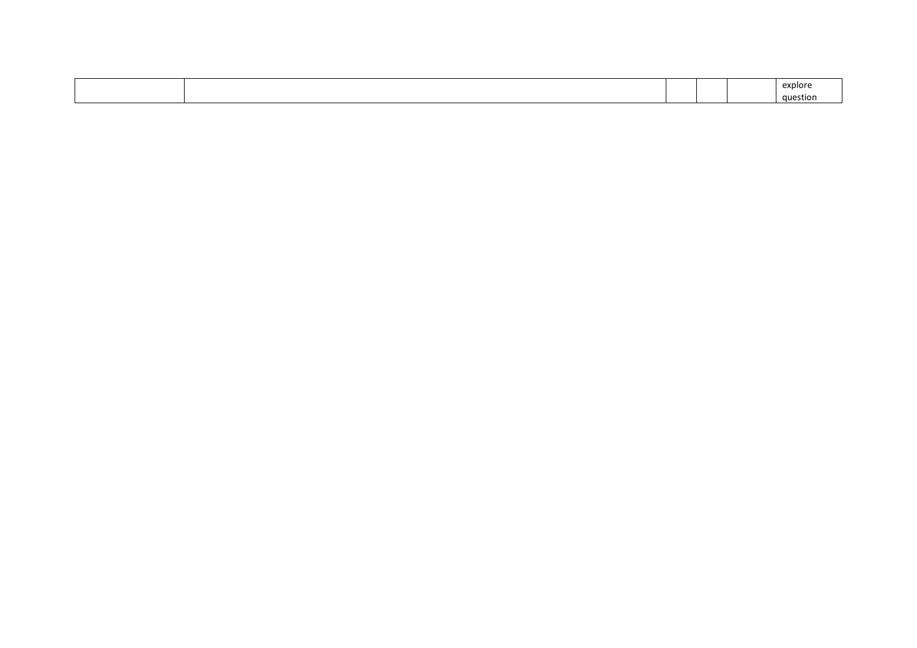| | | | | | |
|---|---|---|---|---|---|
| | | | | | explore question |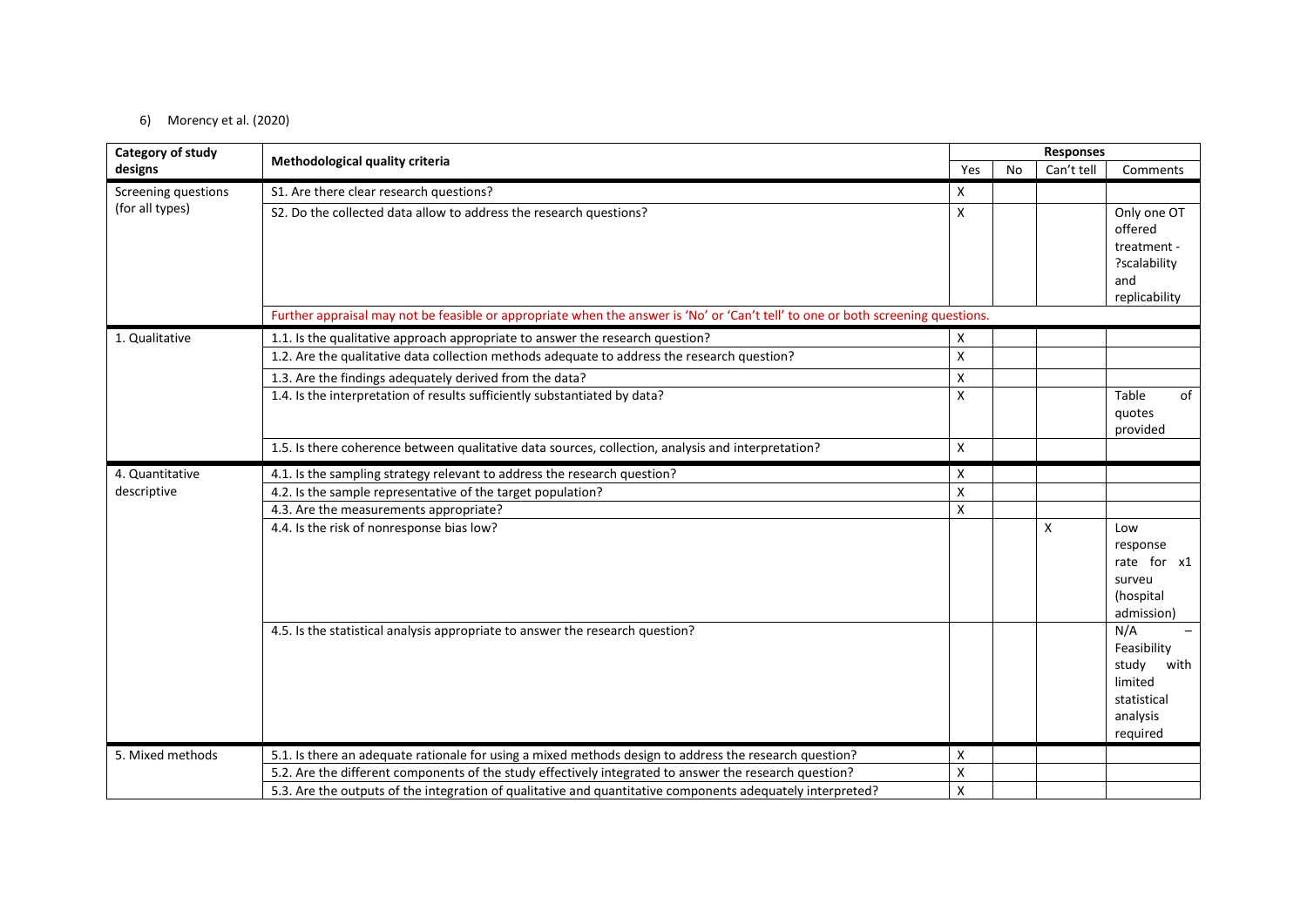6) Morency et al. (2020)

| Category of study designs | Methodological quality criteria | Responses | | | |
|---|---|---|---|---|---|
| | | Yes | No | Can't tell | Comments |
| Screening questions (for all types) | S1. Are there clear research questions? | X | | | |
| | S2. Do the collected data allow to address the research questions? | X | | | Only one OT offered treatment - ?scalability and replicability |
| | Further appraisal may not be feasible or appropriate when the answer is 'No' or 'Can't tell' to one or both screening questions. | | | | |
| 1. Qualitative | 1.1. Is the qualitative approach appropriate to answer the research question? | X | | | |
| | 1.2. Are the qualitative data collection methods adequate to address the research question? | X | | | |
| | 1.3. Are the findings adequately derived from the data? | X | | | |
| | 1.4. Is the interpretation of results sufficiently substantiated by data? | X | | | Table of quotes provided |
| | 1.5. Is there coherence between qualitative data sources, collection, analysis and interpretation? | X | | | |
| 4. Quantitative descriptive | 4.1. Is the sampling strategy relevant to address the research question? | X | | | |
| | 4.2. Is the sample representative of the target population? | X | | | |
| | 4.3. Are the measurements appropriate? | X | | | |
| | 4.4. Is the risk of nonresponse bias low? | | | X | Low response rate for x1 surveu (hospital admission) |
| | 4.5. Is the statistical analysis appropriate to answer the research question? | | | | N/A – Feasibility study with limited statistical analysis required |
| 5. Mixed methods | 5.1. Is there an adequate rationale for using a mixed methods design to address the research question? | X | | | |
| | 5.2. Are the different components of the study effectively integrated to answer the research question? | X | | | |
| | 5.3. Are the outputs of the integration of qualitative and quantitative components adequately interpreted? | X | | | |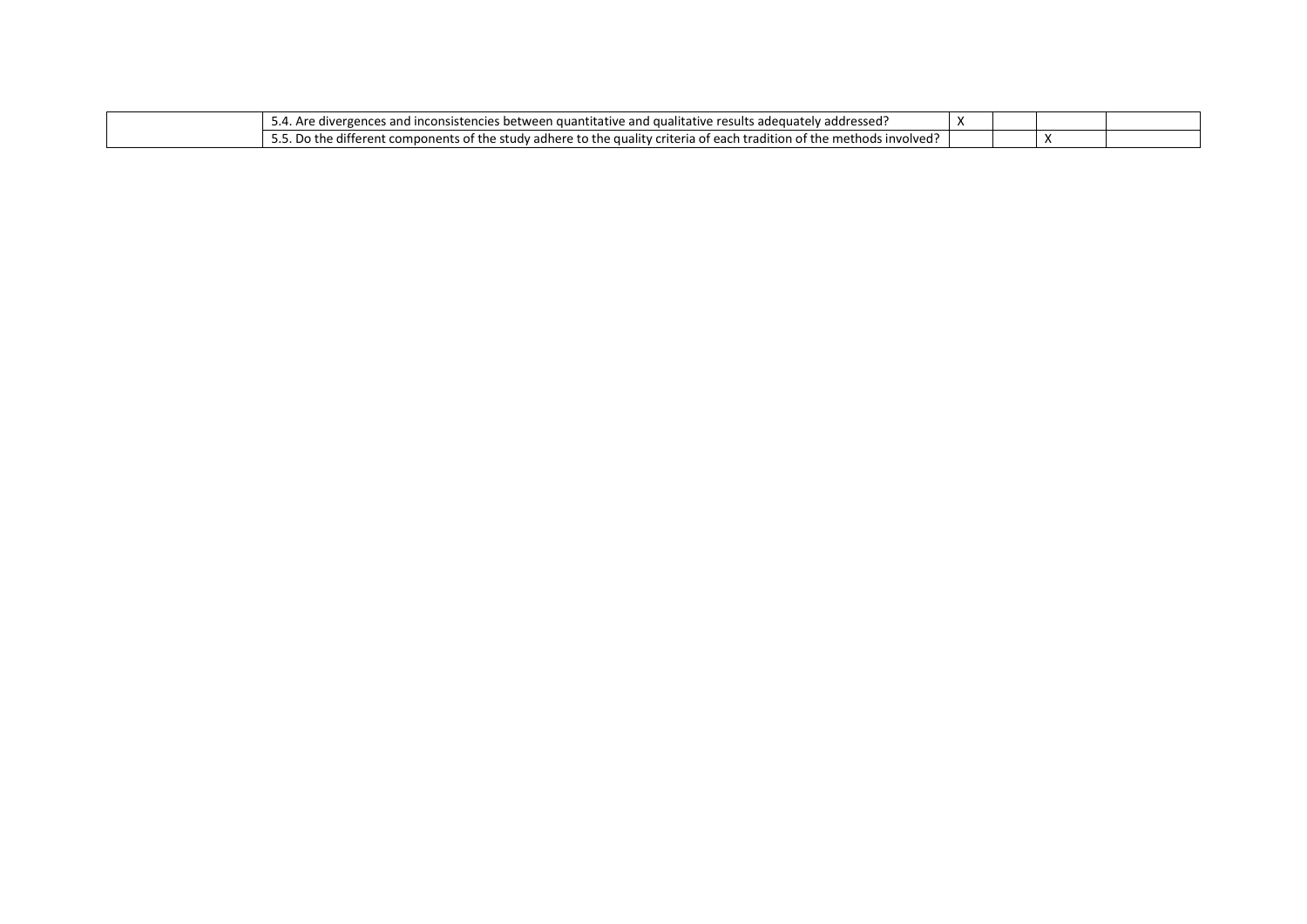| | | | | | |
|---|---|---|---|---|---|
| | 5.4. Are divergences and inconsistencies between quantitative and qualitative results adequately addressed? | X | | | |
| | 5.5. Do the different components of the study adhere to the quality criteria of each tradition of the methods involved? | | | X | |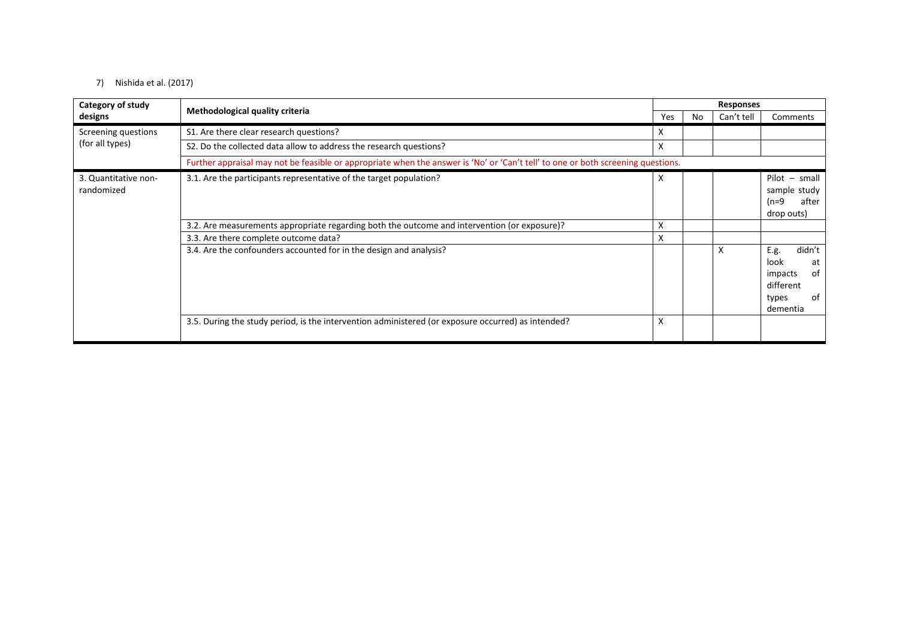7) Nishida et al. (2017)

| Category of study designs | Methodological quality criteria | Responses | | | |
|---|---|---|---|---|---|
| | | Yes | No | Can't tell | Comments |
| Screening questions (for all types) | S1. Are there clear research questions? | X | | | |
| | S2. Do the collected data allow to address the research questions? | X | | | |
| | Further appraisal may not be feasible or appropriate when the answer is 'No' or 'Can't tell' to one or both screening questions. | | | | |
| 3. Quantitative non-randomized | 3.1. Are the participants representative of the target population? | X | | | Pilot – small sample study (n=9 after drop outs) |
| | 3.2. Are measurements appropriate regarding both the outcome and intervention (or exposure)? | X | | | |
| | 3.3. Are there complete outcome data? | X | | | |
| | 3.4. Are the confounders accounted for in the design and analysis? | | | X | E.g. didn't look at impacts of different types of dementia |
| | 3.5. During the study period, is the intervention administered (or exposure occurred) as intended? | X | | | |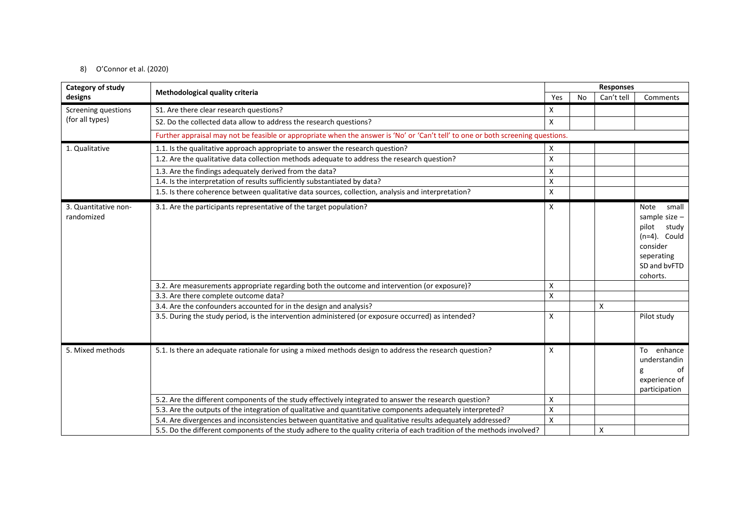8) O'Connor et al. (2020)

| Category of study designs | Methodological quality criteria | Responses | | | |
|---|---|---|---|---|---|
| | | Yes | No | Can't tell | Comments |
| Screening questions (for all types) | S1. Are there clear research questions? | X | | | |
| | S2. Do the collected data allow to address the research questions? | X | | | |
| | Further appraisal may not be feasible or appropriate when the answer is 'No' or 'Can't tell' to one or both screening questions. | | | | |
| 1. Qualitative | 1.1. Is the qualitative approach appropriate to answer the research question? | X | | | |
| | 1.2. Are the qualitative data collection methods adequate to address the research question? | X | | | |
| | 1.3. Are the findings adequately derived from the data? | X | | | |
| | 1.4. Is the interpretation of results sufficiently substantiated by data? | X | | | |
| | 1.5. Is there coherence between qualitative data sources, collection, analysis and interpretation? | X | | | |
| 3. Quantitative non-randomized | 3.1. Are the participants representative of the target population? | X | | | Note small sample size – pilot study (n=4). Could consider seperating SD and bvFTD cohorts. |
| | 3.2. Are measurements appropriate regarding both the outcome and intervention (or exposure)? | X | | | |
| | 3.3. Are there complete outcome data? | X | | | |
| | 3.4. Are the confounders accounted for in the design and analysis? | | | X | |
| | 3.5. During the study period, is the intervention administered (or exposure occurred) as intended? | X | | | Pilot study |
| 5. Mixed methods | 5.1. Is there an adequate rationale for using a mixed methods design to address the research question? | X | | | To enhance understanding of experience of participation |
| | 5.2. Are the different components of the study effectively integrated to answer the research question? | X | | | |
| | 5.3. Are the outputs of the integration of qualitative and quantitative components adequately interpreted? | X | | | |
| | 5.4. Are divergences and inconsistencies between quantitative and qualitative results adequately addressed? | X | | | |
| | 5.5. Do the different components of the study adhere to the quality criteria of each tradition of the methods involved? | | | X | |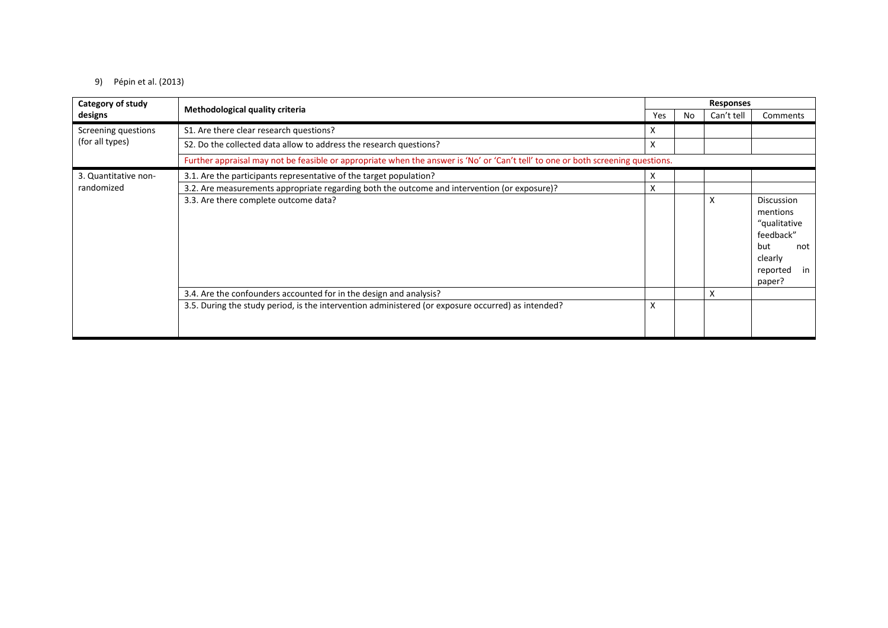9) Pépin et al. (2013)

| Category of study designs | Methodological quality criteria | Responses | | | |
|---|---|---|---|---|---|
| | | Yes | No | Can't tell | Comments |
| Screening questions (for all types) | S1. Are there clear research questions? | X | | | |
| | S2. Do the collected data allow to address the research questions? | X | | | |
| | Further appraisal may not be feasible or appropriate when the answer is 'No' or 'Can't tell' to one or both screening questions. | | | | |
| 3. Quantitative non-randomized | 3.1. Are the participants representative of the target population? | X | | | |
| | 3.2. Are measurements appropriate regarding both the outcome and intervention (or exposure)? | X | | | |
| | 3.3. Are there complete outcome data? | | | X | Discussion mentions "qualitative feedback" but not clearly reported in paper? |
| | 3.4. Are the confounders accounted for in the design and analysis? | | | X | |
| | 3.5. During the study period, is the intervention administered (or exposure occurred) as intended? | X | | | |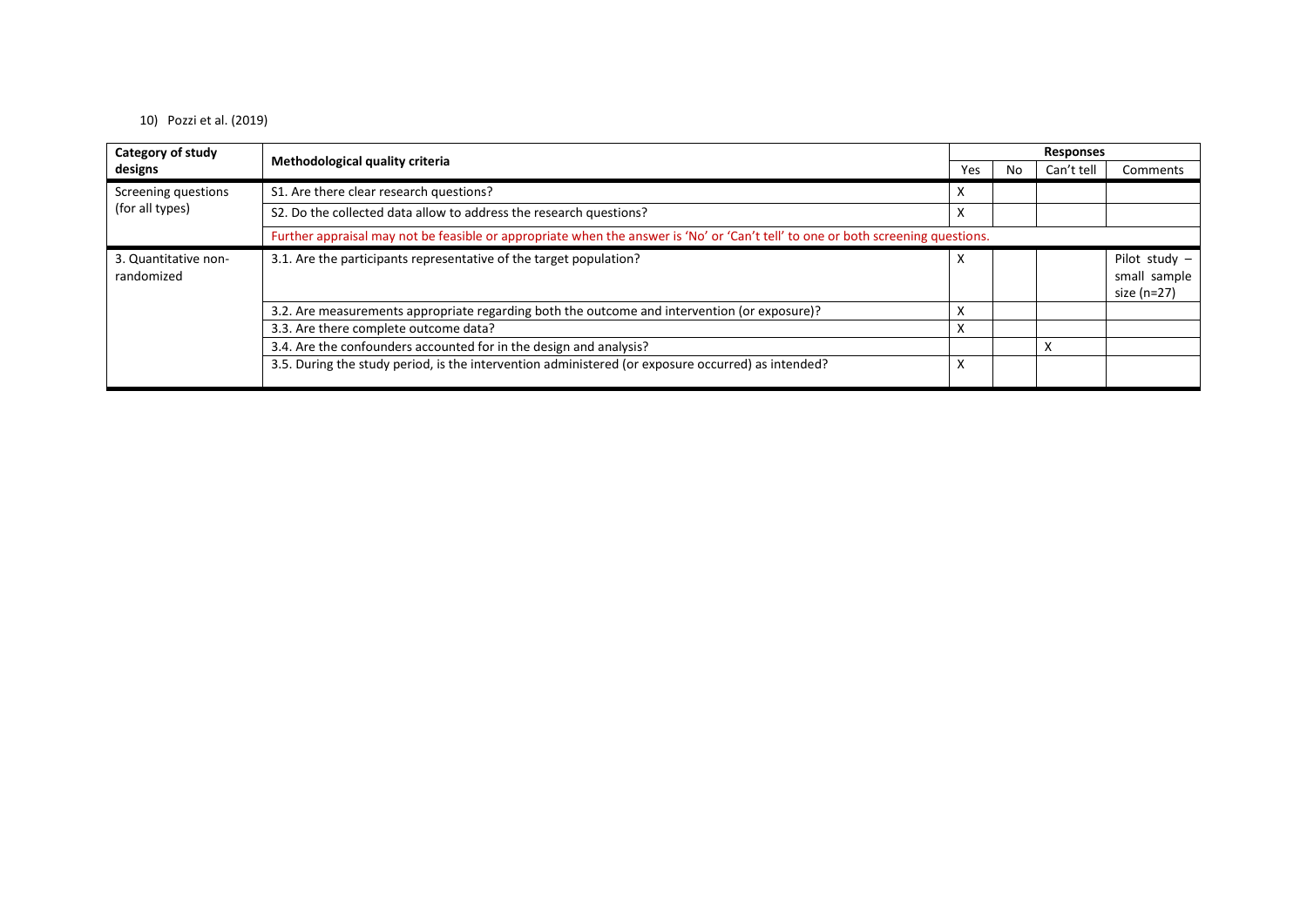10) Pozzi et al. (2019)

| Category of study designs | Methodological quality criteria | Responses | | | |
|---|---|---|---|---|---|
| | | Yes | No | Can't tell | Comments |
| Screening questions (for all types) | S1. Are there clear research questions? | X | | | |
| | S2. Do the collected data allow to address the research questions? | X | | | |
| | Further appraisal may not be feasible or appropriate when the answer is 'No' or 'Can't tell' to one or both screening questions. | | | | |
| 3. Quantitative non-randomized | 3.1. Are the participants representative of the target population? | X | | | Pilot study – small sample size (n=27) |
| | 3.2. Are measurements appropriate regarding both the outcome and intervention (or exposure)? | X | | | |
| | 3.3. Are there complete outcome data? | X | | | |
| | 3.4. Are the confounders accounted for in the design and analysis? | | | X | |
| | 3.5. During the study period, is the intervention administered (or exposure occurred) as intended? | X | | | |